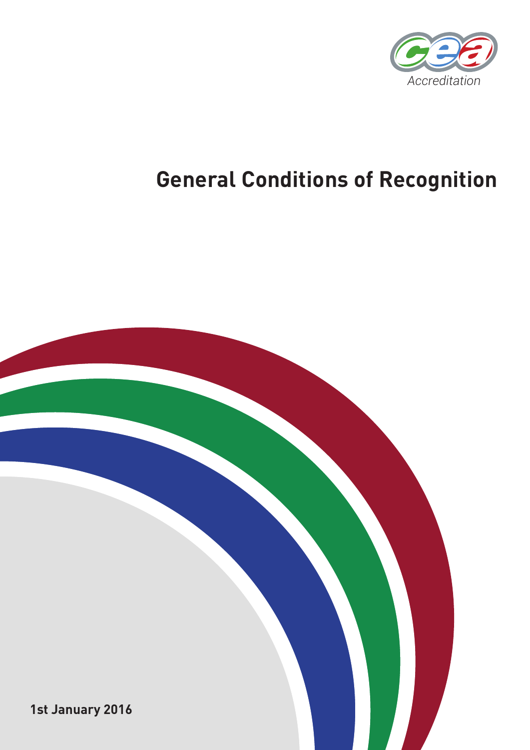Accreditation

# General Conditions of Recognition

1st January 2016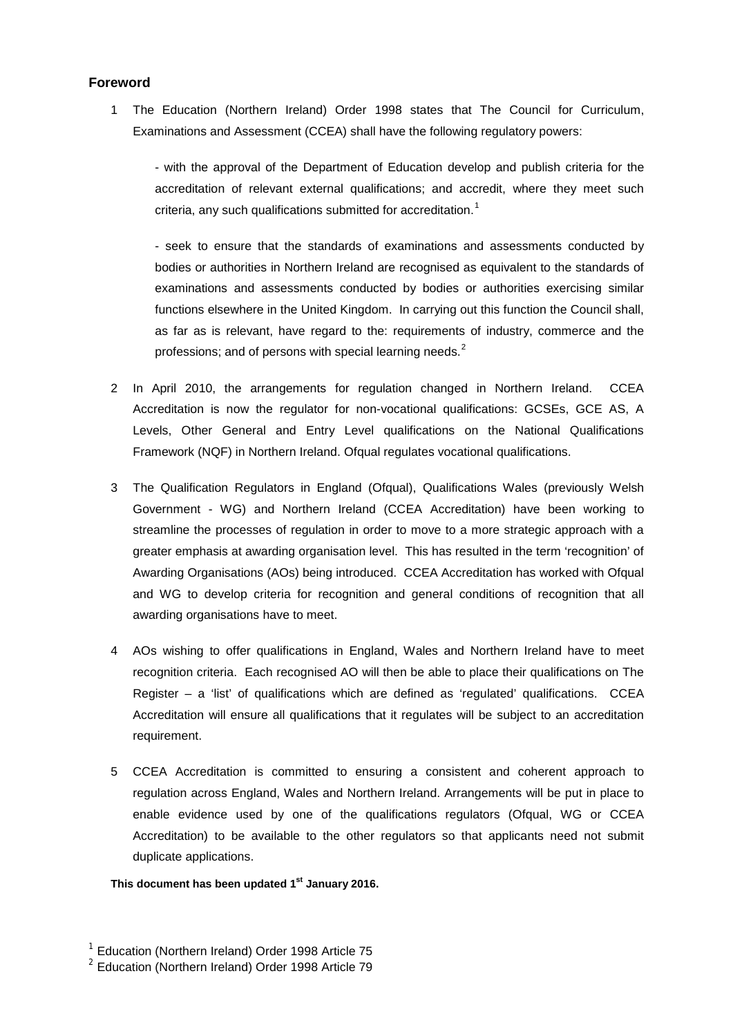## Foreword

1 The Education (Northern Ireland) Order 1998 states that The Council for Curriculum, Examinations and Assessment (CCEA) shall have the following regulatory powers:

   - with the approval of the Department of Education develop and publish criteria for the accreditation of relevant external qualifications; and accredit, where they meet such criteria, any such qualifications submitted for accreditation.[1]

   - seek to ensure that the standards of examinations and assessments conducted by bodies or authorities in Northern Ireland are recognised as equivalent to the standards of examinations and assessments conducted by bodies or authorities exercising similar functions elsewhere in the United Kingdom. In carrying out this function the Council shall, as far as is relevant, have regard to the: requirements of industry, commerce and the professions; and of persons with special learning needs.[2]

2 In April 2010, the arrangements for regulation changed in Northern Ireland. CCEA Accreditation is now the regulator for non-vocational qualifications: GCSEs, GCE AS, A Levels, Other General and Entry Level qualifications on the National Qualifications Framework (NQF) in Northern Ireland. Ofqual regulates vocational qualifications.

3 The Qualification Regulators in England (Ofqual), Qualifications Wales (previously Welsh Government - WG) and Northern Ireland (CCEA Accreditation) have been working to streamline the processes of regulation in order to move to a more strategic approach with a greater emphasis at awarding organisation level. This has resulted in the term 'recognition' of Awarding Organisations (AOs) being introduced. CCEA Accreditation has worked with Ofqual and WG to develop criteria for recognition and general conditions of recognition that all awarding organisations have to meet.

4 AOs wishing to offer qualifications in England, Wales and Northern Ireland have to meet recognition criteria. Each recognised AO will then be able to place their qualifications on The Register – a 'list' of qualifications which are defined as 'regulated' qualifications. CCEA Accreditation will ensure all qualifications that it regulates will be subject to an accreditation requirement.

5 CCEA Accreditation is committed to ensuring a consistent and coherent approach to regulation across England, Wales and Northern Ireland. Arrangements will be put in place to enable evidence used by one of the qualifications regulators (Ofqual, WG or CCEA Accreditation) to be available to the other regulators so that applicants need not submit duplicate applications.

**This document has been updated 1st January 2016.**

[1] Education (Northern Ireland) Order 1998 Article 75
[2] Education (Northern Ireland) Order 1998 Article 79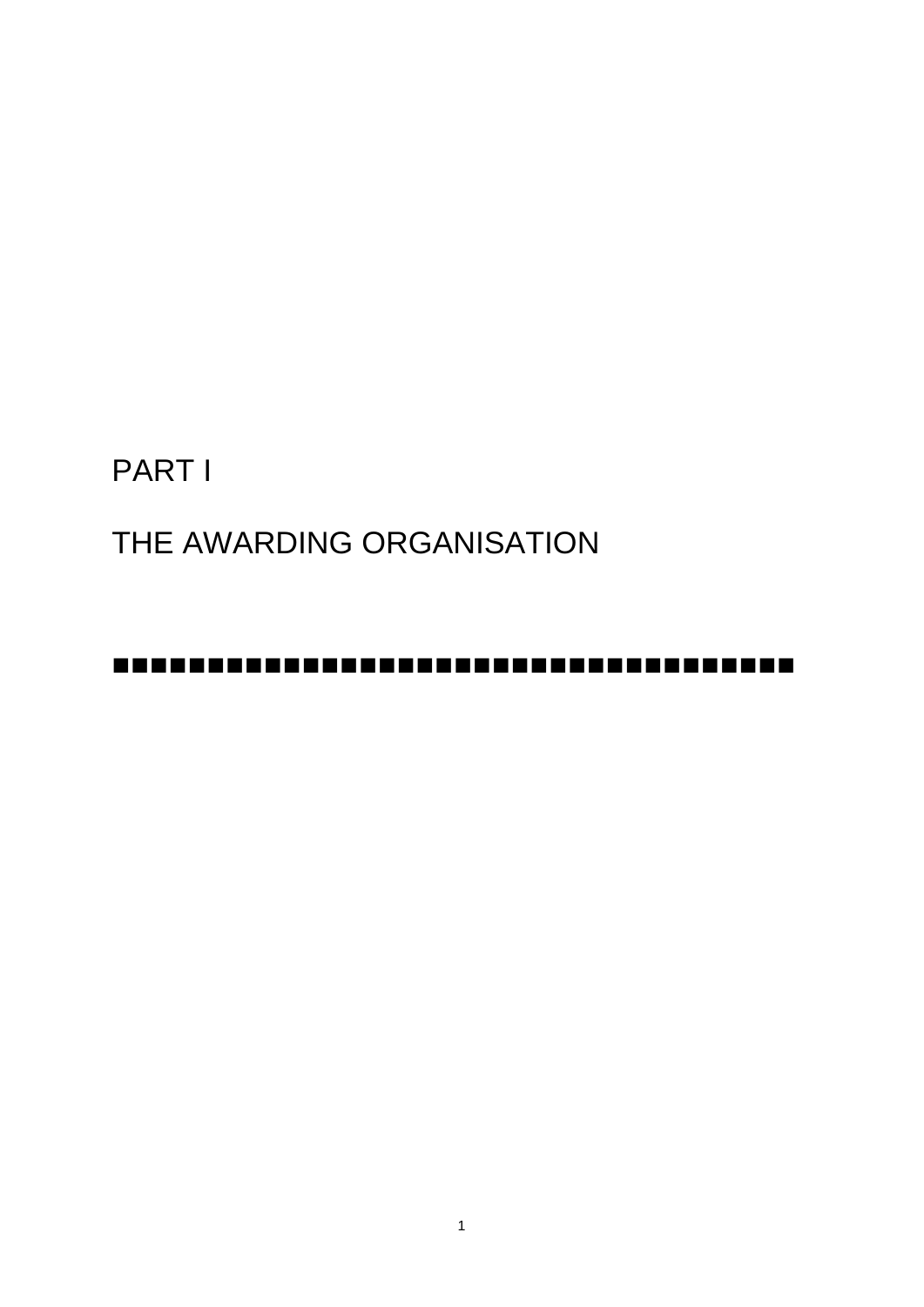# PART I

# THE AWARDING ORGANISATION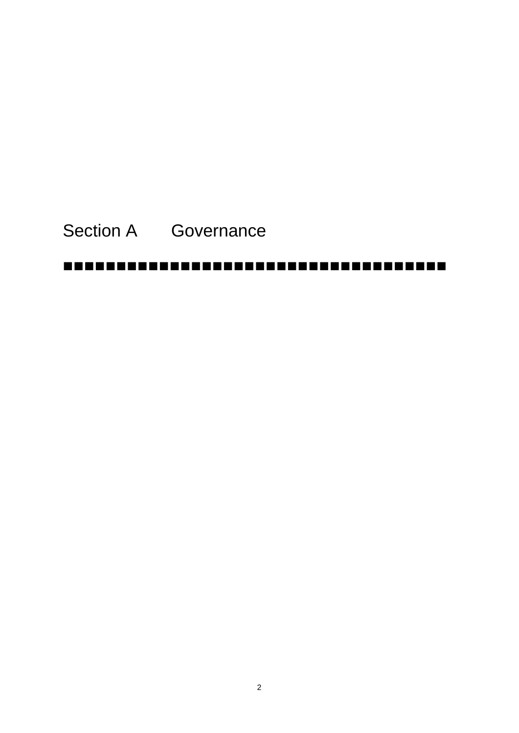# Section A Governance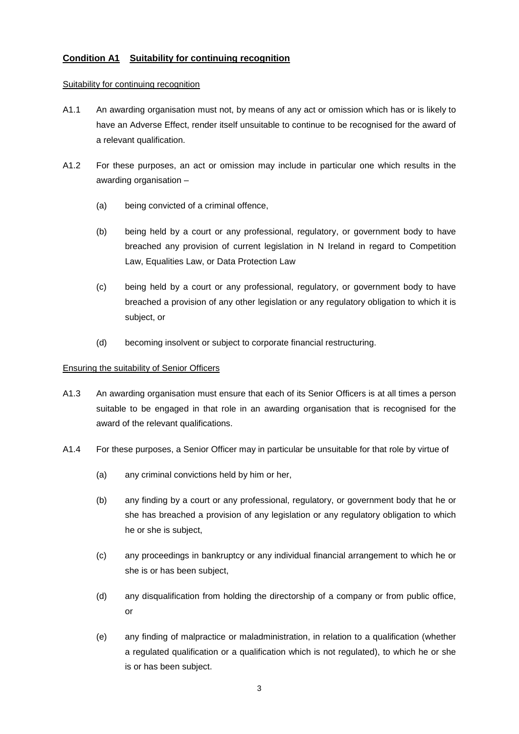## Condition A1 Suitability for continuing recognition

Suitability for continuing recognition

A1.1 An awarding organisation must not, by means of any act or omission which has or is likely to have an Adverse Effect, render itself unsuitable to continue to be recognised for the award of a relevant qualification.

A1.2 For these purposes, an act or omission may include in particular one which results in the awarding organisation –

(a) being convicted of a criminal offence,

(b) being held by a court or any professional, regulatory, or government body to have breached any provision of current legislation in N Ireland in regard to Competition Law, Equalities Law, or Data Protection Law

(c) being held by a court or any professional, regulatory, or government body to have breached a provision of any other legislation or any regulatory obligation to which it is subject, or

(d) becoming insolvent or subject to corporate financial restructuring.

Ensuring the suitability of Senior Officers

A1.3 An awarding organisation must ensure that each of its Senior Officers is at all times a person suitable to be engaged in that role in an awarding organisation that is recognised for the award of the relevant qualifications.

A1.4 For these purposes, a Senior Officer may in particular be unsuitable for that role by virtue of

(a) any criminal convictions held by him or her,

(b) any finding by a court or any professional, regulatory, or government body that he or she has breached a provision of any legislation or any regulatory obligation to which he or she is subject,

(c) any proceedings in bankruptcy or any individual financial arrangement to which he or she is or has been subject,

(d) any disqualification from holding the directorship of a company or from public office, or

(e) any finding of malpractice or maladministration, in relation to a qualification (whether a regulated qualification or a qualification which is not regulated), to which he or she is or has been subject.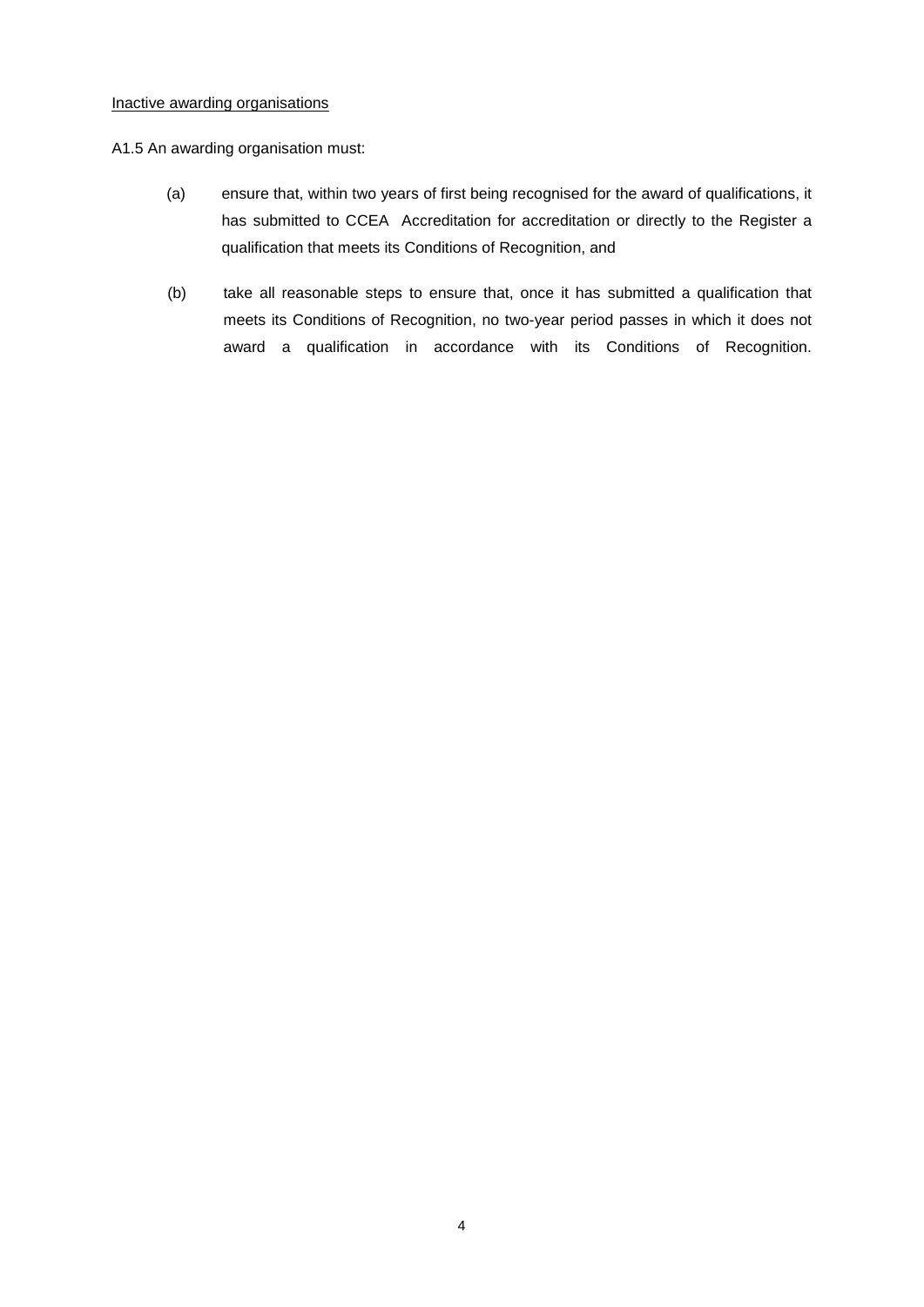Inactive awarding organisations

A1.5 An awarding organisation must:

(a) ensure that, within two years of first being recognised for the award of qualifications, it has submitted to CCEA Accreditation for accreditation or directly to the Register a qualification that meets its Conditions of Recognition, and

(b) take all reasonable steps to ensure that, once it has submitted a qualification that meets its Conditions of Recognition, no two-year period passes in which it does not award a qualification in accordance with its Conditions of Recognition.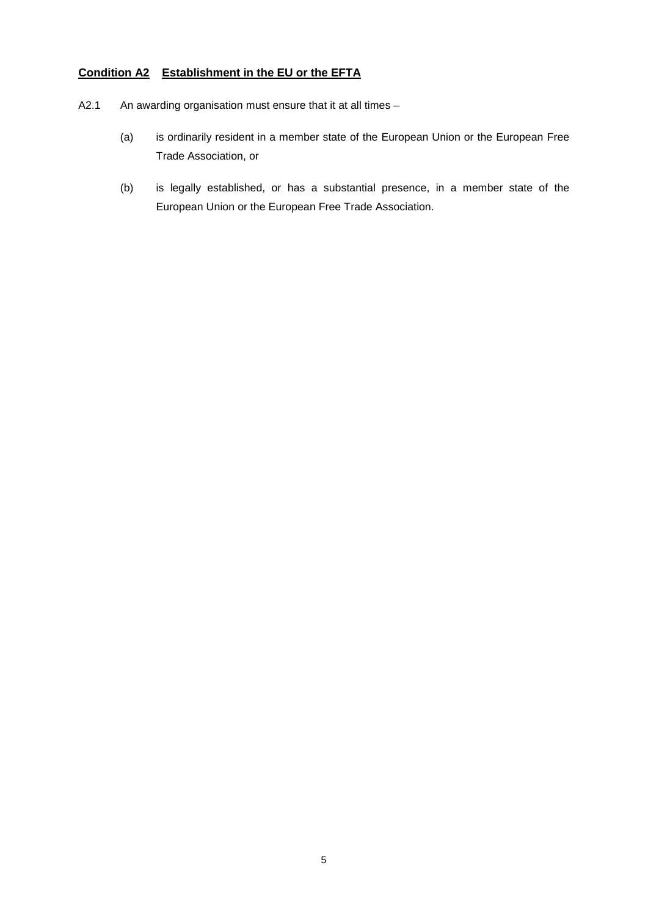## Condition A2 Establishment in the EU or the EFTA

A2.1 An awarding organisation must ensure that it at all times –

(a) is ordinarily resident in a member state of the European Union or the European Free Trade Association, or

(b) is legally established, or has a substantial presence, in a member state of the European Union or the European Free Trade Association.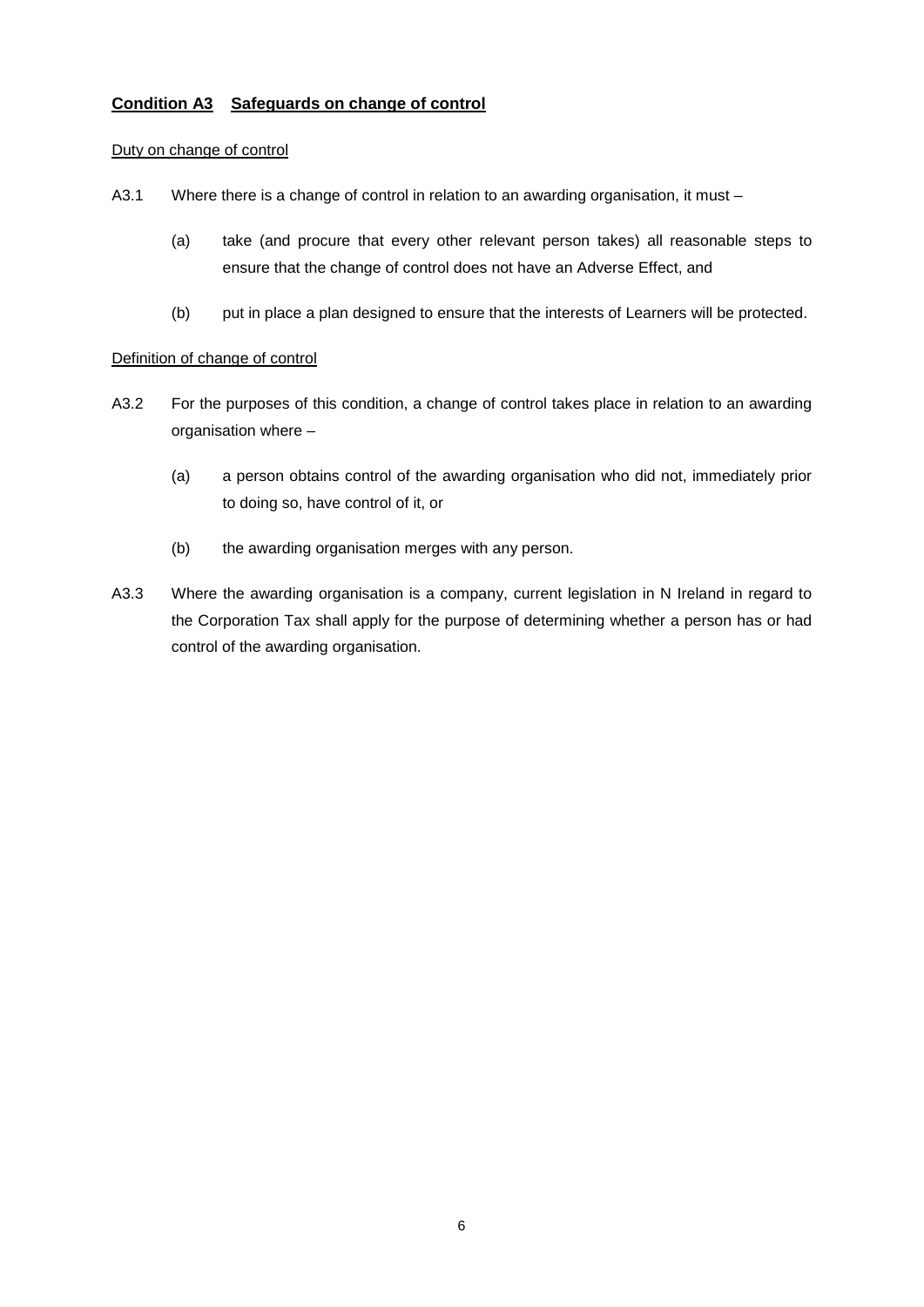## Condition A3 Safeguards on change of control

Duty on change of control

A3.1 Where there is a change of control in relation to an awarding organisation, it must –

(a) take (and procure that every other relevant person takes) all reasonable steps to ensure that the change of control does not have an Adverse Effect, and

(b) put in place a plan designed to ensure that the interests of Learners will be protected.

Definition of change of control

A3.2 For the purposes of this condition, a change of control takes place in relation to an awarding organisation where –

(a) a person obtains control of the awarding organisation who did not, immediately prior to doing so, have control of it, or

(b) the awarding organisation merges with any person.

A3.3 Where the awarding organisation is a company, current legislation in N Ireland in regard to the Corporation Tax shall apply for the purpose of determining whether a person has or had control of the awarding organisation.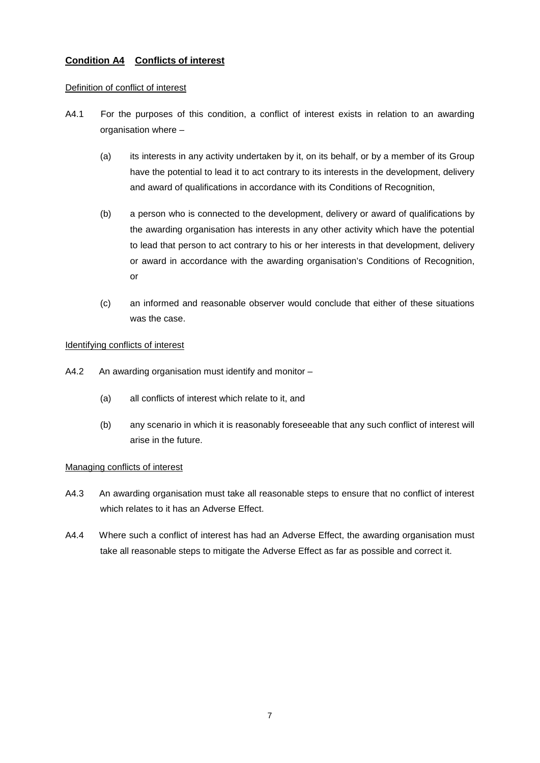## **Condition A4 Conflicts of interest**

Definition of conflict of interest

A4.1 For the purposes of this condition, a conflict of interest exists in relation to an awarding organisation where –

(a) its interests in any activity undertaken by it, on its behalf, or by a member of its Group have the potential to lead it to act contrary to its interests in the development, delivery and award of qualifications in accordance with its Conditions of Recognition,

(b) a person who is connected to the development, delivery or award of qualifications by the awarding organisation has interests in any other activity which have the potential to lead that person to act contrary to his or her interests in that development, delivery or award in accordance with the awarding organisation's Conditions of Recognition, or

(c) an informed and reasonable observer would conclude that either of these situations was the case.

Identifying conflicts of interest

A4.2 An awarding organisation must identify and monitor –

(a) all conflicts of interest which relate to it, and

(b) any scenario in which it is reasonably foreseeable that any such conflict of interest will arise in the future.

Managing conflicts of interest

A4.3 An awarding organisation must take all reasonable steps to ensure that no conflict of interest which relates to it has an Adverse Effect.

A4.4 Where such a conflict of interest has had an Adverse Effect, the awarding organisation must take all reasonable steps to mitigate the Adverse Effect as far as possible and correct it.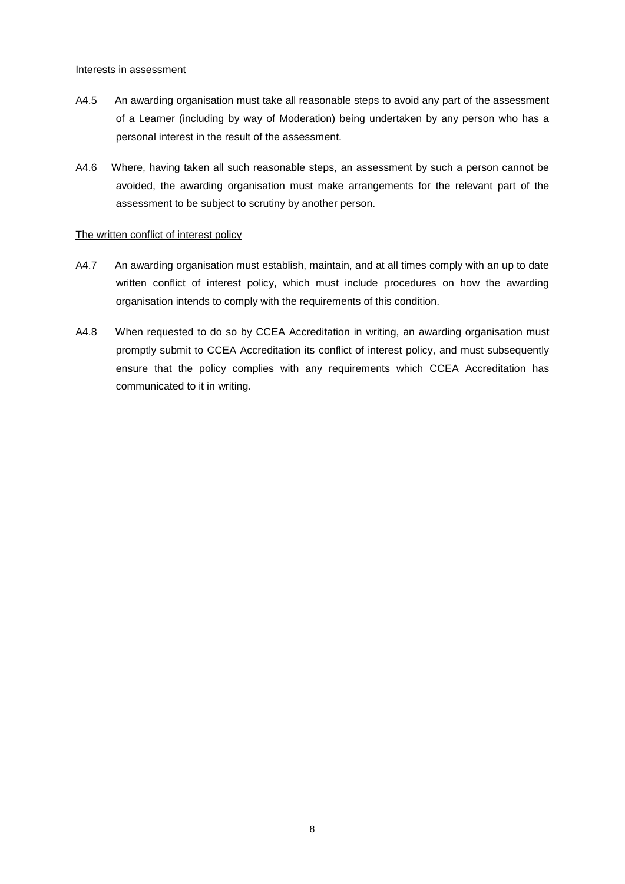Interests in assessment

A4.5 An awarding organisation must take all reasonable steps to avoid any part of the assessment of a Learner (including by way of Moderation) being undertaken by any person who has a personal interest in the result of the assessment.

A4.6 Where, having taken all such reasonable steps, an assessment by such a person cannot be avoided, the awarding organisation must make arrangements for the relevant part of the assessment to be subject to scrutiny by another person.

The written conflict of interest policy

A4.7 An awarding organisation must establish, maintain, and at all times comply with an up to date written conflict of interest policy, which must include procedures on how the awarding organisation intends to comply with the requirements of this condition.

A4.8 When requested to do so by CCEA Accreditation in writing, an awarding organisation must promptly submit to CCEA Accreditation its conflict of interest policy, and must subsequently ensure that the policy complies with any requirements which CCEA Accreditation has communicated to it in writing.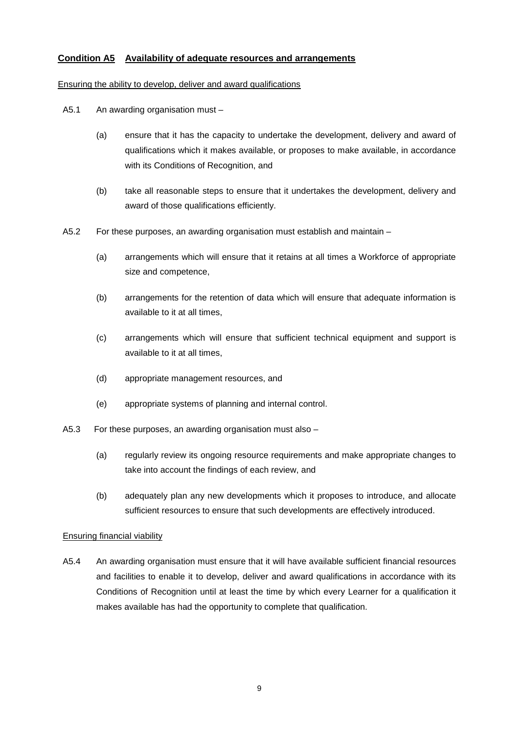## Condition A5 Availability of adequate resources and arrangements

Ensuring the ability to develop, deliver and award qualifications

A5.1 An awarding organisation must –

(a) ensure that it has the capacity to undertake the development, delivery and award of qualifications which it makes available, or proposes to make available, in accordance with its Conditions of Recognition, and

(b) take all reasonable steps to ensure that it undertakes the development, delivery and award of those qualifications efficiently.

A5.2 For these purposes, an awarding organisation must establish and maintain –

(a) arrangements which will ensure that it retains at all times a Workforce of appropriate size and competence,

(b) arrangements for the retention of data which will ensure that adequate information is available to it at all times,

(c) arrangements which will ensure that sufficient technical equipment and support is available to it at all times,

(d) appropriate management resources, and

(e) appropriate systems of planning and internal control.

A5.3 For these purposes, an awarding organisation must also –

(a) regularly review its ongoing resource requirements and make appropriate changes to take into account the findings of each review, and

(b) adequately plan any new developments which it proposes to introduce, and allocate sufficient resources to ensure that such developments are effectively introduced.

Ensuring financial viability

A5.4 An awarding organisation must ensure that it will have available sufficient financial resources and facilities to enable it to develop, deliver and award qualifications in accordance with its Conditions of Recognition until at least the time by which every Learner for a qualification it makes available has had the opportunity to complete that qualification.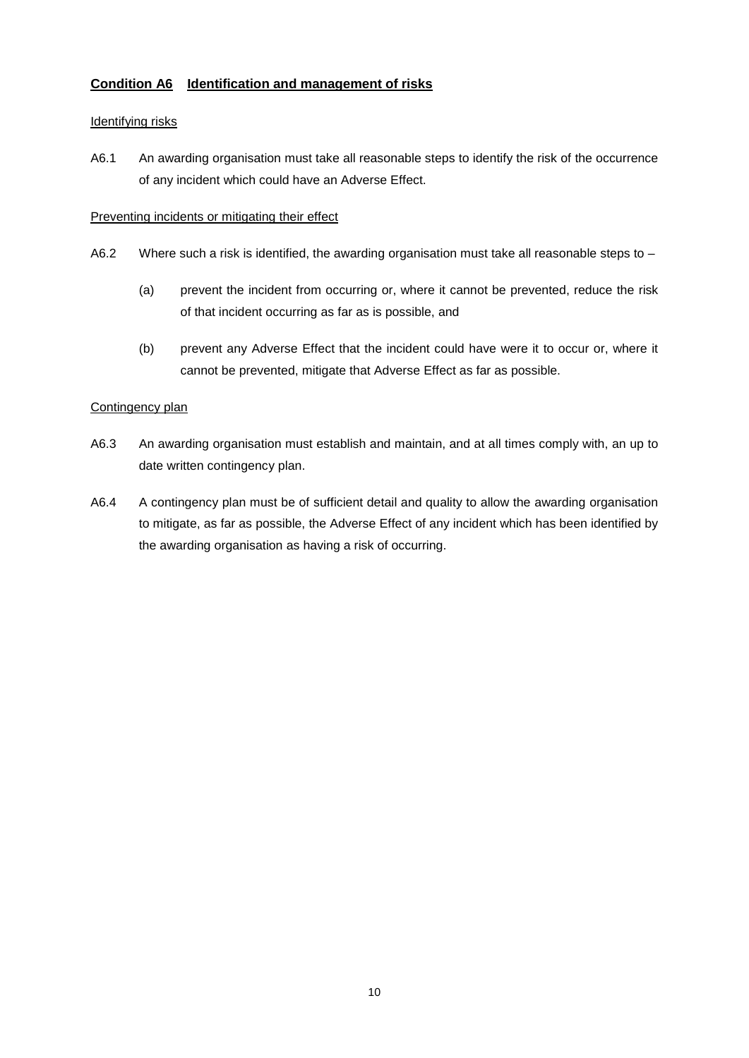## Condition A6 Identification and management of risks

Identifying risks

A6.1 An awarding organisation must take all reasonable steps to identify the risk of the occurrence of any incident which could have an Adverse Effect.

Preventing incidents or mitigating their effect

A6.2 Where such a risk is identified, the awarding organisation must take all reasonable steps to –

(a) prevent the incident from occurring or, where it cannot be prevented, reduce the risk of that incident occurring as far as is possible, and

(b) prevent any Adverse Effect that the incident could have were it to occur or, where it cannot be prevented, mitigate that Adverse Effect as far as possible.

Contingency plan

A6.3 An awarding organisation must establish and maintain, and at all times comply with, an up to date written contingency plan.

A6.4 A contingency plan must be of sufficient detail and quality to allow the awarding organisation to mitigate, as far as possible, the Adverse Effect of any incident which has been identified by the awarding organisation as having a risk of occurring.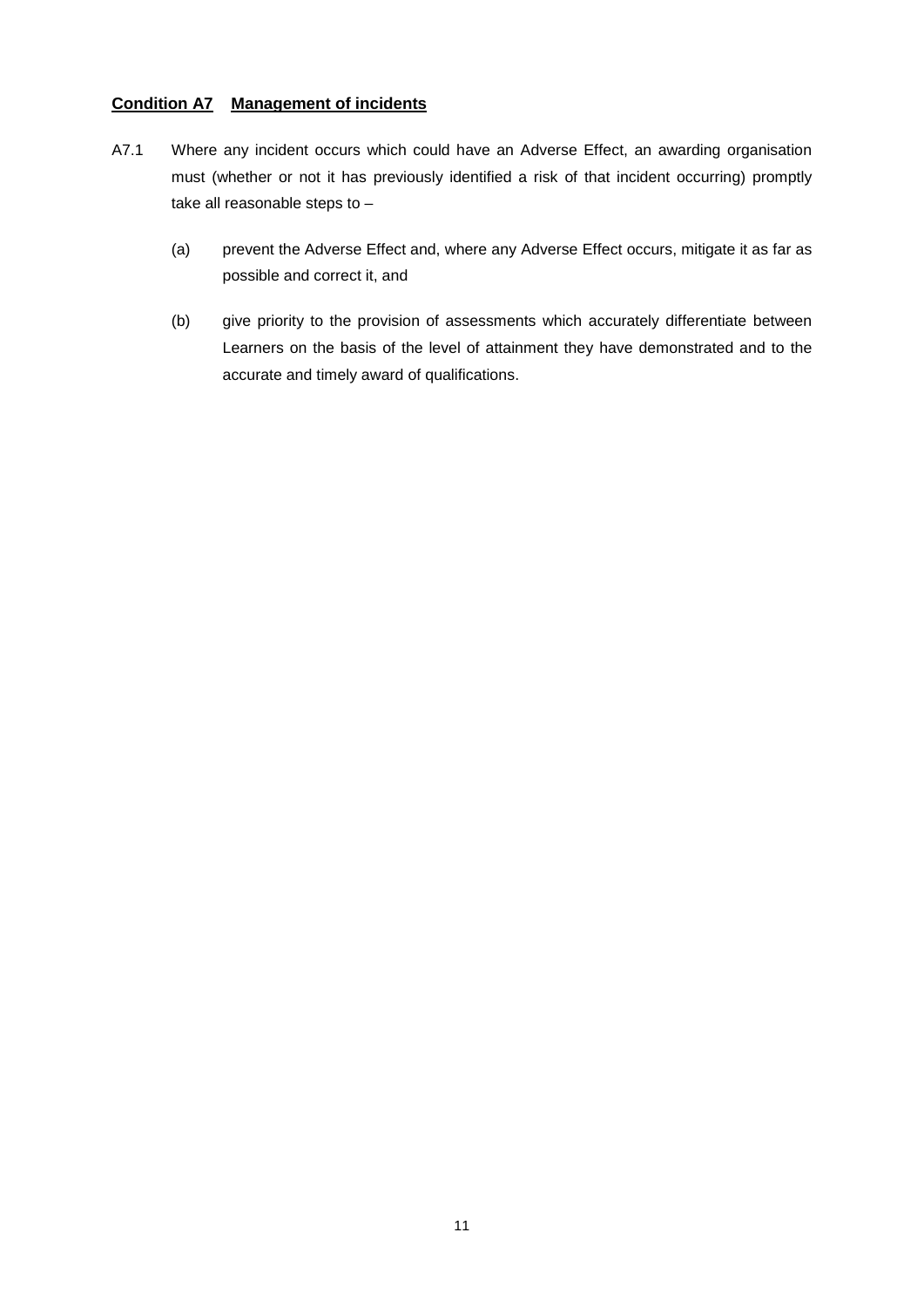## Condition A7 Management of incidents

A7.1 Where any incident occurs which could have an Adverse Effect, an awarding organisation must (whether or not it has previously identified a risk of that incident occurring) promptly take all reasonable steps to –

(a) prevent the Adverse Effect and, where any Adverse Effect occurs, mitigate it as far as possible and correct it, and

(b) give priority to the provision of assessments which accurately differentiate between Learners on the basis of the level of attainment they have demonstrated and to the accurate and timely award of qualifications.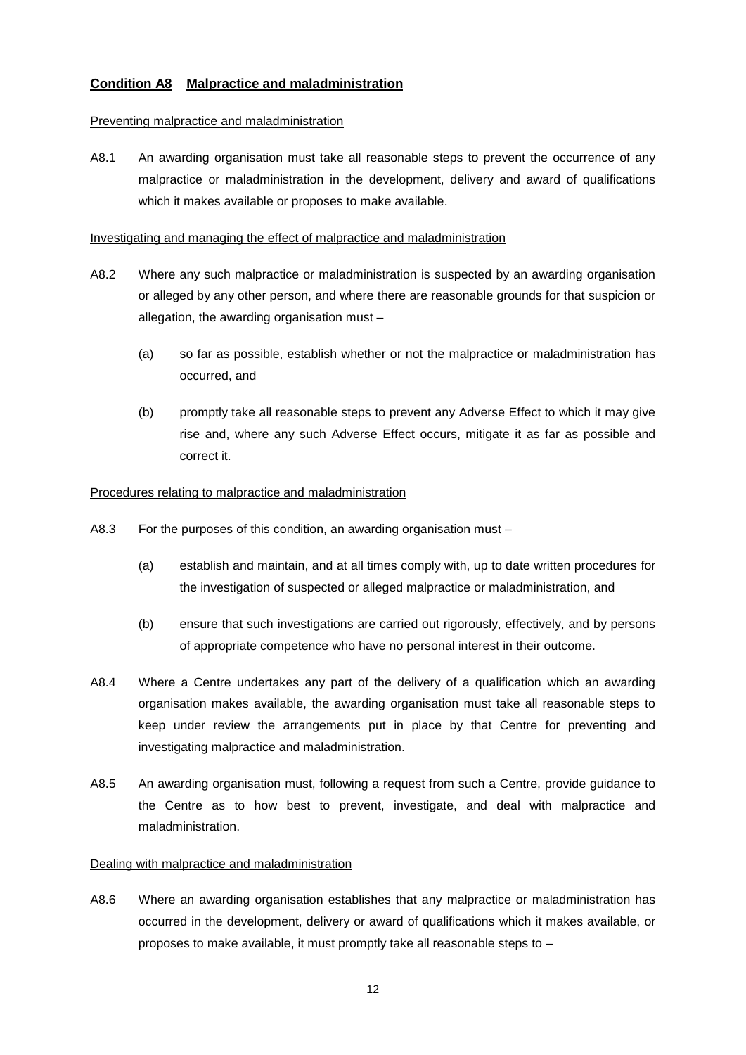## **Condition A8 Malpractice and maladministration**

Preventing malpractice and maladministration

A8.1 An awarding organisation must take all reasonable steps to prevent the occurrence of any malpractice or maladministration in the development, delivery and award of qualifications which it makes available or proposes to make available.

Investigating and managing the effect of malpractice and maladministration

A8.2 Where any such malpractice or maladministration is suspected by an awarding organisation or alleged by any other person, and where there are reasonable grounds for that suspicion or allegation, the awarding organisation must –

- (a) so far as possible, establish whether or not the malpractice or maladministration has occurred, and
- (b) promptly take all reasonable steps to prevent any Adverse Effect to which it may give rise and, where any such Adverse Effect occurs, mitigate it as far as possible and correct it.

Procedures relating to malpractice and maladministration

A8.3 For the purposes of this condition, an awarding organisation must –

- (a) establish and maintain, and at all times comply with, up to date written procedures for the investigation of suspected or alleged malpractice or maladministration, and
- (b) ensure that such investigations are carried out rigorously, effectively, and by persons of appropriate competence who have no personal interest in their outcome.

A8.4 Where a Centre undertakes any part of the delivery of a qualification which an awarding organisation makes available, the awarding organisation must take all reasonable steps to keep under review the arrangements put in place by that Centre for preventing and investigating malpractice and maladministration.

A8.5 An awarding organisation must, following a request from such a Centre, provide guidance to the Centre as to how best to prevent, investigate, and deal with malpractice and maladministration.

Dealing with malpractice and maladministration

A8.6 Where an awarding organisation establishes that any malpractice or maladministration has occurred in the development, delivery or award of qualifications which it makes available, or proposes to make available, it must promptly take all reasonable steps to –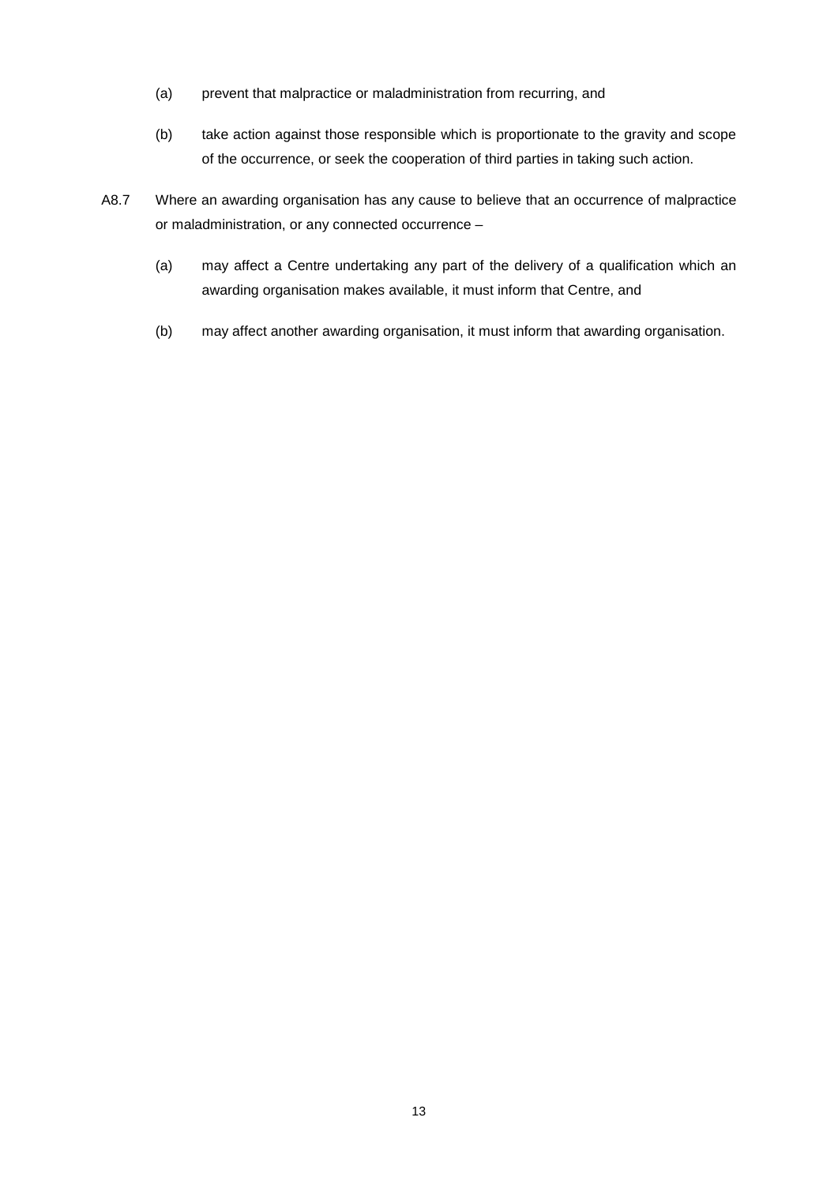(a) prevent that malpractice or maladministration from recurring, and

(b) take action against those responsible which is proportionate to the gravity and scope of the occurrence, or seek the cooperation of third parties in taking such action.

A8.7 Where an awarding organisation has any cause to believe that an occurrence of malpractice or maladministration, or any connected occurrence –

(a) may affect a Centre undertaking any part of the delivery of a qualification which an awarding organisation makes available, it must inform that Centre, and

(b) may affect another awarding organisation, it must inform that awarding organisation.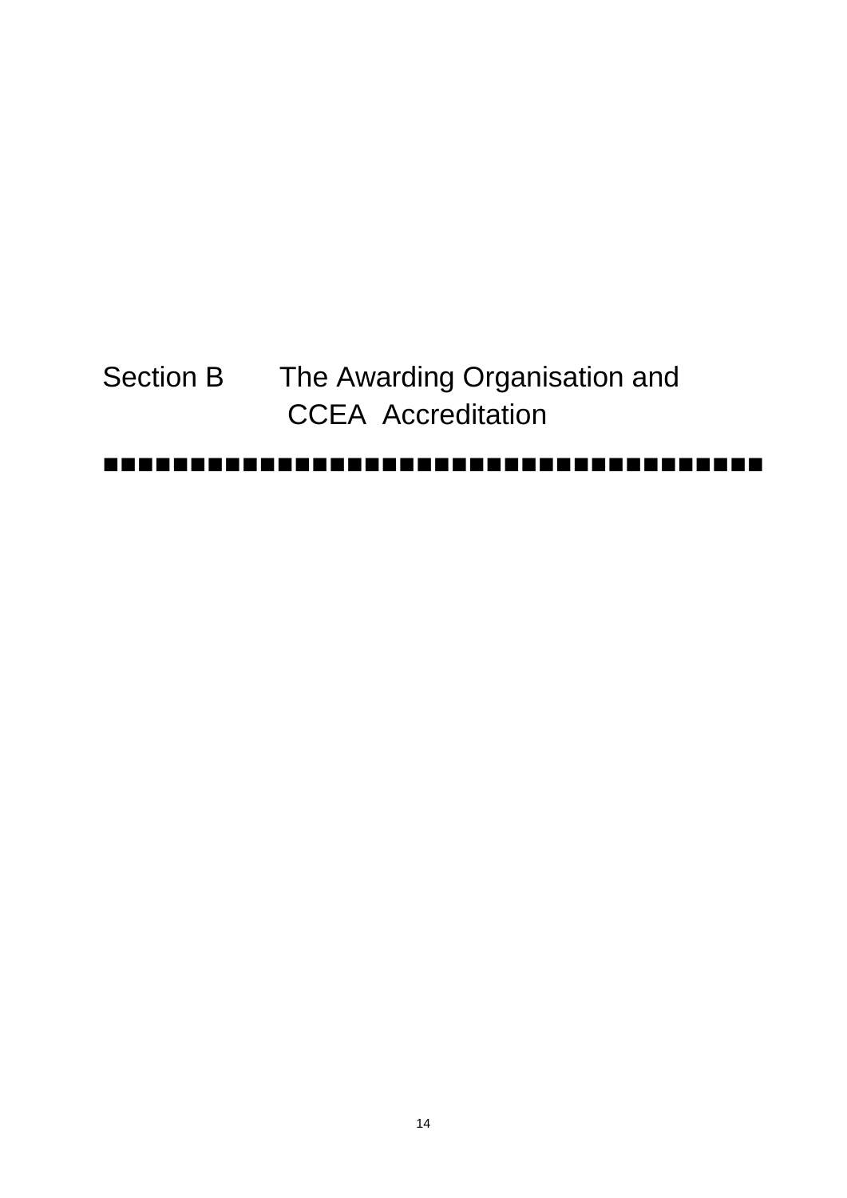# Section B The Awarding Organisation and CCEA Accreditation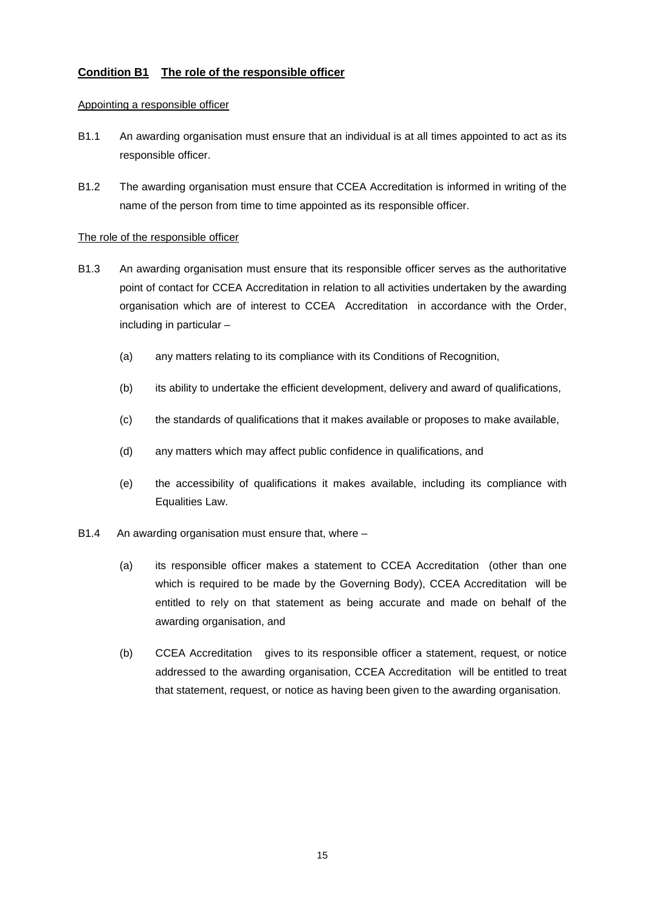## **Condition B1 The role of the responsible officer**

Appointing a responsible officer

B1.1 An awarding organisation must ensure that an individual is at all times appointed to act as its responsible officer.

B1.2 The awarding organisation must ensure that CCEA Accreditation is informed in writing of the name of the person from time to time appointed as its responsible officer.

The role of the responsible officer

B1.3 An awarding organisation must ensure that its responsible officer serves as the authoritative point of contact for CCEA Accreditation in relation to all activities undertaken by the awarding organisation which are of interest to CCEA Accreditation in accordance with the Order, including in particular –

(a) any matters relating to its compliance with its Conditions of Recognition,

(b) its ability to undertake the efficient development, delivery and award of qualifications,

(c) the standards of qualifications that it makes available or proposes to make available,

(d) any matters which may affect public confidence in qualifications, and

(e) the accessibility of qualifications it makes available, including its compliance with Equalities Law.

B1.4 An awarding organisation must ensure that, where –

(a) its responsible officer makes a statement to CCEA Accreditation (other than one which is required to be made by the Governing Body), CCEA Accreditation will be entitled to rely on that statement as being accurate and made on behalf of the awarding organisation, and

(b) CCEA Accreditation gives to its responsible officer a statement, request, or notice addressed to the awarding organisation, CCEA Accreditation will be entitled to treat that statement, request, or notice as having been given to the awarding organisation.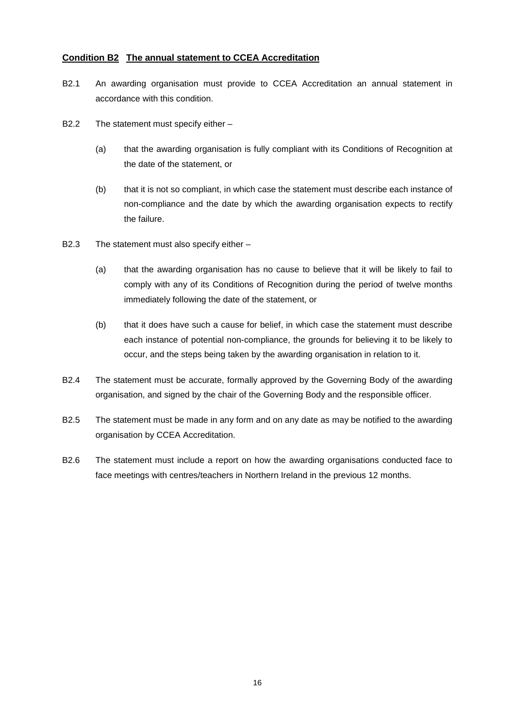## **Condition B2 The annual statement to CCEA Accreditation**

B2.1 An awarding organisation must provide to CCEA Accreditation an annual statement in accordance with this condition.

B2.2 The statement must specify either –

(a) that the awarding organisation is fully compliant with its Conditions of Recognition at the date of the statement, or

(b) that it is not so compliant, in which case the statement must describe each instance of non-compliance and the date by which the awarding organisation expects to rectify the failure.

B2.3 The statement must also specify either –

(a) that the awarding organisation has no cause to believe that it will be likely to fail to comply with any of its Conditions of Recognition during the period of twelve months immediately following the date of the statement, or

(b) that it does have such a cause for belief, in which case the statement must describe each instance of potential non-compliance, the grounds for believing it to be likely to occur, and the steps being taken by the awarding organisation in relation to it.

B2.4 The statement must be accurate, formally approved by the Governing Body of the awarding organisation, and signed by the chair of the Governing Body and the responsible officer.

B2.5 The statement must be made in any form and on any date as may be notified to the awarding organisation by CCEA Accreditation.

B2.6 The statement must include a report on how the awarding organisations conducted face to face meetings with centres/teachers in Northern Ireland in the previous 12 months.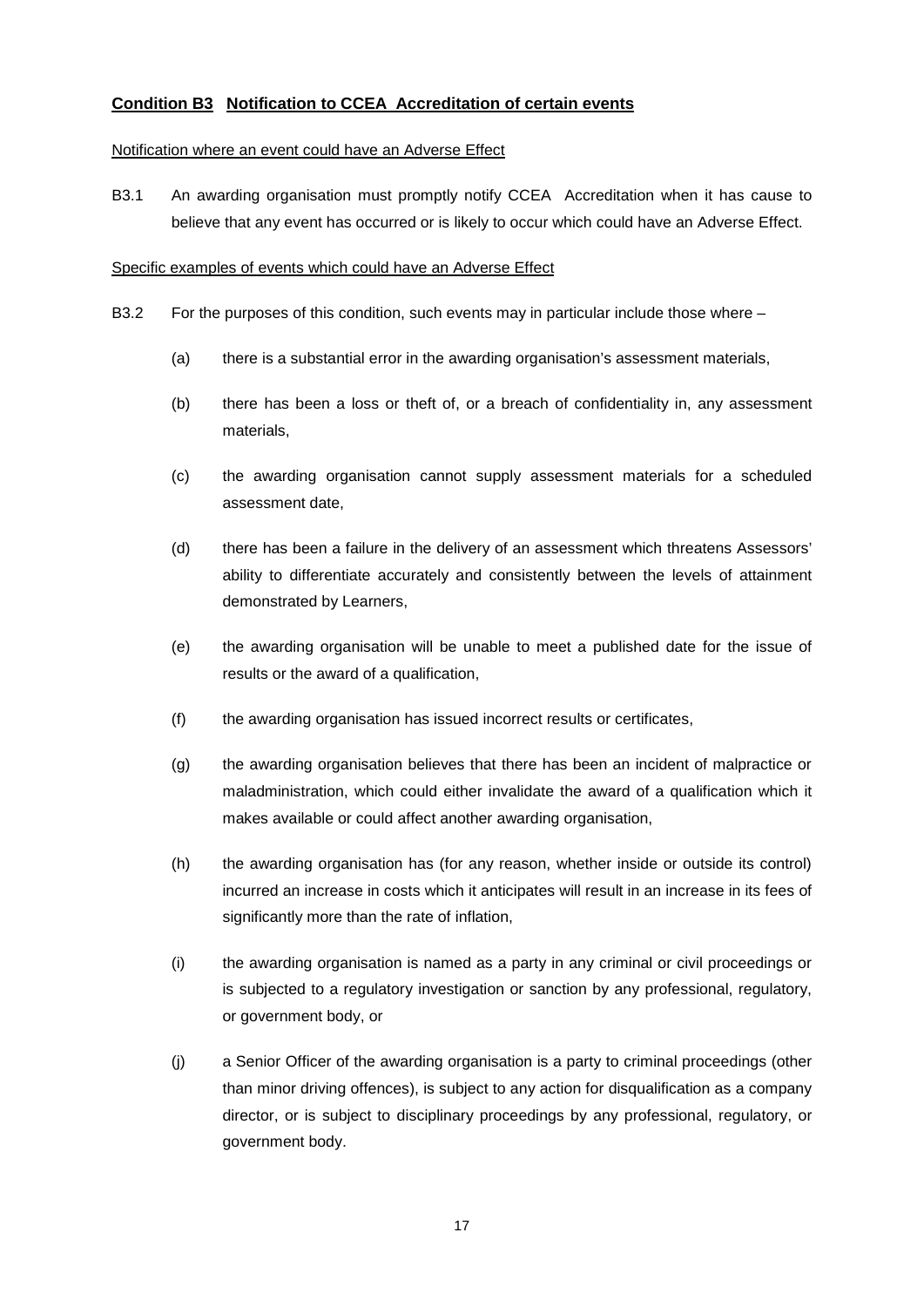## Condition B3 Notification to CCEA Accreditation of certain events

Notification where an event could have an Adverse Effect

B3.1 An awarding organisation must promptly notify CCEA Accreditation when it has cause to believe that any event has occurred or is likely to occur which could have an Adverse Effect.

Specific examples of events which could have an Adverse Effect

B3.2 For the purposes of this condition, such events may in particular include those where –

(a) there is a substantial error in the awarding organisation's assessment materials,

(b) there has been a loss or theft of, or a breach of confidentiality in, any assessment materials,

(c) the awarding organisation cannot supply assessment materials for a scheduled assessment date,

(d) there has been a failure in the delivery of an assessment which threatens Assessors' ability to differentiate accurately and consistently between the levels of attainment demonstrated by Learners,

(e) the awarding organisation will be unable to meet a published date for the issue of results or the award of a qualification,

(f) the awarding organisation has issued incorrect results or certificates,

(g) the awarding organisation believes that there has been an incident of malpractice or maladministration, which could either invalidate the award of a qualification which it makes available or could affect another awarding organisation,

(h) the awarding organisation has (for any reason, whether inside or outside its control) incurred an increase in costs which it anticipates will result in an increase in its fees of significantly more than the rate of inflation,

(i) the awarding organisation is named as a party in any criminal or civil proceedings or is subjected to a regulatory investigation or sanction by any professional, regulatory, or government body, or

(j) a Senior Officer of the awarding organisation is a party to criminal proceedings (other than minor driving offences), is subject to any action for disqualification as a company director, or is subject to disciplinary proceedings by any professional, regulatory, or government body.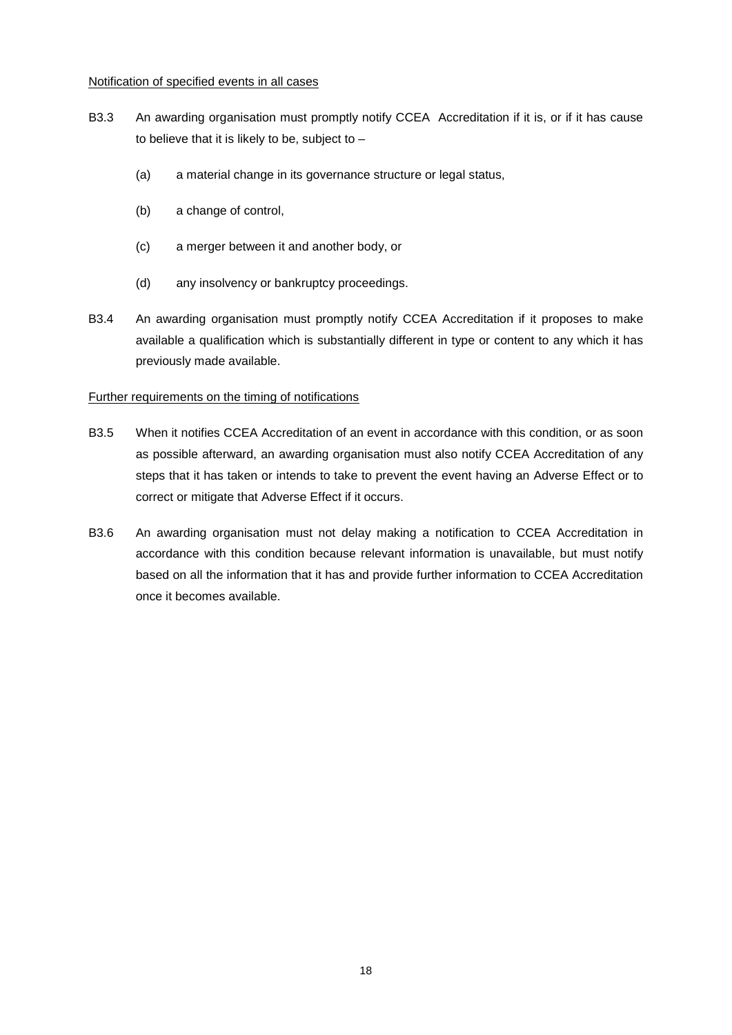Notification of specified events in all cases

B3.3 An awarding organisation must promptly notify CCEA Accreditation if it is, or if it has cause to believe that it is likely to be, subject to –

(a) a material change in its governance structure or legal status,

(b) a change of control,

(c) a merger between it and another body, or

(d) any insolvency or bankruptcy proceedings.

B3.4 An awarding organisation must promptly notify CCEA Accreditation if it proposes to make available a qualification which is substantially different in type or content to any which it has previously made available.

Further requirements on the timing of notifications

B3.5 When it notifies CCEA Accreditation of an event in accordance with this condition, or as soon as possible afterward, an awarding organisation must also notify CCEA Accreditation of any steps that it has taken or intends to take to prevent the event having an Adverse Effect or to correct or mitigate that Adverse Effect if it occurs.

B3.6 An awarding organisation must not delay making a notification to CCEA Accreditation in accordance with this condition because relevant information is unavailable, but must notify based on all the information that it has and provide further information to CCEA Accreditation once it becomes available.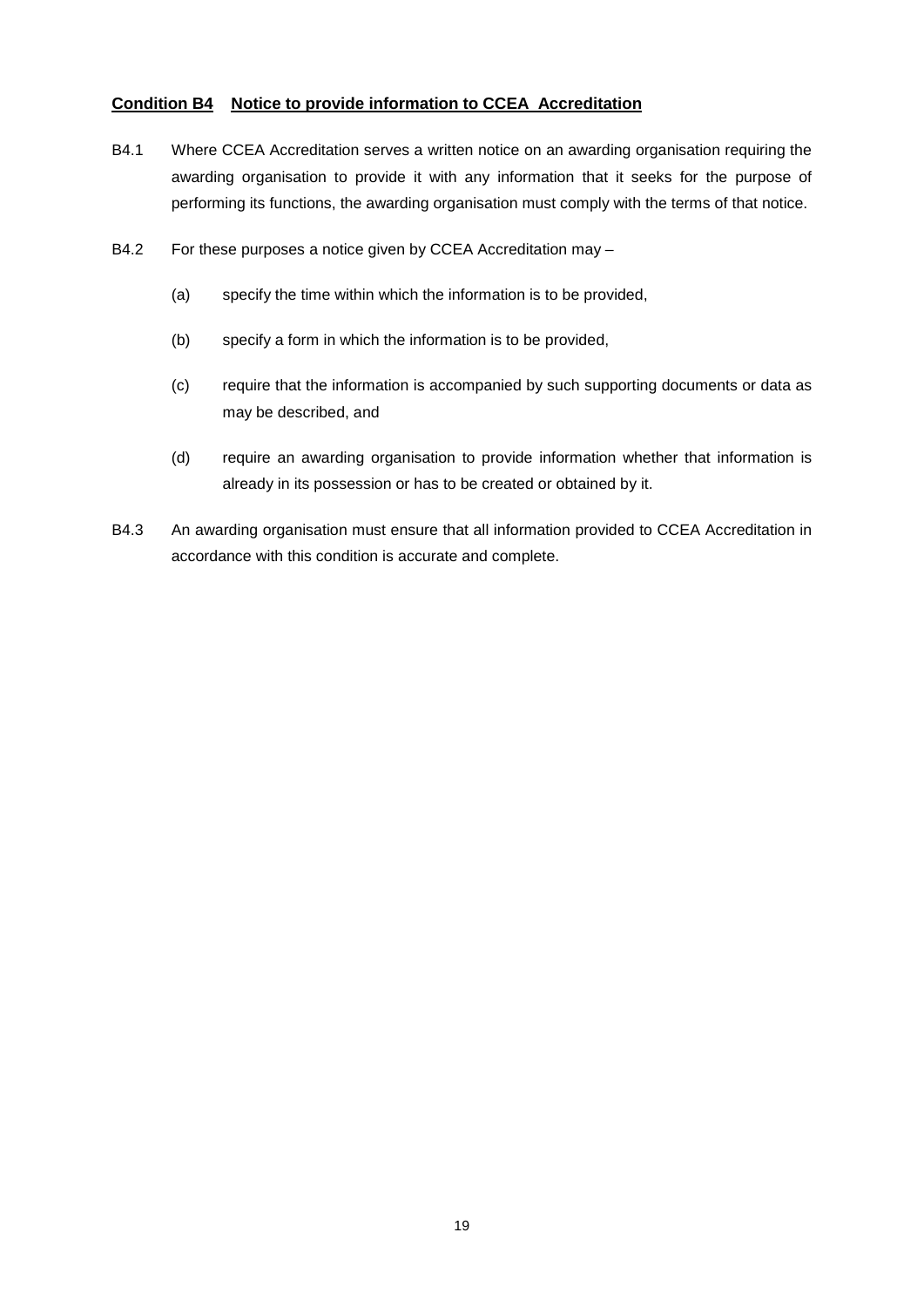## Condition B4 Notice to provide information to CCEA Accreditation

B4.1 Where CCEA Accreditation serves a written notice on an awarding organisation requiring the awarding organisation to provide it with any information that it seeks for the purpose of performing its functions, the awarding organisation must comply with the terms of that notice.

B4.2 For these purposes a notice given by CCEA Accreditation may –

(a) specify the time within which the information is to be provided,

(b) specify a form in which the information is to be provided,

(c) require that the information is accompanied by such supporting documents or data as may be described, and

(d) require an awarding organisation to provide information whether that information is already in its possession or has to be created or obtained by it.

B4.3 An awarding organisation must ensure that all information provided to CCEA Accreditation in accordance with this condition is accurate and complete.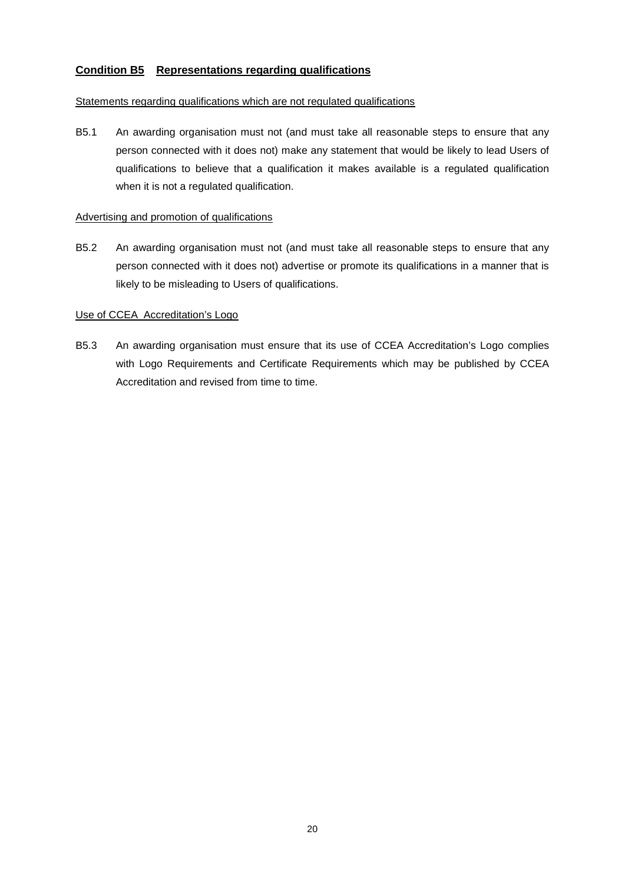## Condition B5 Representations regarding qualifications

Statements regarding qualifications which are not regulated qualifications

B5.1 An awarding organisation must not (and must take all reasonable steps to ensure that any person connected with it does not) make any statement that would be likely to lead Users of qualifications to believe that a qualification it makes available is a regulated qualification when it is not a regulated qualification.

Advertising and promotion of qualifications

B5.2 An awarding organisation must not (and must take all reasonable steps to ensure that any person connected with it does not) advertise or promote its qualifications in a manner that is likely to be misleading to Users of qualifications.

Use of CCEA Accreditation's Logo

B5.3 An awarding organisation must ensure that its use of CCEA Accreditation's Logo complies with Logo Requirements and Certificate Requirements which may be published by CCEA Accreditation and revised from time to time.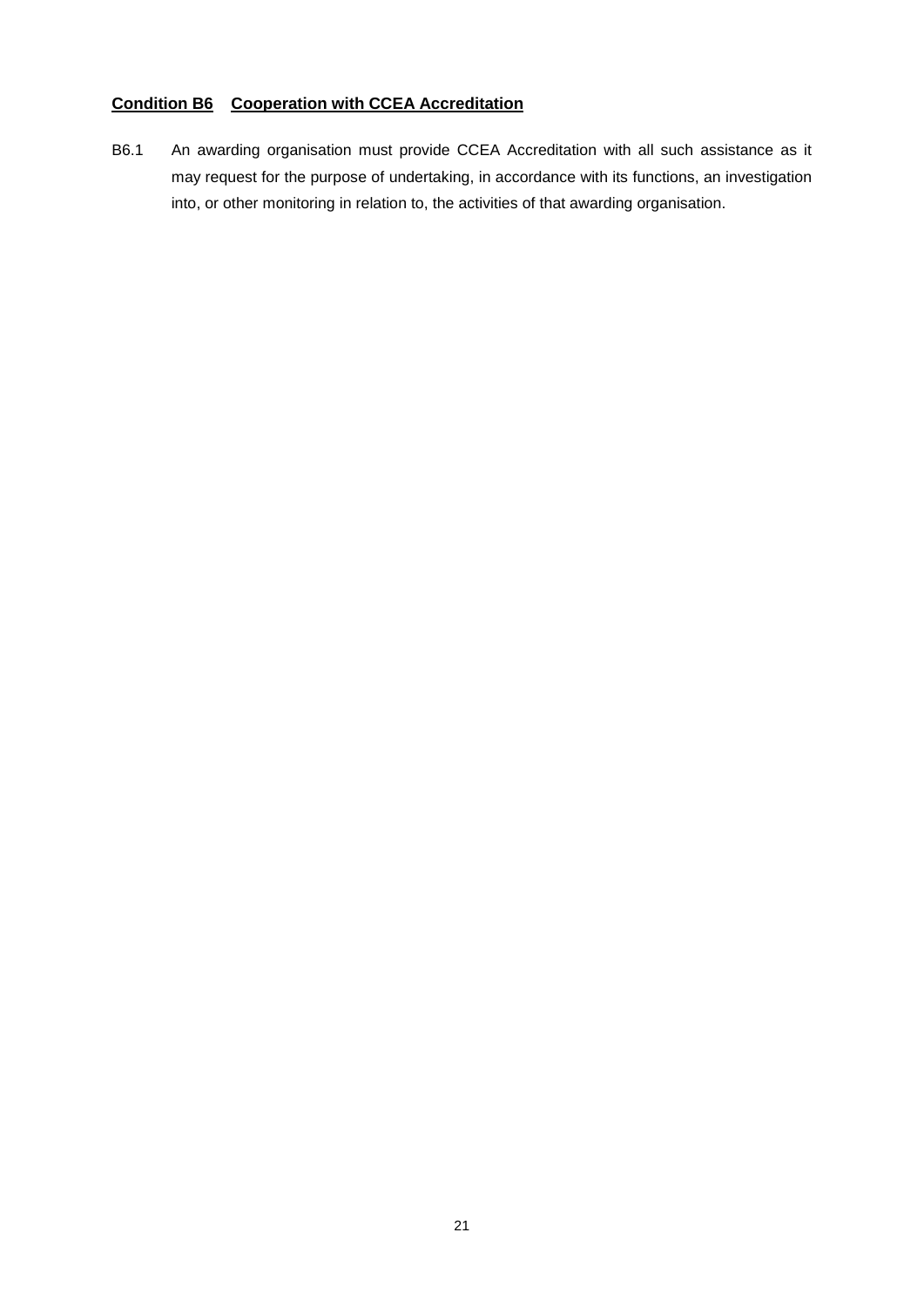## **Condition B6 Cooperation with CCEA Accreditation**

B6.1 An awarding organisation must provide CCEA Accreditation with all such assistance as it may request for the purpose of undertaking, in accordance with its functions, an investigation into, or other monitoring in relation to, the activities of that awarding organisation.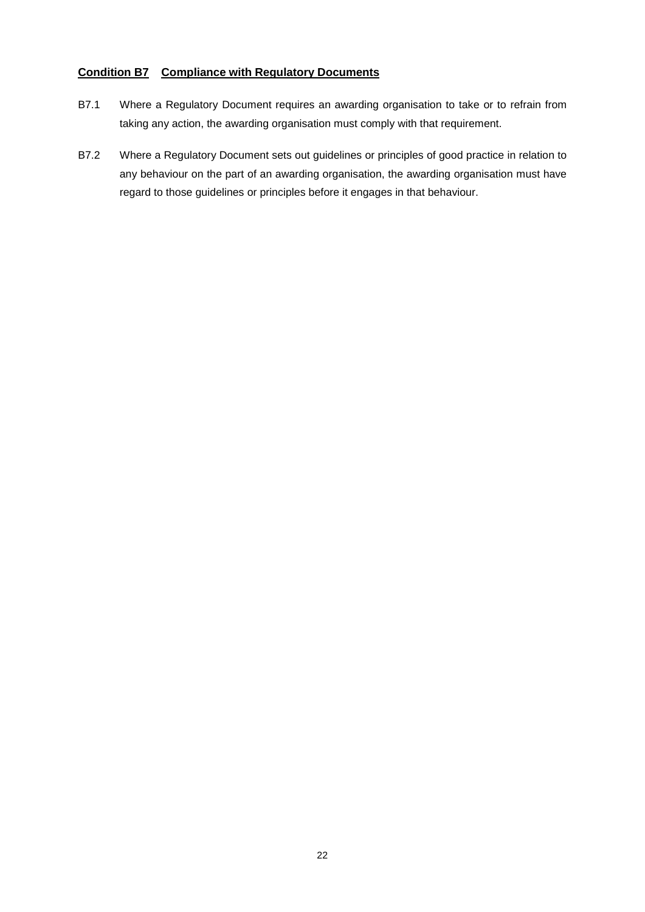## Condition B7 Compliance with Regulatory Documents

B7.1 Where a Regulatory Document requires an awarding organisation to take or to refrain from taking any action, the awarding organisation must comply with that requirement.

B7.2 Where a Regulatory Document sets out guidelines or principles of good practice in relation to any behaviour on the part of an awarding organisation, the awarding organisation must have regard to those guidelines or principles before it engages in that behaviour.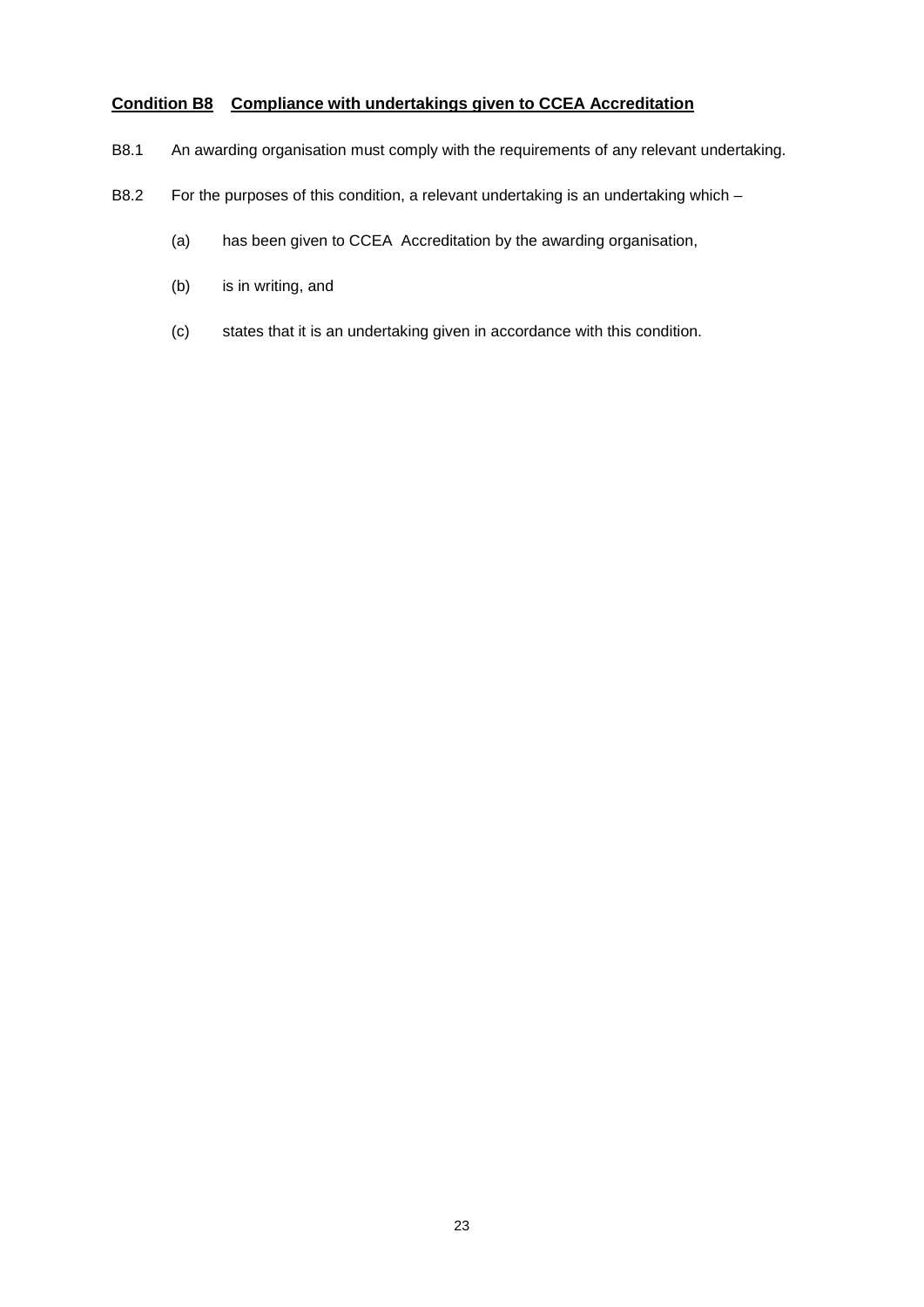## Condition B8 Compliance with undertakings given to CCEA Accreditation

B8.1 An awarding organisation must comply with the requirements of any relevant undertaking.

B8.2 For the purposes of this condition, a relevant undertaking is an undertaking which –

(a) has been given to CCEA Accreditation by the awarding organisation,

(b) is in writing, and

(c) states that it is an undertaking given in accordance with this condition.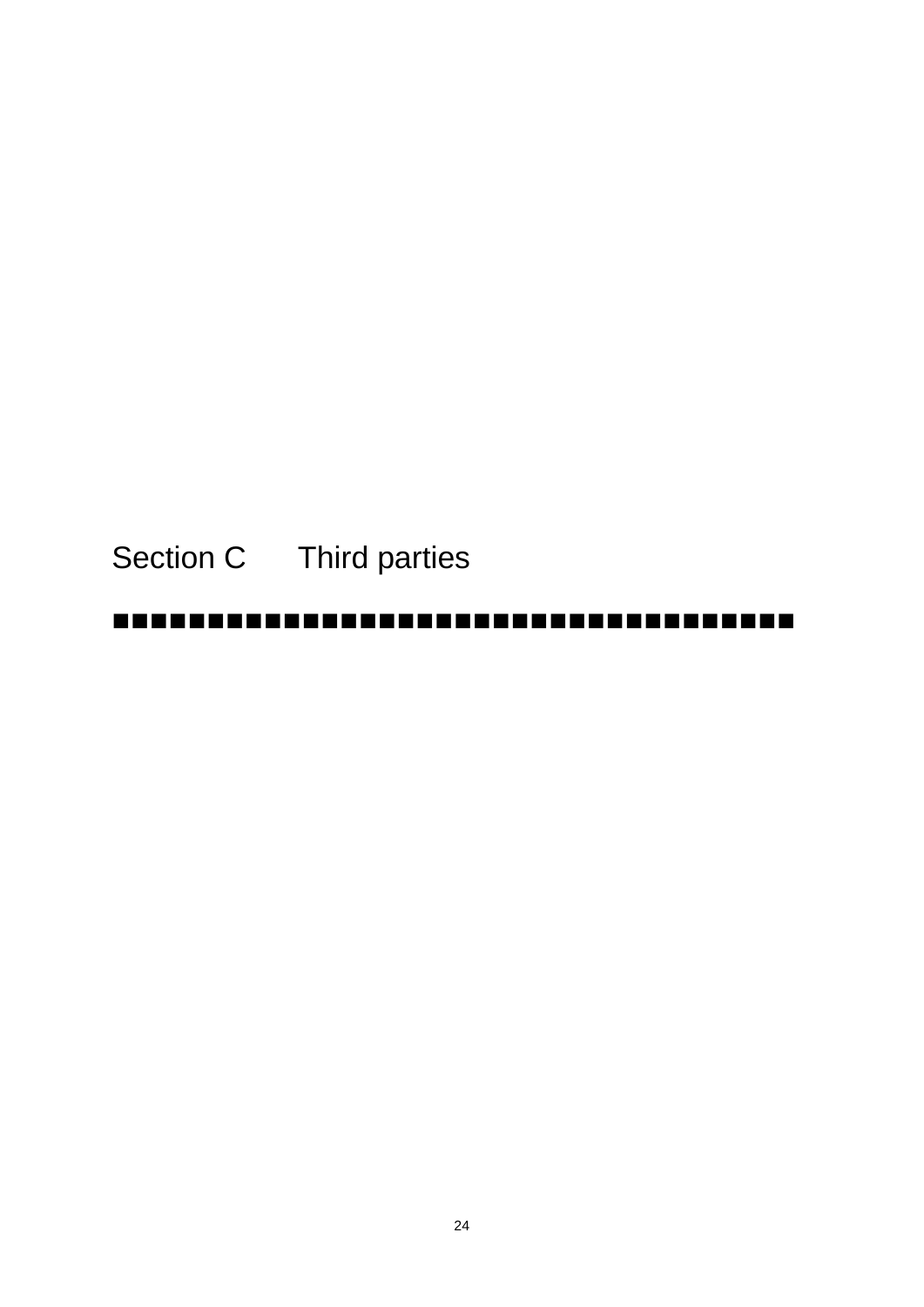# Section C Third parties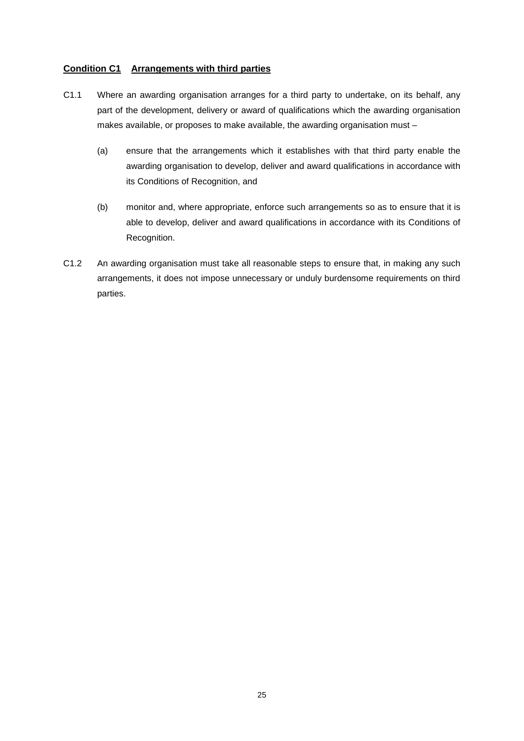## Condition C1 Arrangements with third parties

C1.1 Where an awarding organisation arranges for a third party to undertake, on its behalf, any part of the development, delivery or award of qualifications which the awarding organisation makes available, or proposes to make available, the awarding organisation must –

(a) ensure that the arrangements which it establishes with that third party enable the awarding organisation to develop, deliver and award qualifications in accordance with its Conditions of Recognition, and

(b) monitor and, where appropriate, enforce such arrangements so as to ensure that it is able to develop, deliver and award qualifications in accordance with its Conditions of Recognition.

C1.2 An awarding organisation must take all reasonable steps to ensure that, in making any such arrangements, it does not impose unnecessary or unduly burdensome requirements on third parties.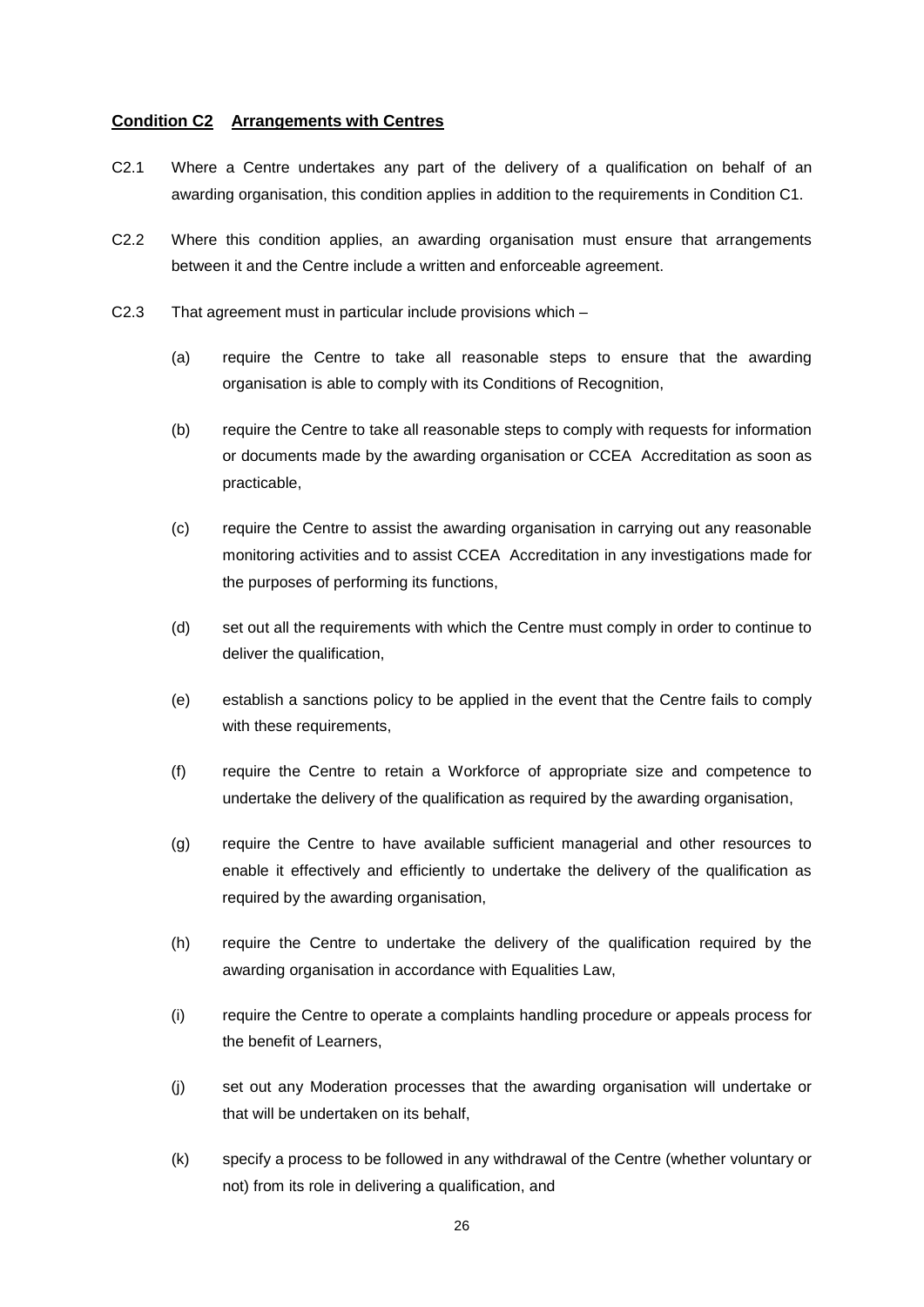## Condition C2 Arrangements with Centres

C2.1 Where a Centre undertakes any part of the delivery of a qualification on behalf of an awarding organisation, this condition applies in addition to the requirements in Condition C1.

C2.2 Where this condition applies, an awarding organisation must ensure that arrangements between it and the Centre include a written and enforceable agreement.

C2.3 That agreement must in particular include provisions which –

(a) require the Centre to take all reasonable steps to ensure that the awarding organisation is able to comply with its Conditions of Recognition,

(b) require the Centre to take all reasonable steps to comply with requests for information or documents made by the awarding organisation or CCEA Accreditation as soon as practicable,

(c) require the Centre to assist the awarding organisation in carrying out any reasonable monitoring activities and to assist CCEA Accreditation in any investigations made for the purposes of performing its functions,

(d) set out all the requirements with which the Centre must comply in order to continue to deliver the qualification,

(e) establish a sanctions policy to be applied in the event that the Centre fails to comply with these requirements,

(f) require the Centre to retain a Workforce of appropriate size and competence to undertake the delivery of the qualification as required by the awarding organisation,

(g) require the Centre to have available sufficient managerial and other resources to enable it effectively and efficiently to undertake the delivery of the qualification as required by the awarding organisation,

(h) require the Centre to undertake the delivery of the qualification required by the awarding organisation in accordance with Equalities Law,

(i) require the Centre to operate a complaints handling procedure or appeals process for the benefit of Learners,

(j) set out any Moderation processes that the awarding organisation will undertake or that will be undertaken on its behalf,

(k) specify a process to be followed in any withdrawal of the Centre (whether voluntary or not) from its role in delivering a qualification, and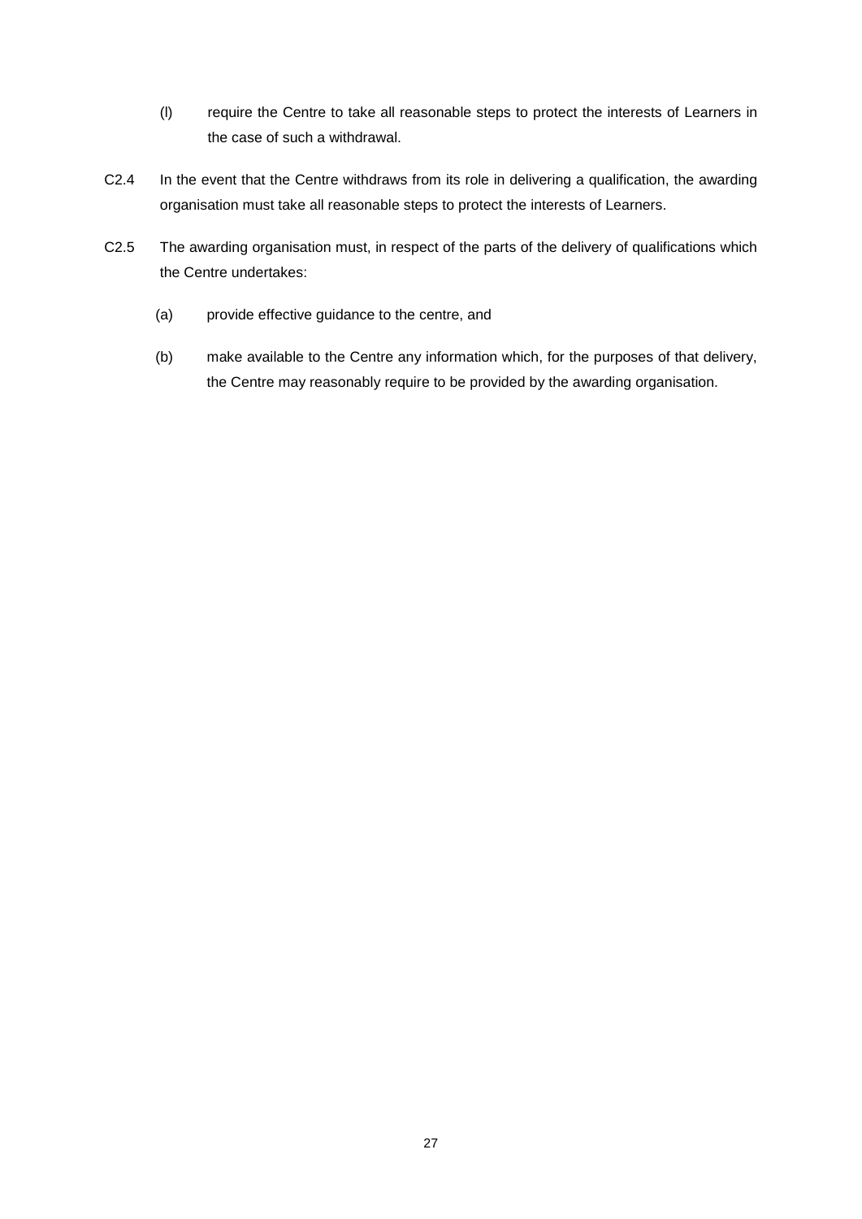(l) require the Centre to take all reasonable steps to protect the interests of Learners in the case of such a withdrawal.

C2.4 In the event that the Centre withdraws from its role in delivering a qualification, the awarding organisation must take all reasonable steps to protect the interests of Learners.

C2.5 The awarding organisation must, in respect of the parts of the delivery of qualifications which the Centre undertakes:

(a) provide effective guidance to the centre, and

(b) make available to the Centre any information which, for the purposes of that delivery, the Centre may reasonably require to be provided by the awarding organisation.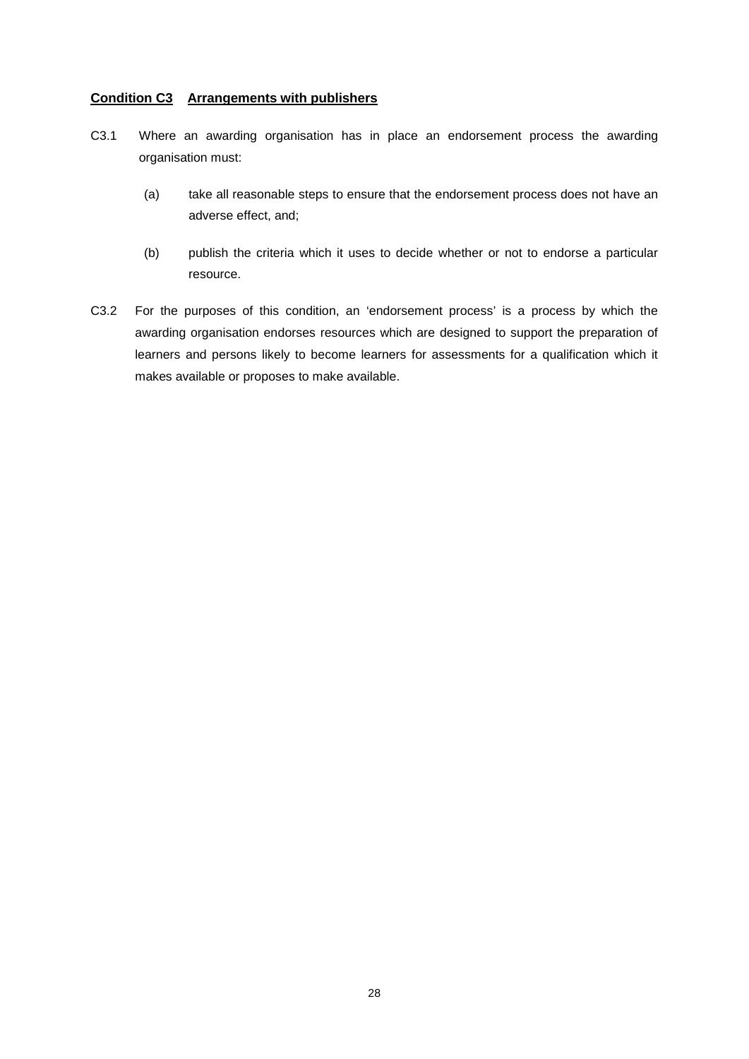**Condition C3 Arrangements with publishers**

C3.1 Where an awarding organisation has in place an endorsement process the awarding organisation must:

(a) take all reasonable steps to ensure that the endorsement process does not have an adverse effect, and;

(b) publish the criteria which it uses to decide whether or not to endorse a particular resource.

C3.2 For the purposes of this condition, an 'endorsement process' is a process by which the awarding organisation endorses resources which are designed to support the preparation of learners and persons likely to become learners for assessments for a qualification which it makes available or proposes to make available.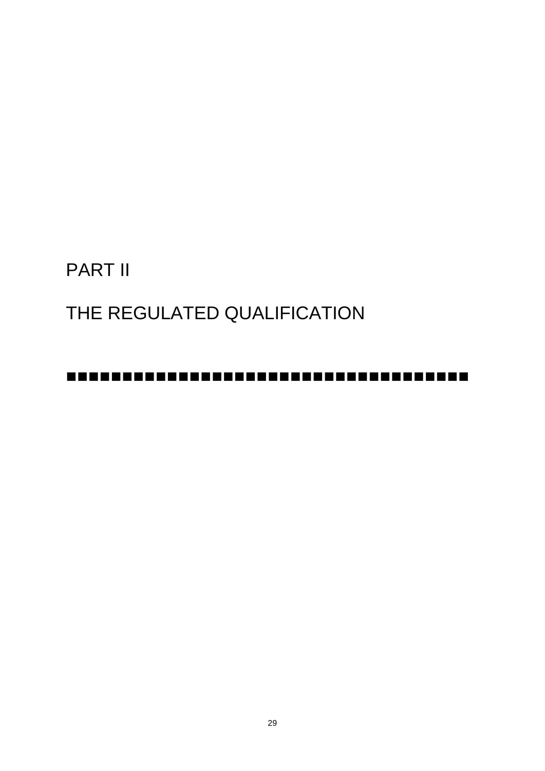# PART II

# THE REGULATED QUALIFICATION

■■■■■■■■■■■■■■■■■■■■■■■■■■■■■■■■■■■■■■■■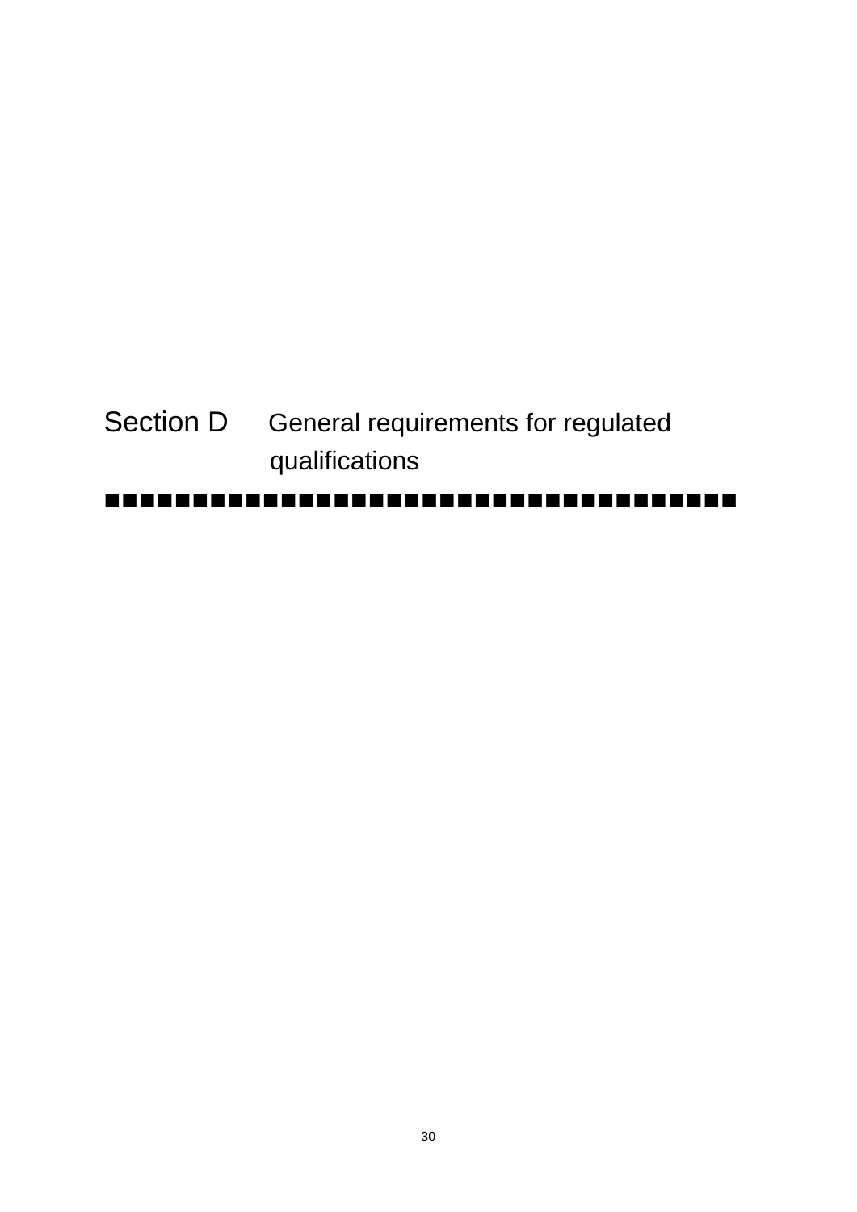# Section D General requirements for regulated qualifications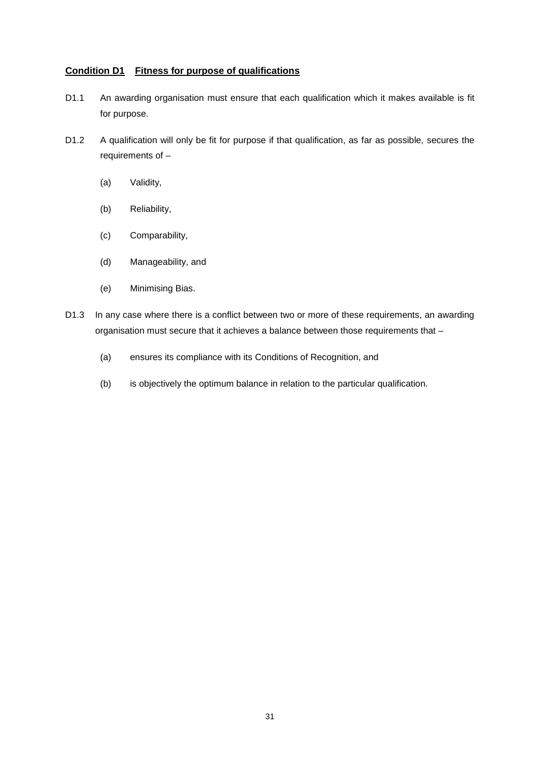## Condition D1 Fitness for purpose of qualifications

D1.1 An awarding organisation must ensure that each qualification which it makes available is fit for purpose.

D1.2 A qualification will only be fit for purpose if that qualification, as far as possible, secures the requirements of –

- (a) Validity,
- (b) Reliability,
- (c) Comparability,
- (d) Manageability, and
- (e) Minimising Bias.

D1.3 In any case where there is a conflict between two or more of these requirements, an awarding organisation must secure that it achieves a balance between those requirements that –

- (a) ensures its compliance with its Conditions of Recognition, and
- (b) is objectively the optimum balance in relation to the particular qualification.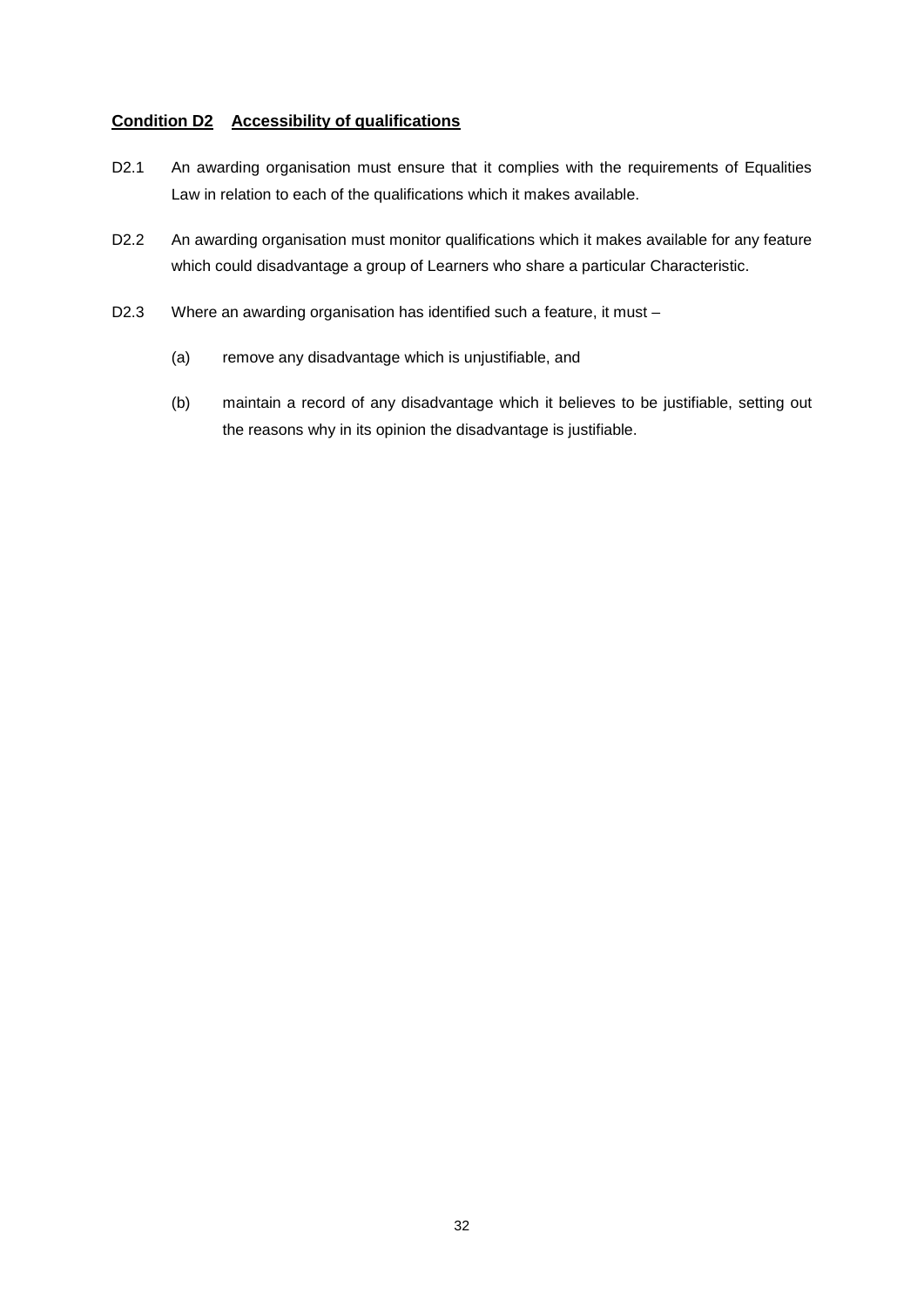## **Condition D2 Accessibility of qualifications**

D2.1 An awarding organisation must ensure that it complies with the requirements of Equalities Law in relation to each of the qualifications which it makes available.

D2.2 An awarding organisation must monitor qualifications which it makes available for any feature which could disadvantage a group of Learners who share a particular Characteristic.

D2.3 Where an awarding organisation has identified such a feature, it must –

(a) remove any disadvantage which is unjustifiable, and

(b) maintain a record of any disadvantage which it believes to be justifiable, setting out the reasons why in its opinion the disadvantage is justifiable.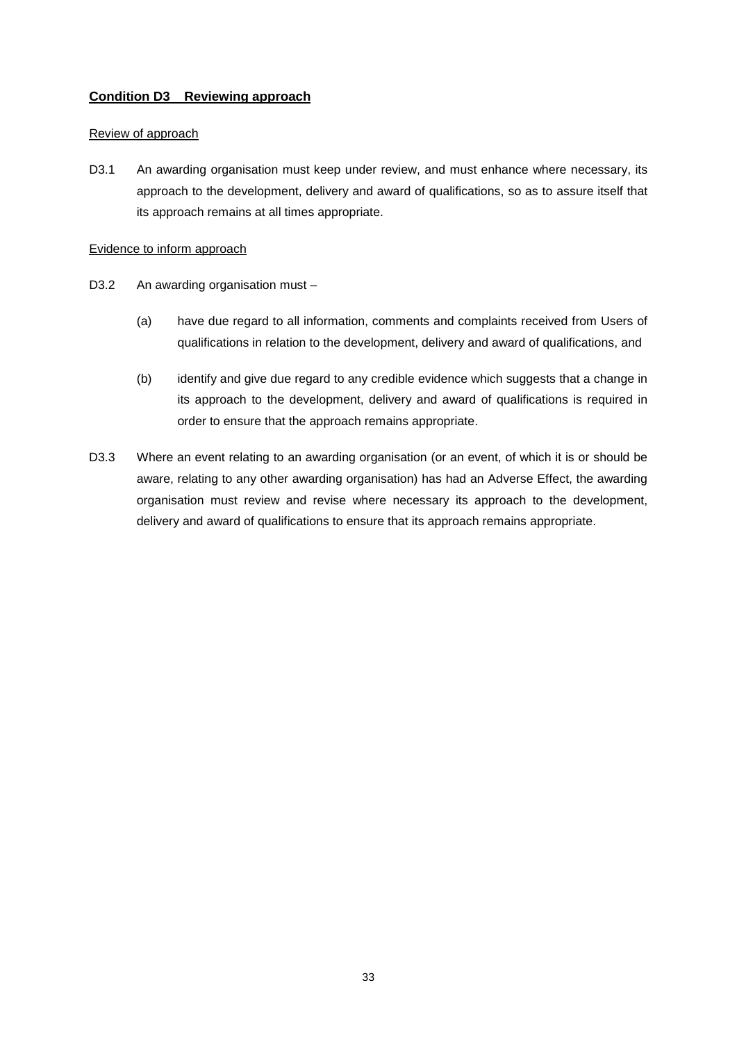## Condition D3 Reviewing approach

Review of approach

D3.1 An awarding organisation must keep under review, and must enhance where necessary, its approach to the development, delivery and award of qualifications, so as to assure itself that its approach remains at all times appropriate.

Evidence to inform approach

D3.2 An awarding organisation must –

(a) have due regard to all information, comments and complaints received from Users of qualifications in relation to the development, delivery and award of qualifications, and

(b) identify and give due regard to any credible evidence which suggests that a change in its approach to the development, delivery and award of qualifications is required in order to ensure that the approach remains appropriate.

D3.3 Where an event relating to an awarding organisation (or an event, of which it is or should be aware, relating to any other awarding organisation) has had an Adverse Effect, the awarding organisation must review and revise where necessary its approach to the development, delivery and award of qualifications to ensure that its approach remains appropriate.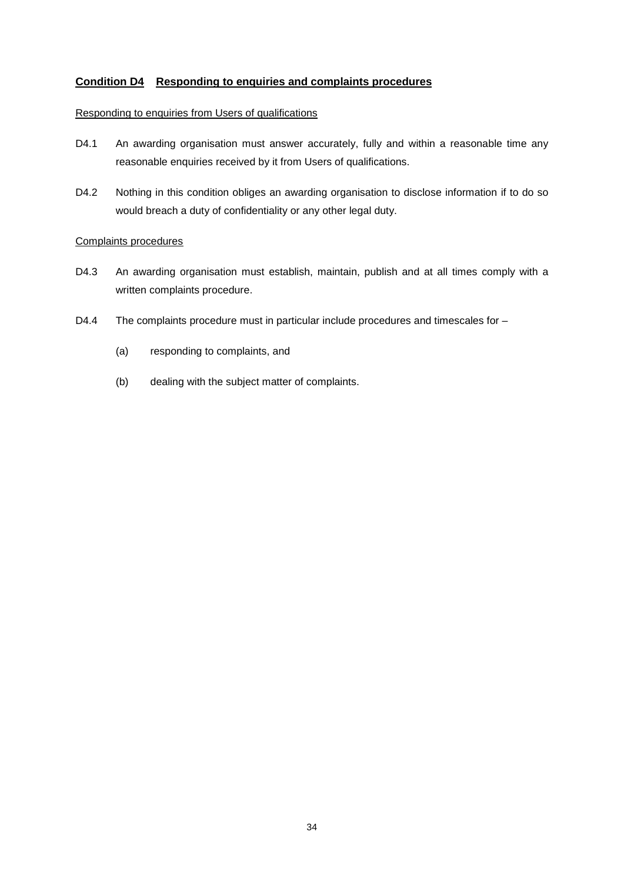## Condition D4 Responding to enquiries and complaints procedures

Responding to enquiries from Users of qualifications

D4.1 An awarding organisation must answer accurately, fully and within a reasonable time any reasonable enquiries received by it from Users of qualifications.

D4.2 Nothing in this condition obliges an awarding organisation to disclose information if to do so would breach a duty of confidentiality or any other legal duty.

Complaints procedures

D4.3 An awarding organisation must establish, maintain, publish and at all times comply with a written complaints procedure.

D4.4 The complaints procedure must in particular include procedures and timescales for –

(a) responding to complaints, and

(b) dealing with the subject matter of complaints.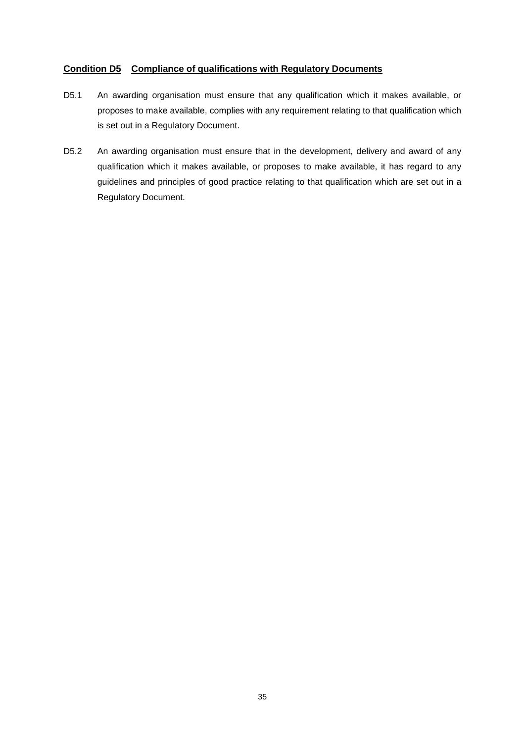## <u>Condition D5</u> <u>Compliance of qualifications with Regulatory Documents</u>

D5.1 An awarding organisation must ensure that any qualification which it makes available, or proposes to make available, complies with any requirement relating to that qualification which is set out in a Regulatory Document.

D5.2 An awarding organisation must ensure that in the development, delivery and award of any qualification which it makes available, or proposes to make available, it has regard to any guidelines and principles of good practice relating to that qualification which are set out in a Regulatory Document.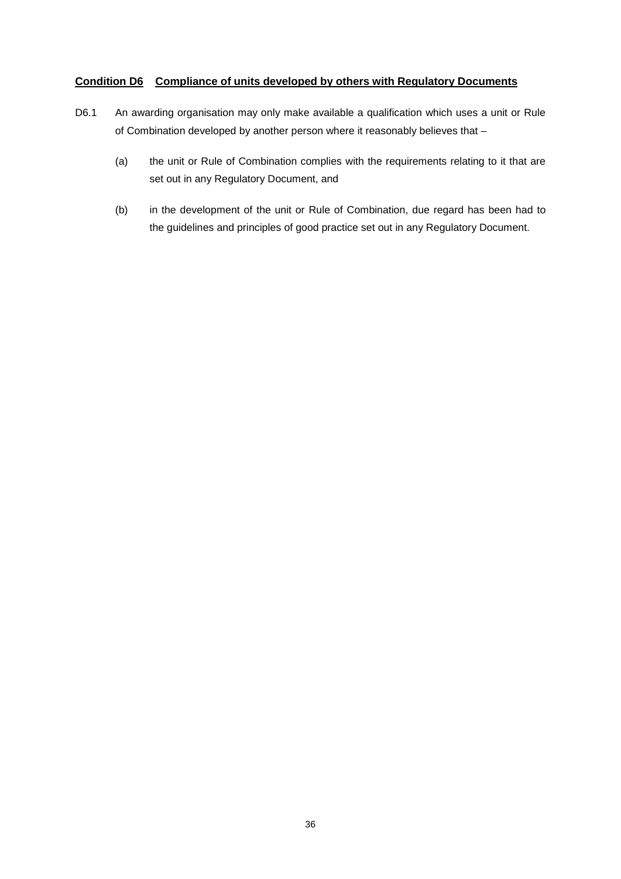## **Condition D6 Compliance of units developed by others with Regulatory Documents**

D6.1 An awarding organisation may only make available a qualification which uses a unit or Rule of Combination developed by another person where it reasonably believes that –

(a) the unit or Rule of Combination complies with the requirements relating to it that are set out in any Regulatory Document, and

(b) in the development of the unit or Rule of Combination, due regard has been had to the guidelines and principles of good practice set out in any Regulatory Document.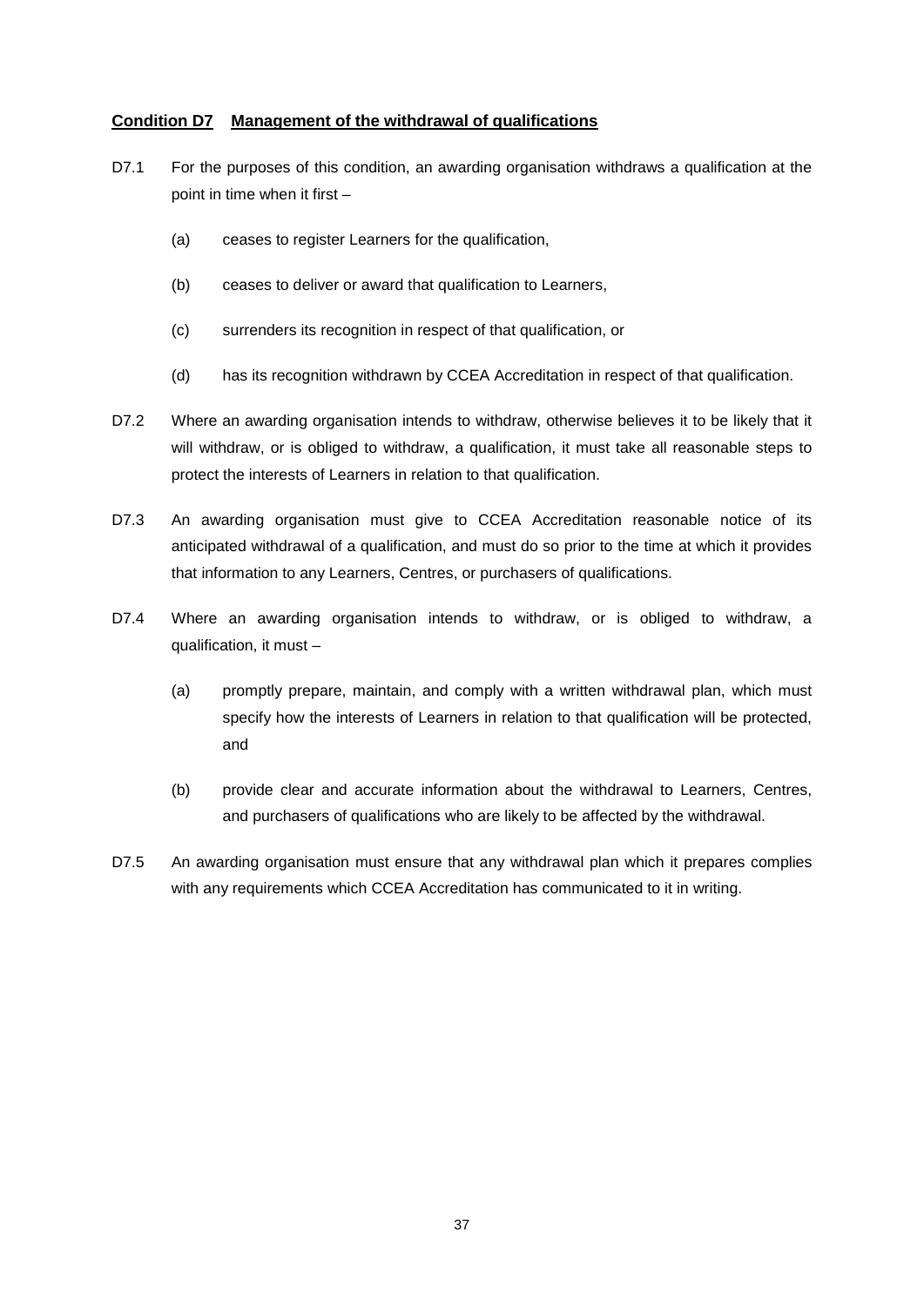## Condition D7 Management of the withdrawal of qualifications

D7.1 For the purposes of this condition, an awarding organisation withdraws a qualification at the point in time when it first –

(a) ceases to register Learners for the qualification,

(b) ceases to deliver or award that qualification to Learners,

(c) surrenders its recognition in respect of that qualification, or

(d) has its recognition withdrawn by CCEA Accreditation in respect of that qualification.

D7.2 Where an awarding organisation intends to withdraw, otherwise believes it to be likely that it will withdraw, or is obliged to withdraw, a qualification, it must take all reasonable steps to protect the interests of Learners in relation to that qualification.

D7.3 An awarding organisation must give to CCEA Accreditation reasonable notice of its anticipated withdrawal of a qualification, and must do so prior to the time at which it provides that information to any Learners, Centres, or purchasers of qualifications.

D7.4 Where an awarding organisation intends to withdraw, or is obliged to withdraw, a qualification, it must –

(a) promptly prepare, maintain, and comply with a written withdrawal plan, which must specify how the interests of Learners in relation to that qualification will be protected, and

(b) provide clear and accurate information about the withdrawal to Learners, Centres, and purchasers of qualifications who are likely to be affected by the withdrawal.

D7.5 An awarding organisation must ensure that any withdrawal plan which it prepares complies with any requirements which CCEA Accreditation has communicated to it in writing.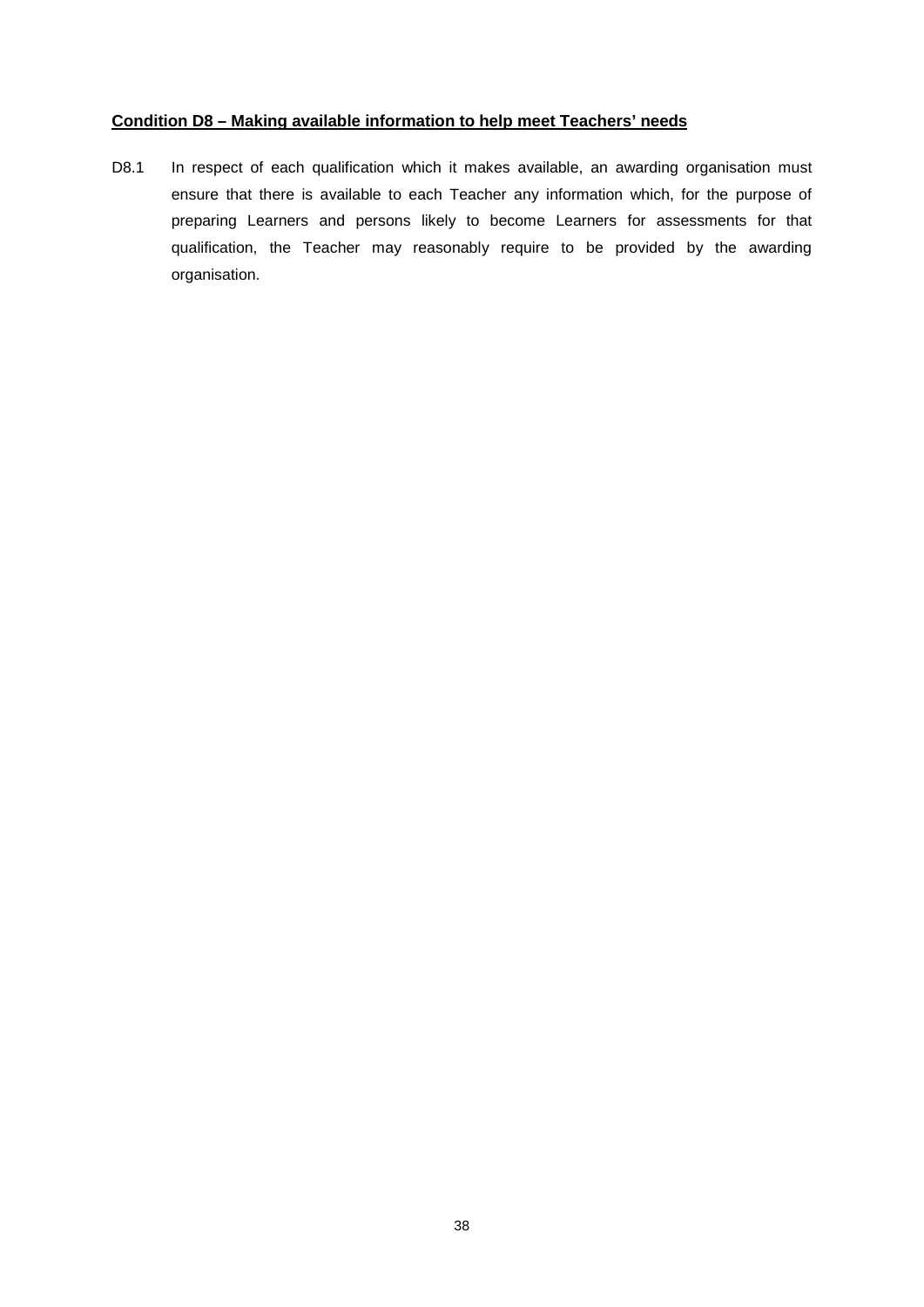**Condition D8 – Making available information to help meet Teachers' needs**

D8.1 In respect of each qualification which it makes available, an awarding organisation must ensure that there is available to each Teacher any information which, for the purpose of preparing Learners and persons likely to become Learners for assessments for that qualification, the Teacher may reasonably require to be provided by the awarding organisation.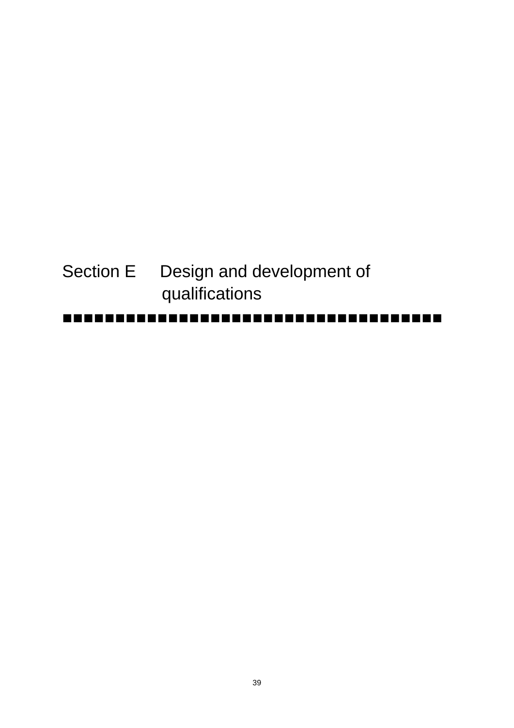# Section E Design and development of qualifications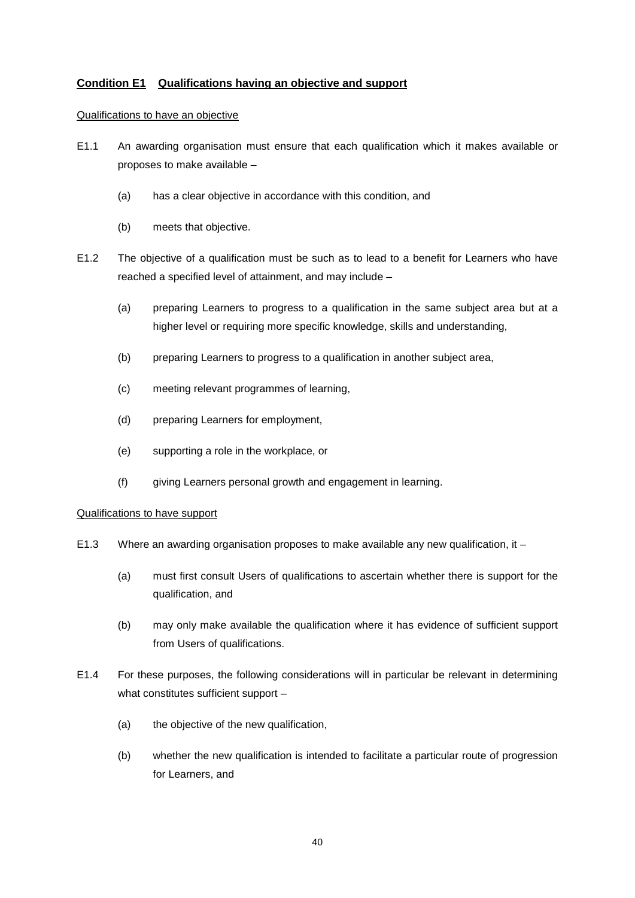## Condition E1 Qualifications having an objective and support

Qualifications to have an objective

E1.1 An awarding organisation must ensure that each qualification which it makes available or proposes to make available –

(a) has a clear objective in accordance with this condition, and

(b) meets that objective.

E1.2 The objective of a qualification must be such as to lead to a benefit for Learners who have reached a specified level of attainment, and may include –

(a) preparing Learners to progress to a qualification in the same subject area but at a higher level or requiring more specific knowledge, skills and understanding,

(b) preparing Learners to progress to a qualification in another subject area,

(c) meeting relevant programmes of learning,

(d) preparing Learners for employment,

(e) supporting a role in the workplace, or

(f) giving Learners personal growth and engagement in learning.

Qualifications to have support

E1.3 Where an awarding organisation proposes to make available any new qualification, it –

(a) must first consult Users of qualifications to ascertain whether there is support for the qualification, and

(b) may only make available the qualification where it has evidence of sufficient support from Users of qualifications.

E1.4 For these purposes, the following considerations will in particular be relevant in determining what constitutes sufficient support –

(a) the objective of the new qualification,

(b) whether the new qualification is intended to facilitate a particular route of progression for Learners, and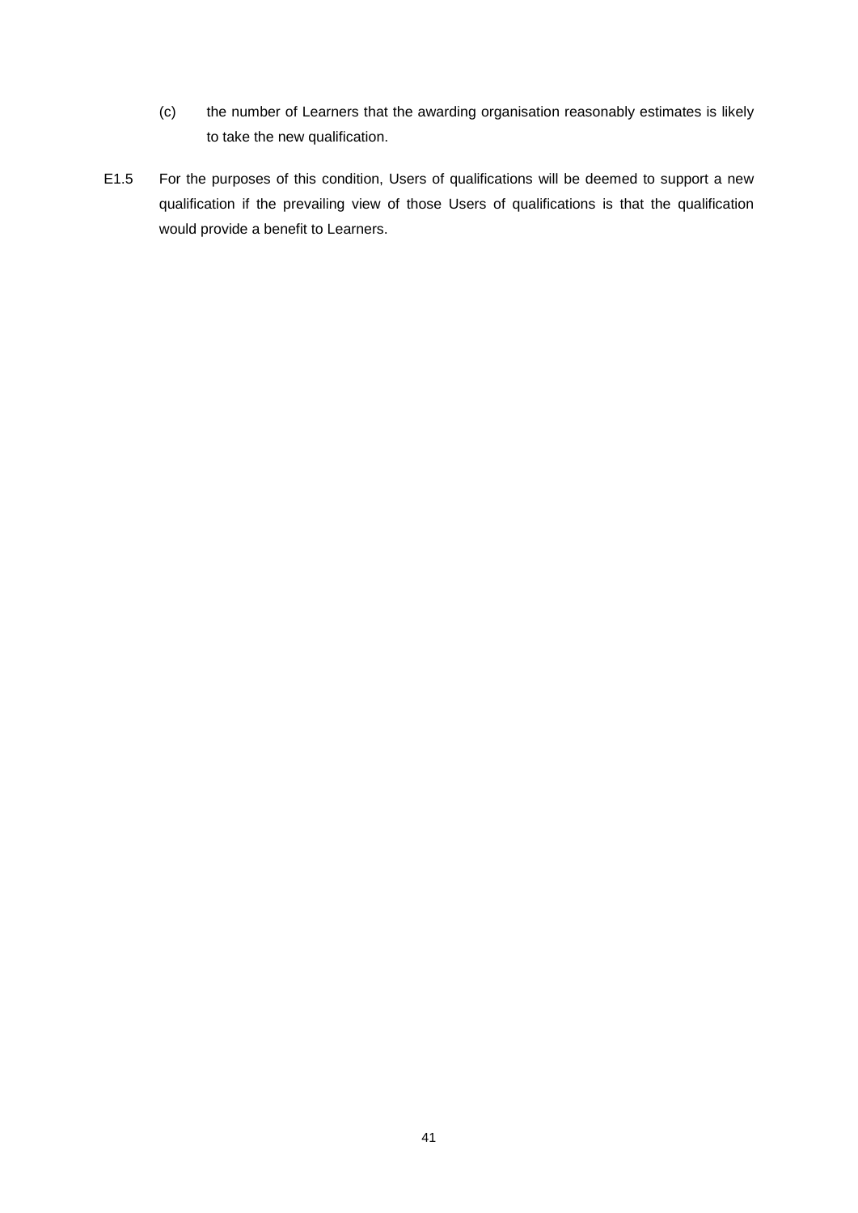(c) the number of Learners that the awarding organisation reasonably estimates is likely to take the new qualification.

E1.5 For the purposes of this condition, Users of qualifications will be deemed to support a new qualification if the prevailing view of those Users of qualifications is that the qualification would provide a benefit to Learners.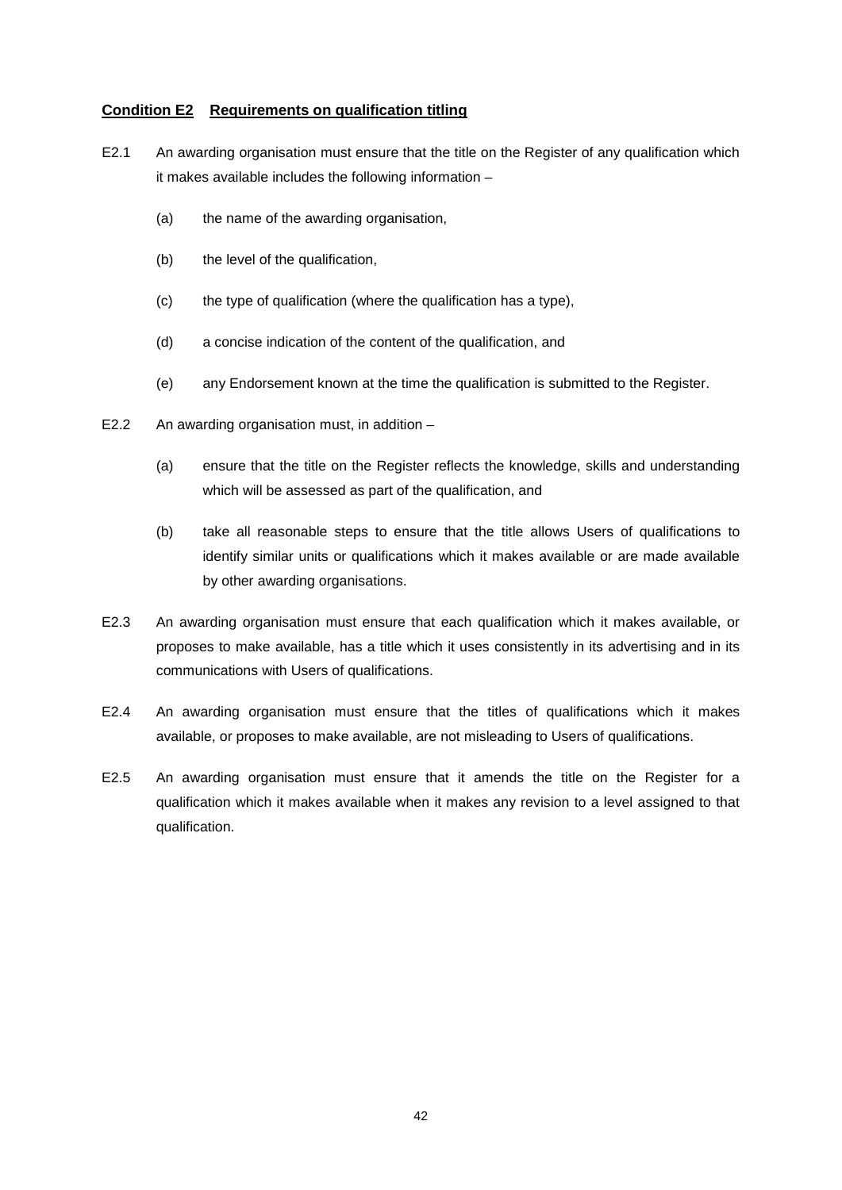## Condition E2 Requirements on qualification titling

E2.1 An awarding organisation must ensure that the title on the Register of any qualification which it makes available includes the following information –

(a) the name of the awarding organisation,

(b) the level of the qualification,

(c) the type of qualification (where the qualification has a type),

(d) a concise indication of the content of the qualification, and

(e) any Endorsement known at the time the qualification is submitted to the Register.

E2.2 An awarding organisation must, in addition –

(a) ensure that the title on the Register reflects the knowledge, skills and understanding which will be assessed as part of the qualification, and

(b) take all reasonable steps to ensure that the title allows Users of qualifications to identify similar units or qualifications which it makes available or are made available by other awarding organisations.

E2.3 An awarding organisation must ensure that each qualification which it makes available, or proposes to make available, has a title which it uses consistently in its advertising and in its communications with Users of qualifications.

E2.4 An awarding organisation must ensure that the titles of qualifications which it makes available, or proposes to make available, are not misleading to Users of qualifications.

E2.5 An awarding organisation must ensure that it amends the title on the Register for a qualification which it makes available when it makes any revision to a level assigned to that qualification.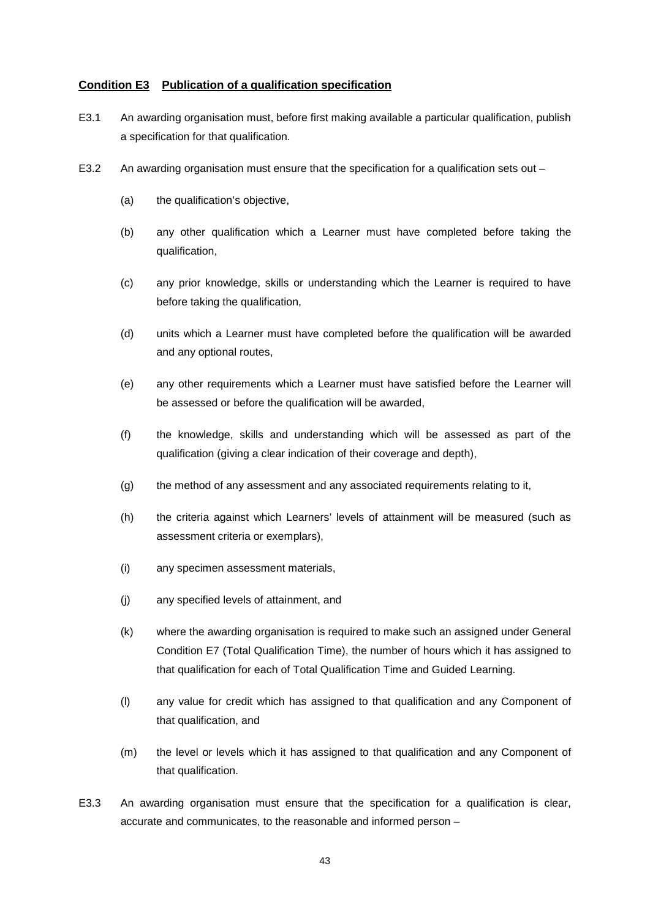**<u>Condition E3 Publication of a qualification specification</u>**

E3.1 An awarding organisation must, before first making available a particular qualification, publish a specification for that qualification.

E3.2 An awarding organisation must ensure that the specification for a qualification sets out –

(a) the qualification's objective,

(b) any other qualification which a Learner must have completed before taking the qualification,

(c) any prior knowledge, skills or understanding which the Learner is required to have before taking the qualification,

(d) units which a Learner must have completed before the qualification will be awarded and any optional routes,

(e) any other requirements which a Learner must have satisfied before the Learner will be assessed or before the qualification will be awarded,

(f) the knowledge, skills and understanding which will be assessed as part of the qualification (giving a clear indication of their coverage and depth),

(g) the method of any assessment and any associated requirements relating to it,

(h) the criteria against which Learners' levels of attainment will be measured (such as assessment criteria or exemplars),

(i) any specimen assessment materials,

(j) any specified levels of attainment, and

(k) where the awarding organisation is required to make such an assigned under General Condition E7 (Total Qualification Time), the number of hours which it has assigned to that qualification for each of Total Qualification Time and Guided Learning.

(l) any value for credit which has assigned to that qualification and any Component of that qualification, and

(m) the level or levels which it has assigned to that qualification and any Component of that qualification.

E3.3 An awarding organisation must ensure that the specification for a qualification is clear, accurate and communicates, to the reasonable and informed person –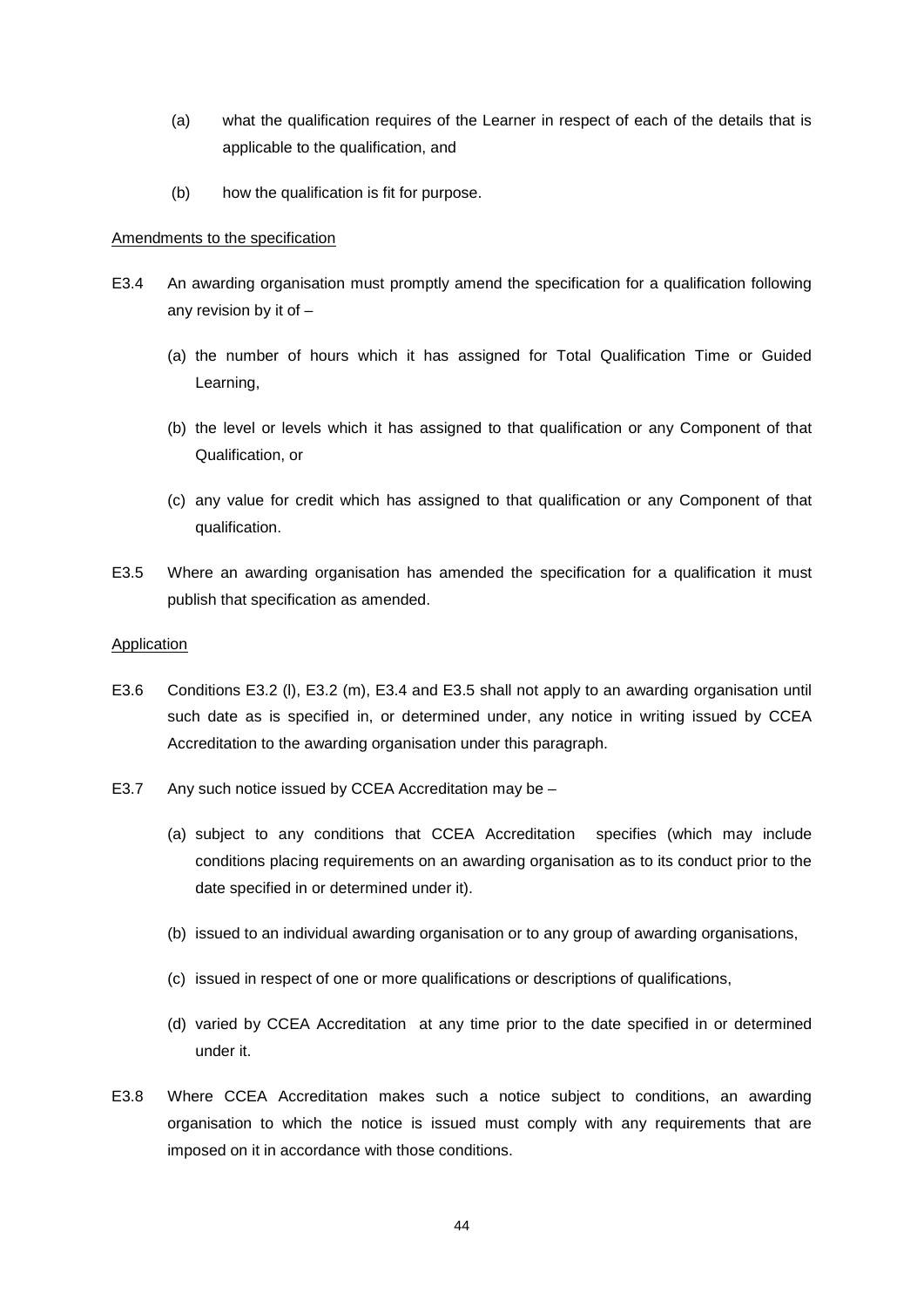(a) what the qualification requires of the Learner in respect of each of the details that is applicable to the qualification, and

(b) how the qualification is fit for purpose.

Amendments to the specification

E3.4 An awarding organisation must promptly amend the specification for a qualification following any revision by it of –

(a) the number of hours which it has assigned for Total Qualification Time or Guided Learning,

(b) the level or levels which it has assigned to that qualification or any Component of that Qualification, or

(c) any value for credit which has assigned to that qualification or any Component of that qualification.

E3.5 Where an awarding organisation has amended the specification for a qualification it must publish that specification as amended.

Application

E3.6 Conditions E3.2 (l), E3.2 (m), E3.4 and E3.5 shall not apply to an awarding organisation until such date as is specified in, or determined under, any notice in writing issued by CCEA Accreditation to the awarding organisation under this paragraph.

E3.7 Any such notice issued by CCEA Accreditation may be –

(a) subject to any conditions that CCEA Accreditation specifies (which may include conditions placing requirements on an awarding organisation as to its conduct prior to the date specified in or determined under it).

(b) issued to an individual awarding organisation or to any group of awarding organisations,

(c) issued in respect of one or more qualifications or descriptions of qualifications,

(d) varied by CCEA Accreditation at any time prior to the date specified in or determined under it.

E3.8 Where CCEA Accreditation makes such a notice subject to conditions, an awarding organisation to which the notice is issued must comply with any requirements that are imposed on it in accordance with those conditions.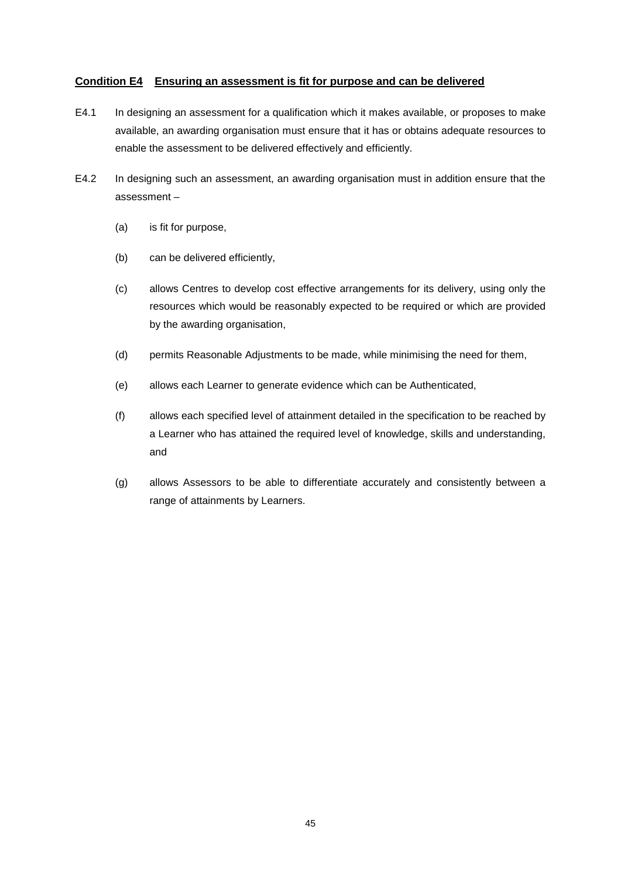## Condition E4 Ensuring an assessment is fit for purpose and can be delivered

E4.1 In designing an assessment for a qualification which it makes available, or proposes to make available, an awarding organisation must ensure that it has or obtains adequate resources to enable the assessment to be delivered effectively and efficiently.

E4.2 In designing such an assessment, an awarding organisation must in addition ensure that the assessment –

(a) is fit for purpose,

(b) can be delivered efficiently,

(c) allows Centres to develop cost effective arrangements for its delivery, using only the resources which would be reasonably expected to be required or which are provided by the awarding organisation,

(d) permits Reasonable Adjustments to be made, while minimising the need for them,

(e) allows each Learner to generate evidence which can be Authenticated,

(f) allows each specified level of attainment detailed in the specification to be reached by a Learner who has attained the required level of knowledge, skills and understanding, and

(g) allows Assessors to be able to differentiate accurately and consistently between a range of attainments by Learners.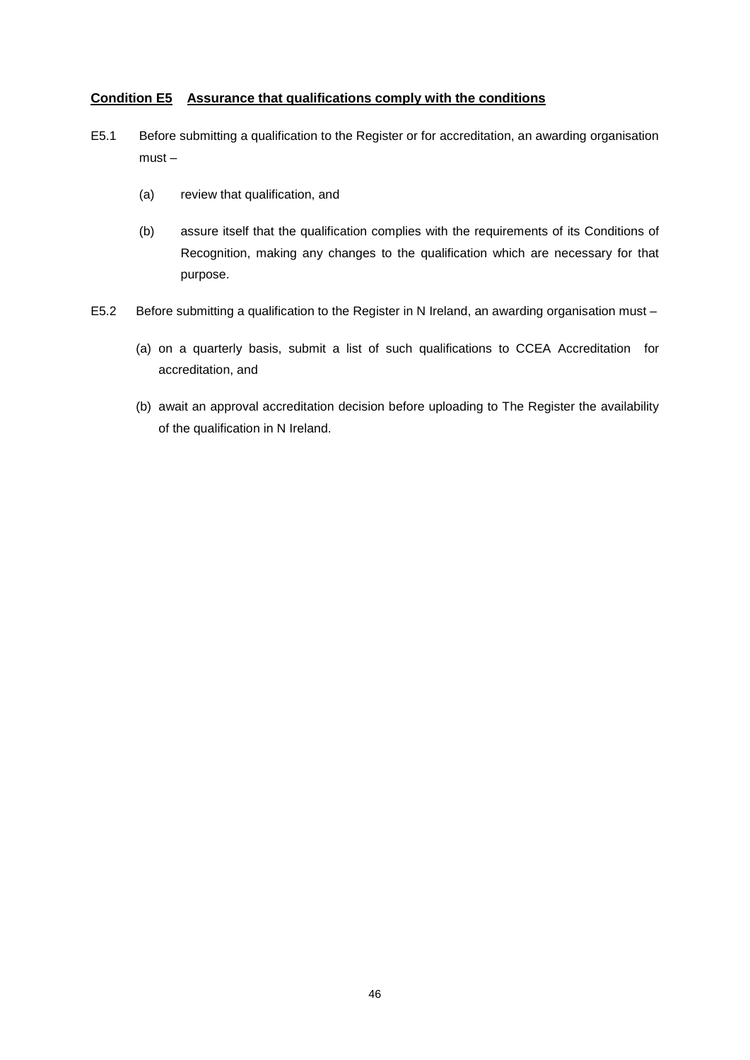## **Condition E5 Assurance that qualifications comply with the conditions**

E5.1 Before submitting a qualification to the Register or for accreditation, an awarding organisation must –

(a) review that qualification, and

(b) assure itself that the qualification complies with the requirements of its Conditions of Recognition, making any changes to the qualification which are necessary for that purpose.

E5.2 Before submitting a qualification to the Register in N Ireland, an awarding organisation must –

(a) on a quarterly basis, submit a list of such qualifications to CCEA Accreditation for accreditation, and

(b) await an approval accreditation decision before uploading to The Register the availability of the qualification in N Ireland.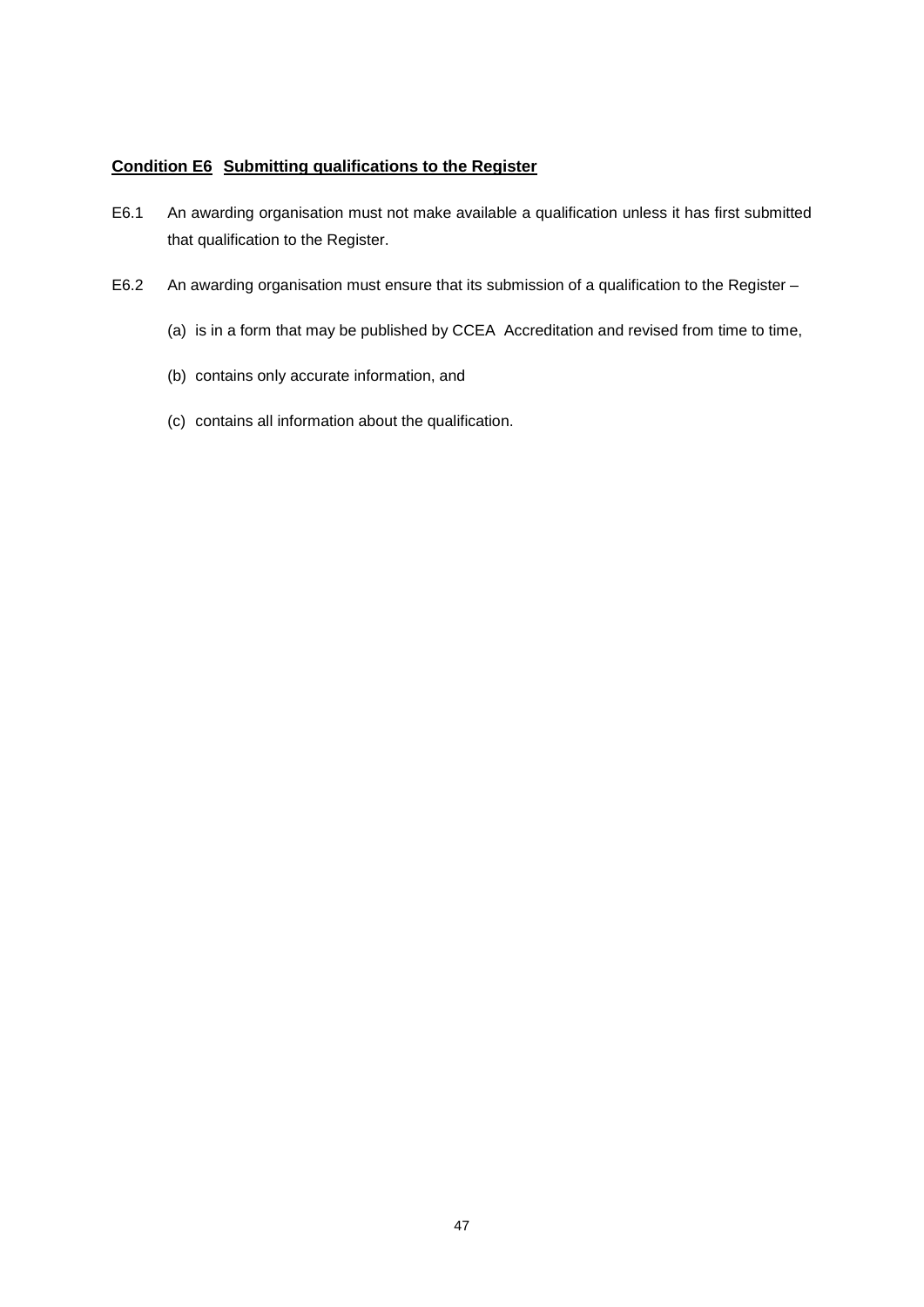## Condition E6 Submitting qualifications to the Register

E6.1 An awarding organisation must not make available a qualification unless it has first submitted that qualification to the Register.

E6.2 An awarding organisation must ensure that its submission of a qualification to the Register –

(a) is in a form that may be published by CCEA Accreditation and revised from time to time,

(b) contains only accurate information, and

(c) contains all information about the qualification.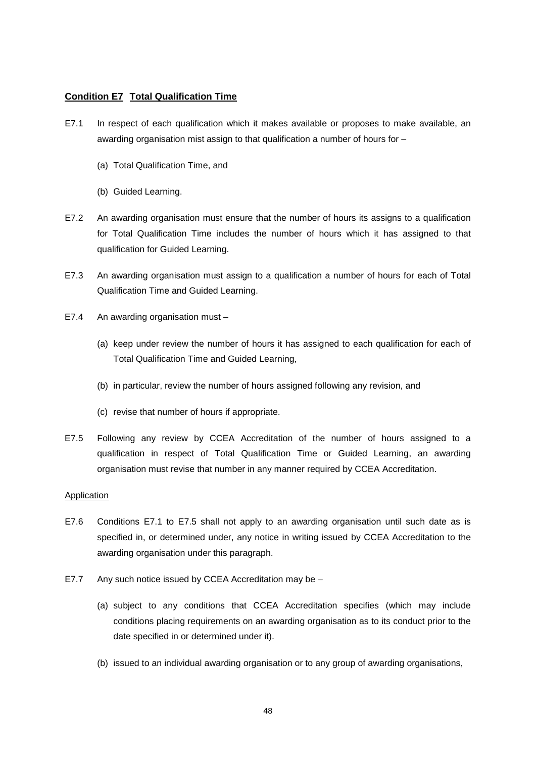## **Condition E7 Total Qualification Time**

E7.1 In respect of each qualification which it makes available or proposes to make available, an awarding organisation mist assign to that qualification a number of hours for –

(a) Total Qualification Time, and

(b) Guided Learning.

E7.2 An awarding organisation must ensure that the number of hours its assigns to a qualification for Total Qualification Time includes the number of hours which it has assigned to that qualification for Guided Learning.

E7.3 An awarding organisation must assign to a qualification a number of hours for each of Total Qualification Time and Guided Learning.

E7.4 An awarding organisation must –

(a) keep under review the number of hours it has assigned to each qualification for each of Total Qualification Time and Guided Learning,

(b) in particular, review the number of hours assigned following any revision, and

(c) revise that number of hours if appropriate.

E7.5 Following any review by CCEA Accreditation of the number of hours assigned to a qualification in respect of Total Qualification Time or Guided Learning, an awarding organisation must revise that number in any manner required by CCEA Accreditation.

Application

E7.6 Conditions E7.1 to E7.5 shall not apply to an awarding organisation until such date as is specified in, or determined under, any notice in writing issued by CCEA Accreditation to the awarding organisation under this paragraph.

E7.7 Any such notice issued by CCEA Accreditation may be –

(a) subject to any conditions that CCEA Accreditation specifies (which may include conditions placing requirements on an awarding organisation as to its conduct prior to the date specified in or determined under it).

(b) issued to an individual awarding organisation or to any group of awarding organisations,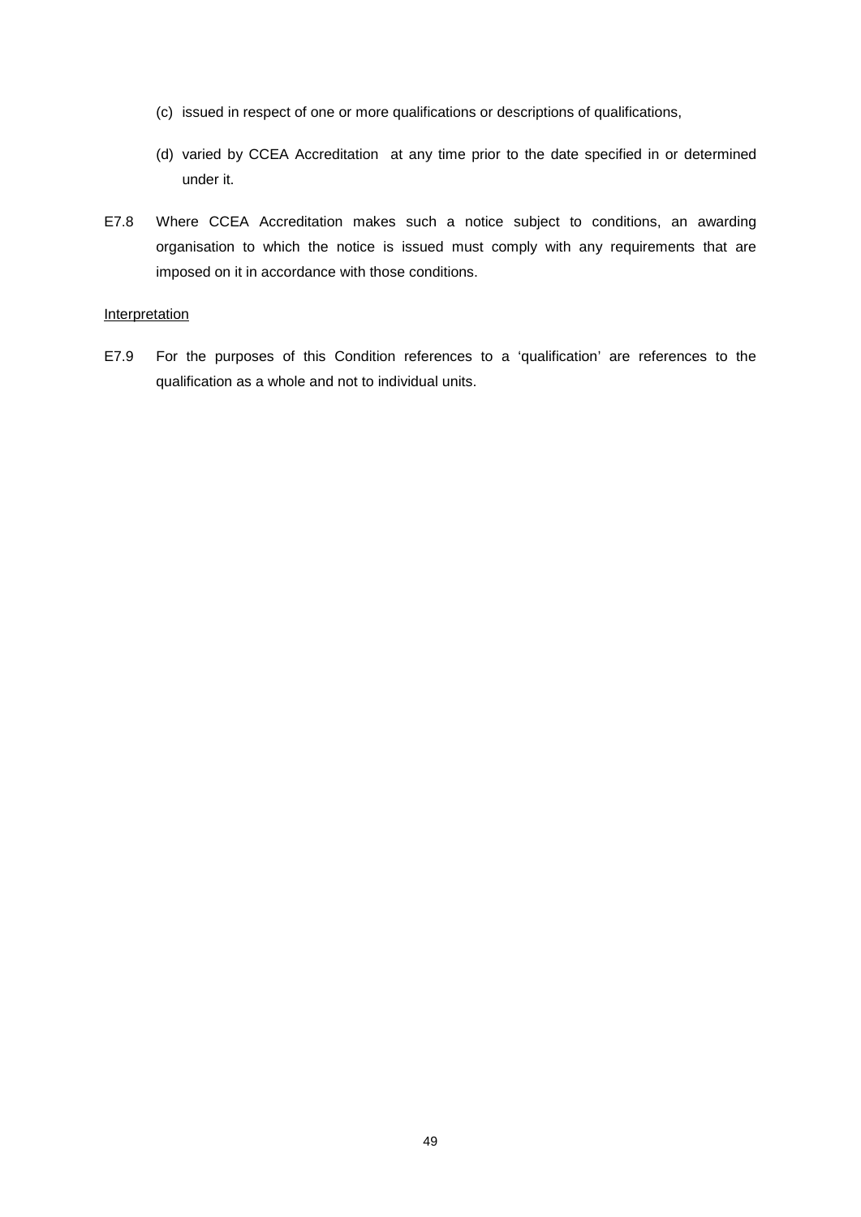(c) issued in respect of one or more qualifications or descriptions of qualifications,

(d) varied by CCEA Accreditation at any time prior to the date specified in or determined under it.

E7.8 Where CCEA Accreditation makes such a notice subject to conditions, an awarding organisation to which the notice is issued must comply with any requirements that are imposed on it in accordance with those conditions.

Interpretation

E7.9 For the purposes of this Condition references to a 'qualification' are references to the qualification as a whole and not to individual units.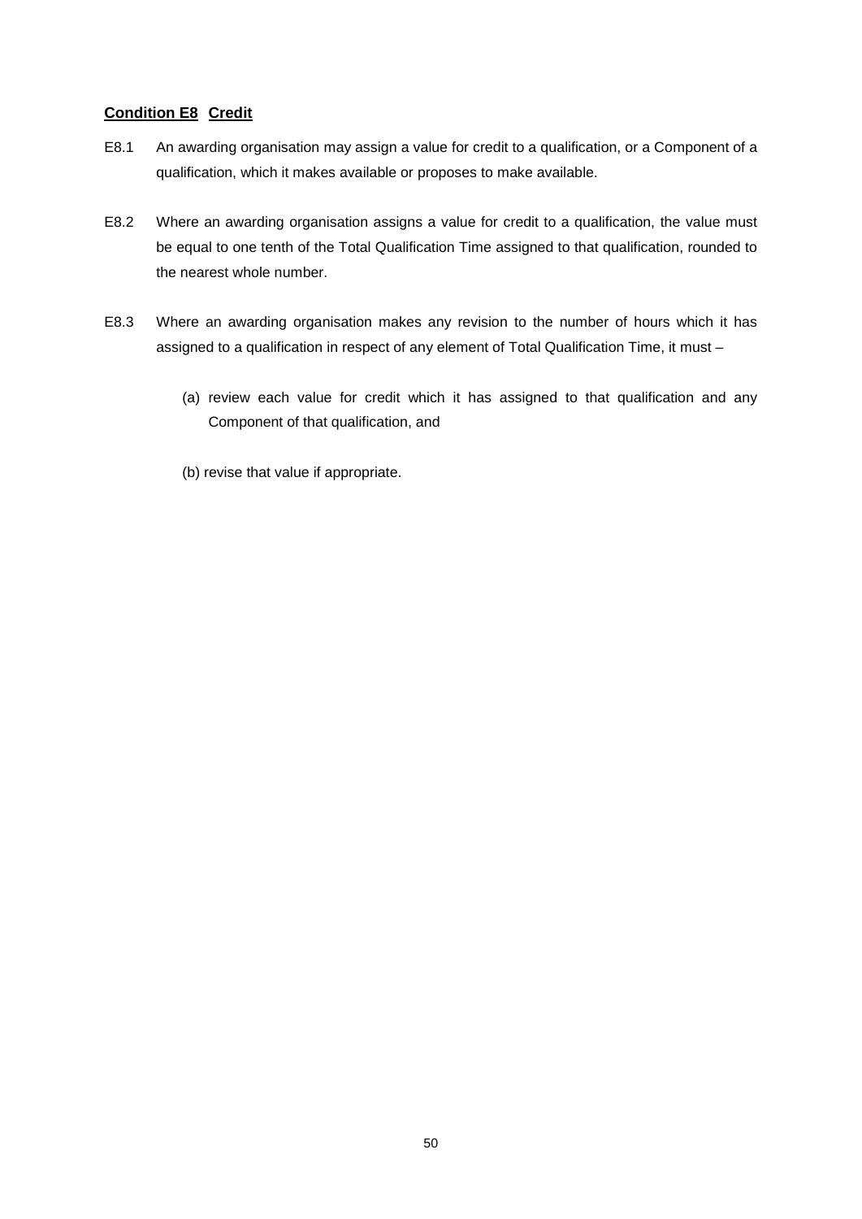## Condition E8 Credit

E8.1 An awarding organisation may assign a value for credit to a qualification, or a Component of a qualification, which it makes available or proposes to make available.

E8.2 Where an awarding organisation assigns a value for credit to a qualification, the value must be equal to one tenth of the Total Qualification Time assigned to that qualification, rounded to the nearest whole number.

E8.3 Where an awarding organisation makes any revision to the number of hours which it has assigned to a qualification in respect of any element of Total Qualification Time, it must –

(a) review each value for credit which it has assigned to that qualification and any Component of that qualification, and

(b) revise that value if appropriate.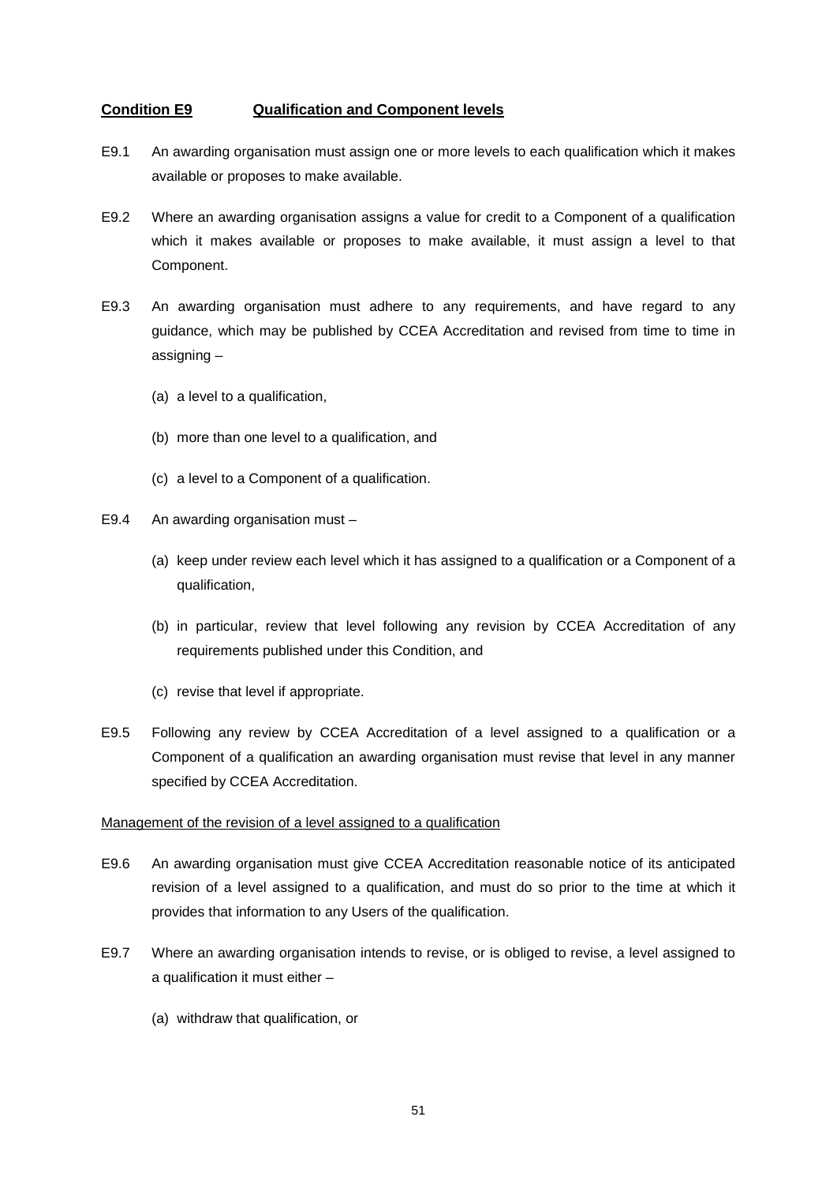## Condition E9 Qualification and Component levels

E9.1 An awarding organisation must assign one or more levels to each qualification which it makes available or proposes to make available.

E9.2 Where an awarding organisation assigns a value for credit to a Component of a qualification which it makes available or proposes to make available, it must assign a level to that Component.

E9.3 An awarding organisation must adhere to any requirements, and have regard to any guidance, which may be published by CCEA Accreditation and revised from time to time in assigning –

(a) a level to a qualification,

(b) more than one level to a qualification, and

(c) a level to a Component of a qualification.

E9.4 An awarding organisation must –

(a) keep under review each level which it has assigned to a qualification or a Component of a qualification,

(b) in particular, review that level following any revision by CCEA Accreditation of any requirements published under this Condition, and

(c) revise that level if appropriate.

E9.5 Following any review by CCEA Accreditation of a level assigned to a qualification or a Component of a qualification an awarding organisation must revise that level in any manner specified by CCEA Accreditation.

Management of the revision of a level assigned to a qualification

E9.6 An awarding organisation must give CCEA Accreditation reasonable notice of its anticipated revision of a level assigned to a qualification, and must do so prior to the time at which it provides that information to any Users of the qualification.

E9.7 Where an awarding organisation intends to revise, or is obliged to revise, a level assigned to a qualification it must either –

(a) withdraw that qualification, or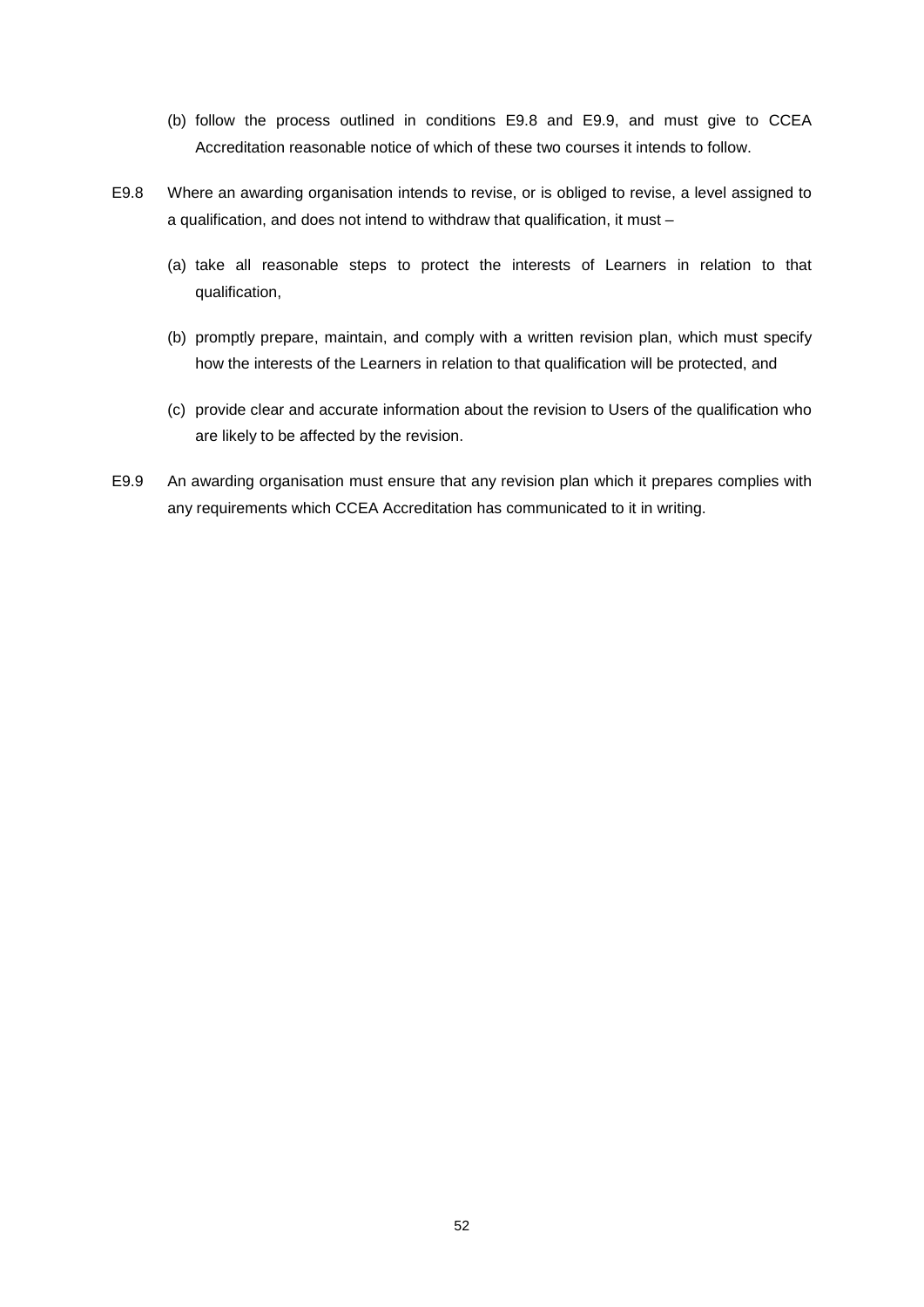(b) follow the process outlined in conditions E9.8 and E9.9, and must give to CCEA Accreditation reasonable notice of which of these two courses it intends to follow.

E9.8 Where an awarding organisation intends to revise, or is obliged to revise, a level assigned to a qualification, and does not intend to withdraw that qualification, it must –

(a) take all reasonable steps to protect the interests of Learners in relation to that qualification,

(b) promptly prepare, maintain, and comply with a written revision plan, which must specify how the interests of the Learners in relation to that qualification will be protected, and

(c) provide clear and accurate information about the revision to Users of the qualification who are likely to be affected by the revision.

E9.9 An awarding organisation must ensure that any revision plan which it prepares complies with any requirements which CCEA Accreditation has communicated to it in writing.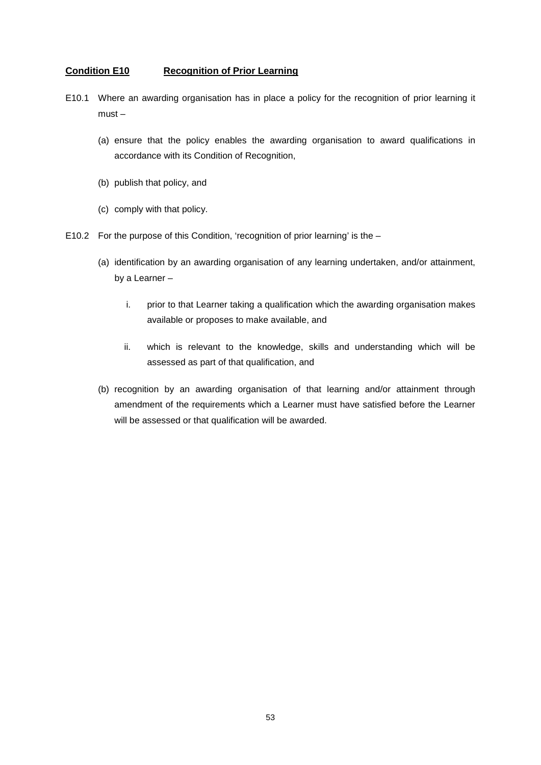## Condition E10 Recognition of Prior Learning

E10.1 Where an awarding organisation has in place a policy for the recognition of prior learning it must –

(a) ensure that the policy enables the awarding organisation to award qualifications in accordance with its Condition of Recognition,

(b) publish that policy, and

(c) comply with that policy.

E10.2 For the purpose of this Condition, 'recognition of prior learning' is the –

(a) identification by an awarding organisation of any learning undertaken, and/or attainment, by a Learner –

i. prior to that Learner taking a qualification which the awarding organisation makes available or proposes to make available, and

ii. which is relevant to the knowledge, skills and understanding which will be assessed as part of that qualification, and

(b) recognition by an awarding organisation of that learning and/or attainment through amendment of the requirements which a Learner must have satisfied before the Learner will be assessed or that qualification will be awarded.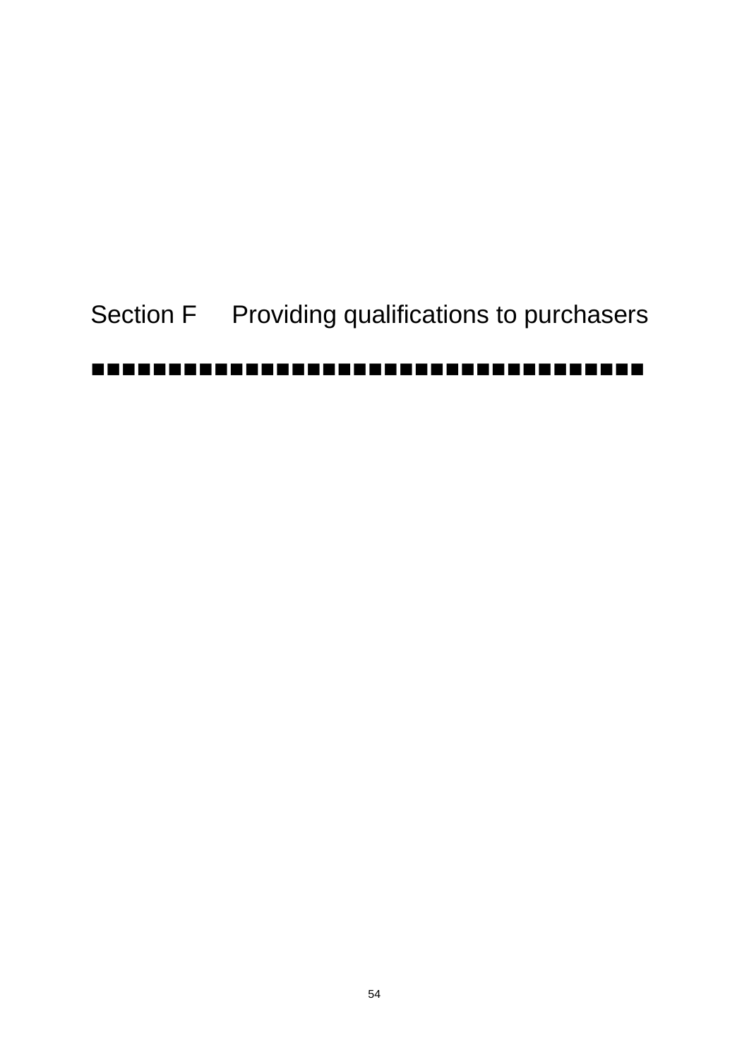# Section F Providing qualifications to purchasers

■■■■■■■■■■■■■■■■■■■■■■■■■■■■■■■■■■■■■■■■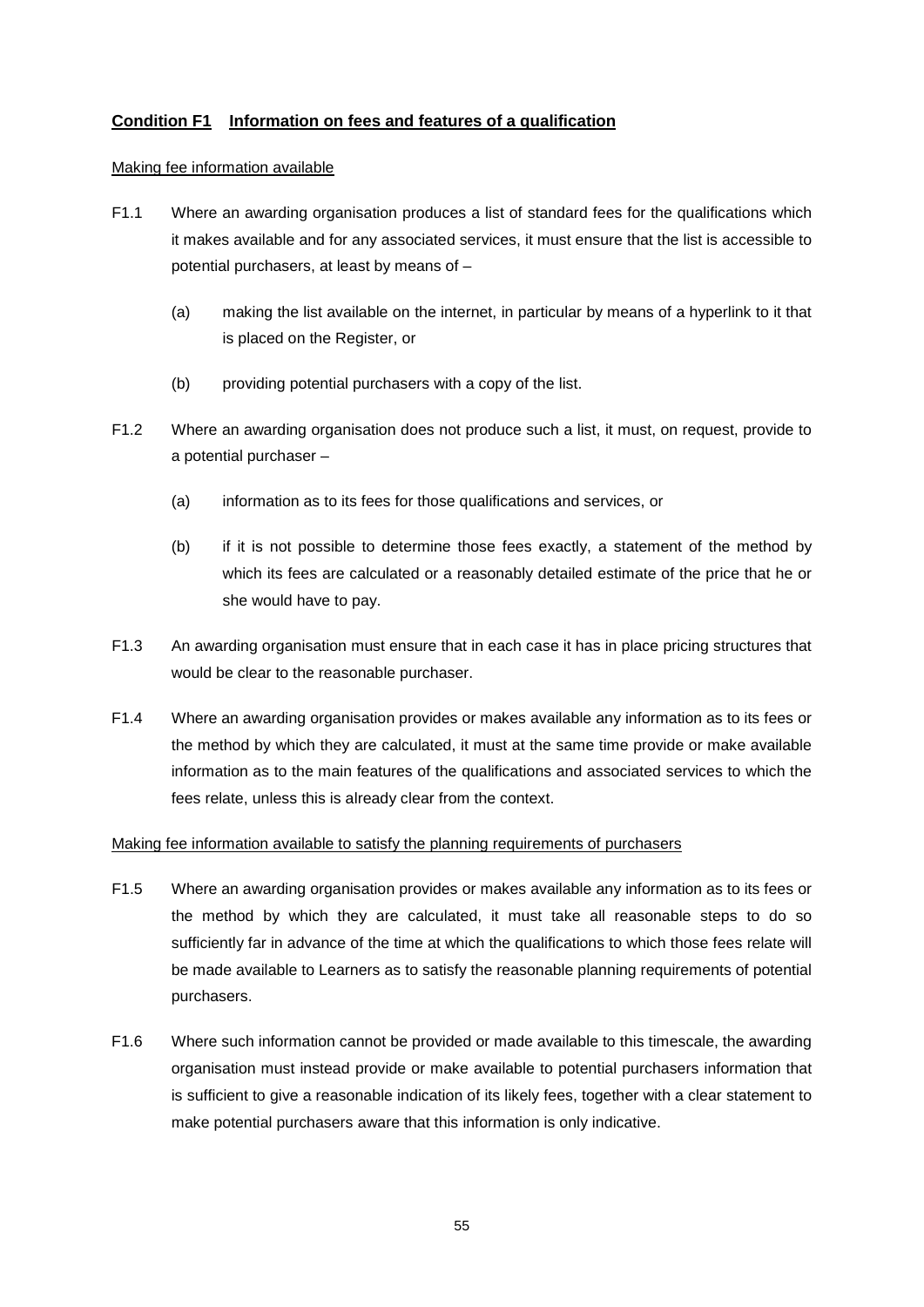## **Condition F1 Information on fees and features of a qualification**

Making fee information available

F1.1 Where an awarding organisation produces a list of standard fees for the qualifications which it makes available and for any associated services, it must ensure that the list is accessible to potential purchasers, at least by means of –

(a) making the list available on the internet, in particular by means of a hyperlink to it that is placed on the Register, or

(b) providing potential purchasers with a copy of the list.

F1.2 Where an awarding organisation does not produce such a list, it must, on request, provide to a potential purchaser –

(a) information as to its fees for those qualifications and services, or

(b) if it is not possible to determine those fees exactly, a statement of the method by which its fees are calculated or a reasonably detailed estimate of the price that he or she would have to pay.

F1.3 An awarding organisation must ensure that in each case it has in place pricing structures that would be clear to the reasonable purchaser.

F1.4 Where an awarding organisation provides or makes available any information as to its fees or the method by which they are calculated, it must at the same time provide or make available information as to the main features of the qualifications and associated services to which the fees relate, unless this is already clear from the context.

Making fee information available to satisfy the planning requirements of purchasers

F1.5 Where an awarding organisation provides or makes available any information as to its fees or the method by which they are calculated, it must take all reasonable steps to do so sufficiently far in advance of the time at which the qualifications to which those fees relate will be made available to Learners as to satisfy the reasonable planning requirements of potential purchasers.

F1.6 Where such information cannot be provided or made available to this timescale, the awarding organisation must instead provide or make available to potential purchasers information that is sufficient to give a reasonable indication of its likely fees, together with a clear statement to make potential purchasers aware that this information is only indicative.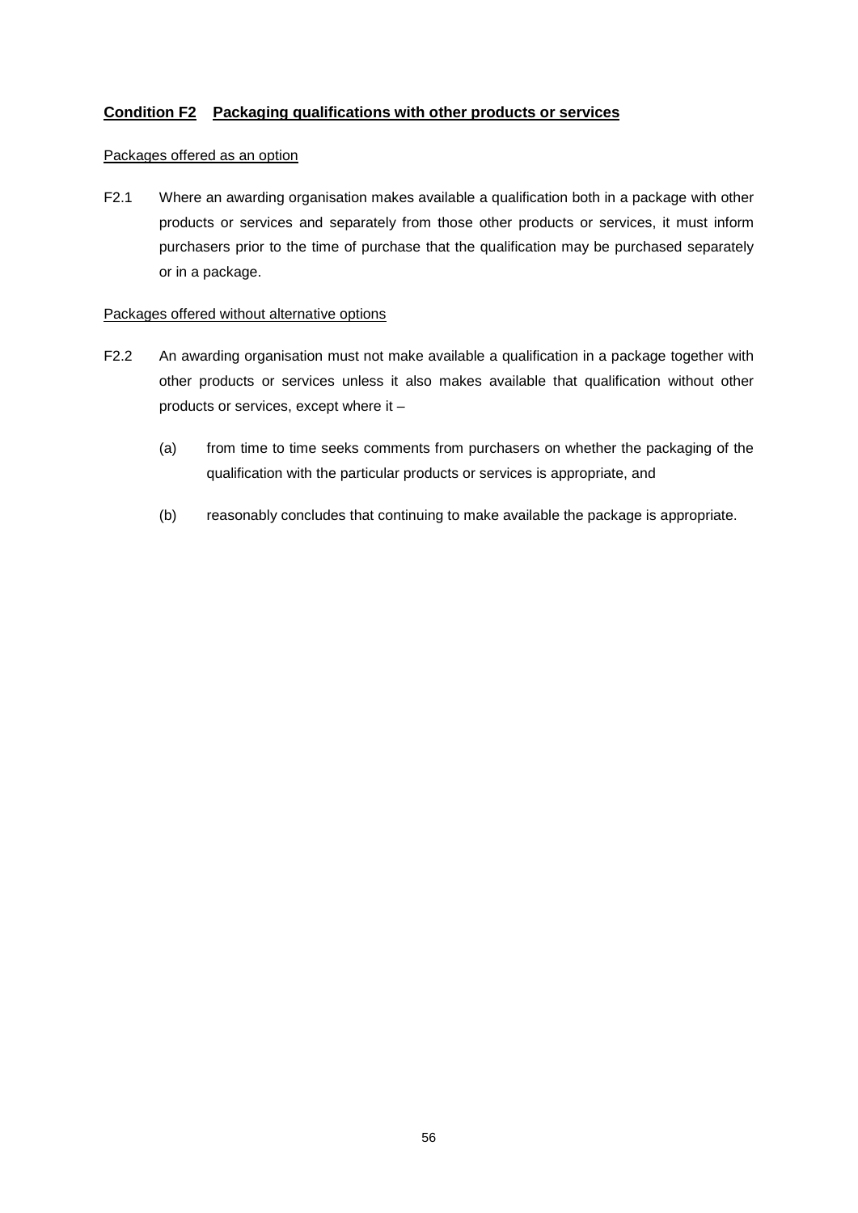## **Condition F2 Packaging qualifications with other products or services**

Packages offered as an option

F2.1 Where an awarding organisation makes available a qualification both in a package with other products or services and separately from those other products or services, it must inform purchasers prior to the time of purchase that the qualification may be purchased separately or in a package.

Packages offered without alternative options

F2.2 An awarding organisation must not make available a qualification in a package together with other products or services unless it also makes available that qualification without other products or services, except where it –

(a) from time to time seeks comments from purchasers on whether the packaging of the qualification with the particular products or services is appropriate, and

(b) reasonably concludes that continuing to make available the package is appropriate.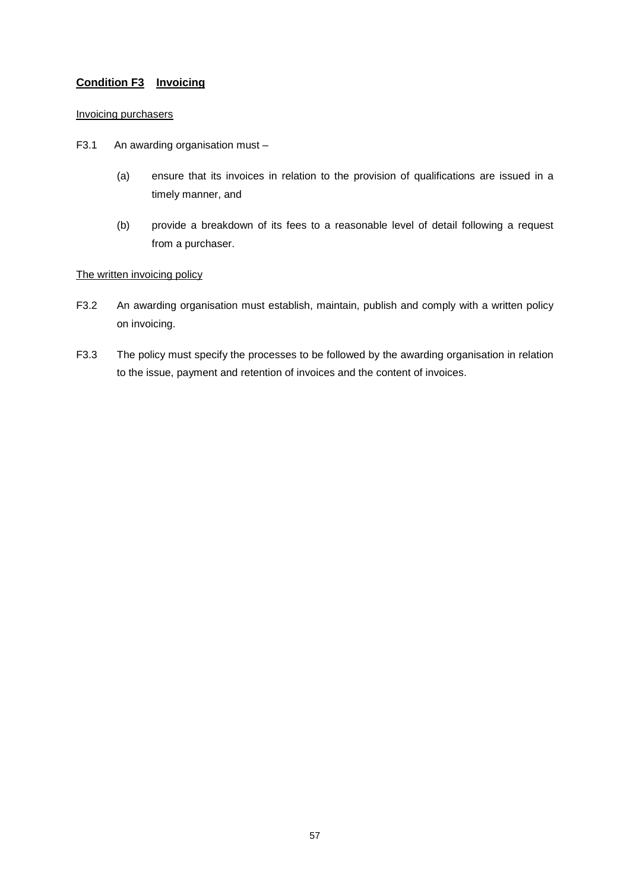## <u>Condition F3 Invoicing</u>

<u>Invoicing purchasers</u>

F3.1 An awarding organisation must –

(a) ensure that its invoices in relation to the provision of qualifications are issued in a timely manner, and

(b) provide a breakdown of its fees to a reasonable level of detail following a request from a purchaser.

<u>The written invoicing policy</u>

F3.2 An awarding organisation must establish, maintain, publish and comply with a written policy on invoicing.

F3.3 The policy must specify the processes to be followed by the awarding organisation in relation to the issue, payment and retention of invoices and the content of invoices.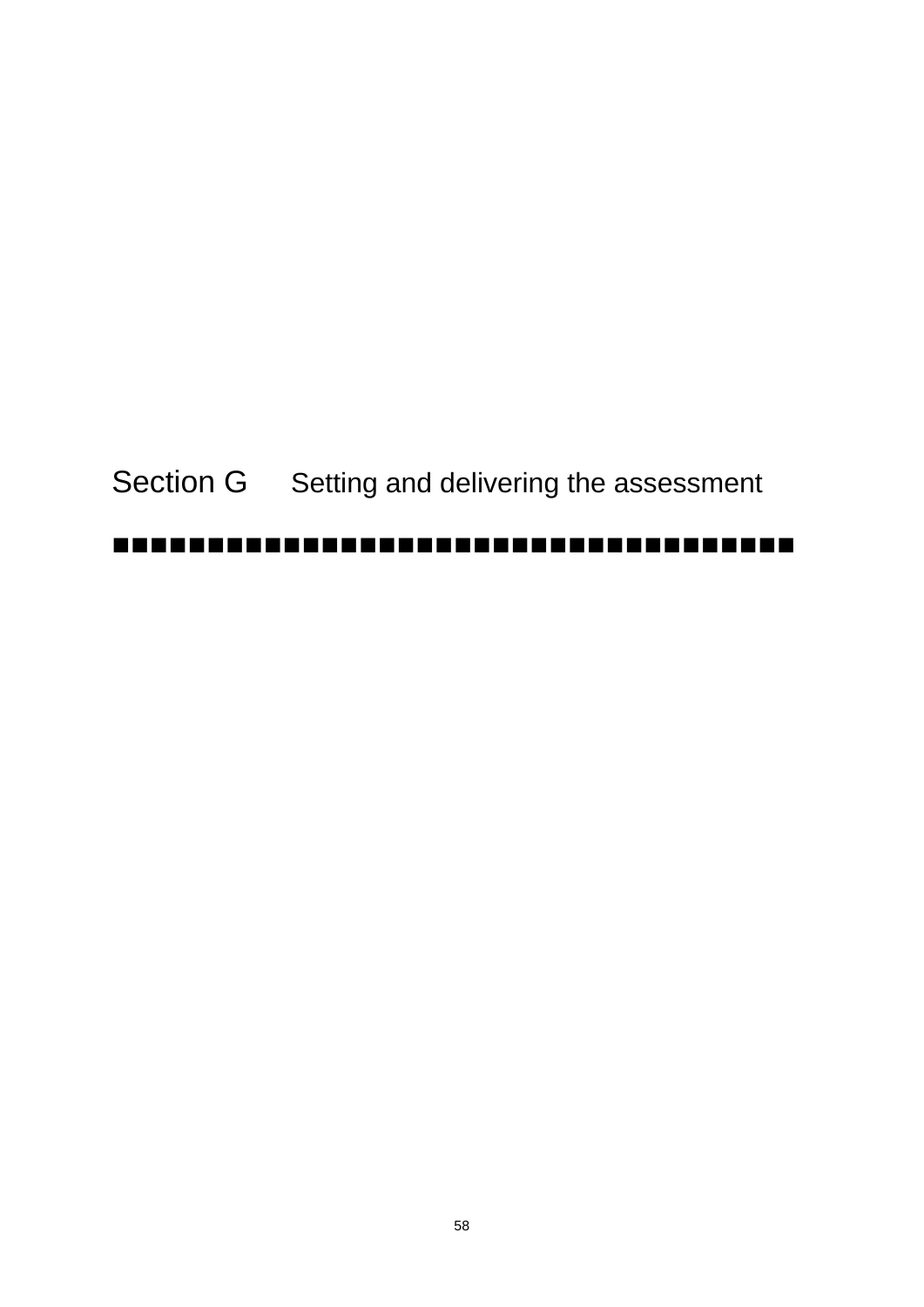# Section G Setting and delivering the assessment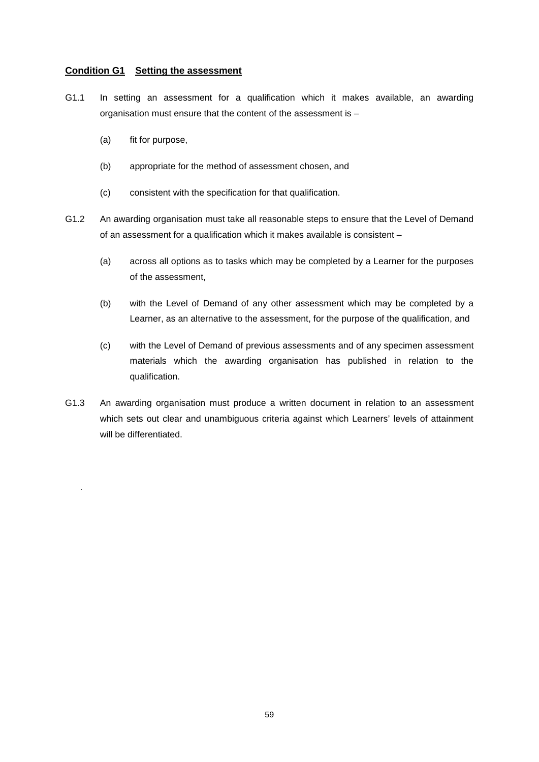## **Condition G1 Setting the assessment**

G1.1 In setting an assessment for a qualification which it makes available, an awarding organisation must ensure that the content of the assessment is –

(a) fit for purpose,

(b) appropriate for the method of assessment chosen, and

(c) consistent with the specification for that qualification.

G1.2 An awarding organisation must take all reasonable steps to ensure that the Level of Demand of an assessment for a qualification which it makes available is consistent –

(a) across all options as to tasks which may be completed by a Learner for the purposes of the assessment,

(b) with the Level of Demand of any other assessment which may be completed by a Learner, as an alternative to the assessment, for the purpose of the qualification, and

(c) with the Level of Demand of previous assessments and of any specimen assessment materials which the awarding organisation has published in relation to the qualification.

G1.3 An awarding organisation must produce a written document in relation to an assessment which sets out clear and unambiguous criteria against which Learners' levels of attainment will be differentiated.

.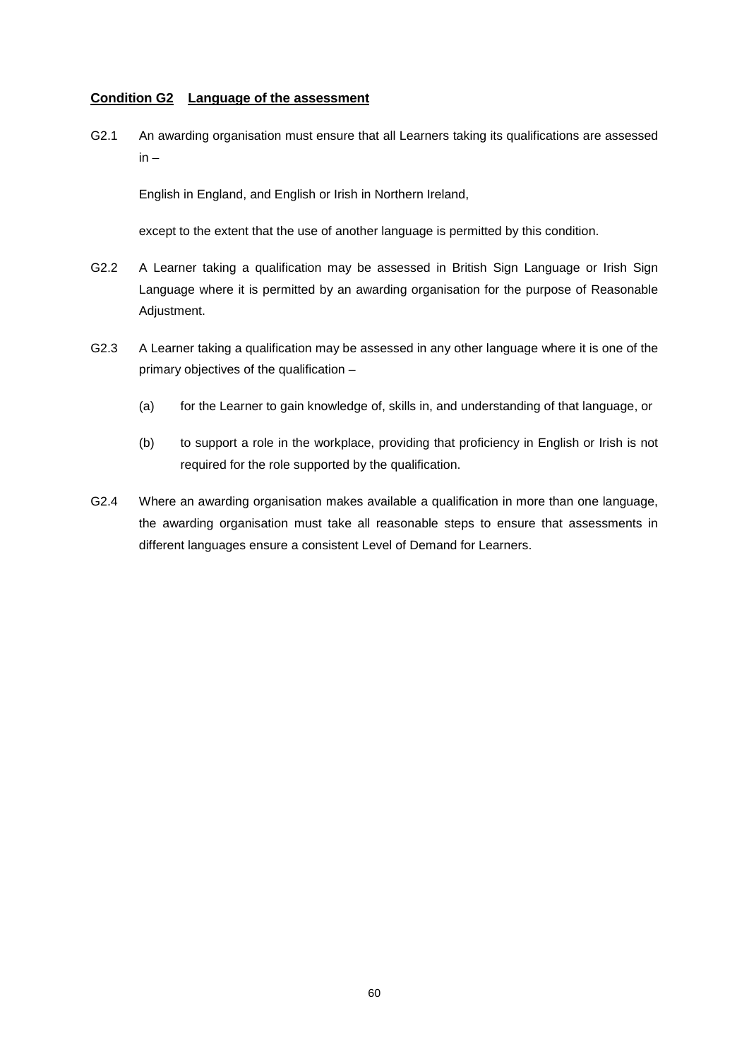**Condition G2 Language of the assessment**

G2.1 An awarding organisation must ensure that all Learners taking its qualifications are assessed in –

English in England, and English or Irish in Northern Ireland,

except to the extent that the use of another language is permitted by this condition.

G2.2 A Learner taking a qualification may be assessed in British Sign Language or Irish Sign Language where it is permitted by an awarding organisation for the purpose of Reasonable Adjustment.

G2.3 A Learner taking a qualification may be assessed in any other language where it is one of the primary objectives of the qualification –

(a) for the Learner to gain knowledge of, skills in, and understanding of that language, or

(b) to support a role in the workplace, providing that proficiency in English or Irish is not required for the role supported by the qualification.

G2.4 Where an awarding organisation makes available a qualification in more than one language, the awarding organisation must take all reasonable steps to ensure that assessments in different languages ensure a consistent Level of Demand for Learners.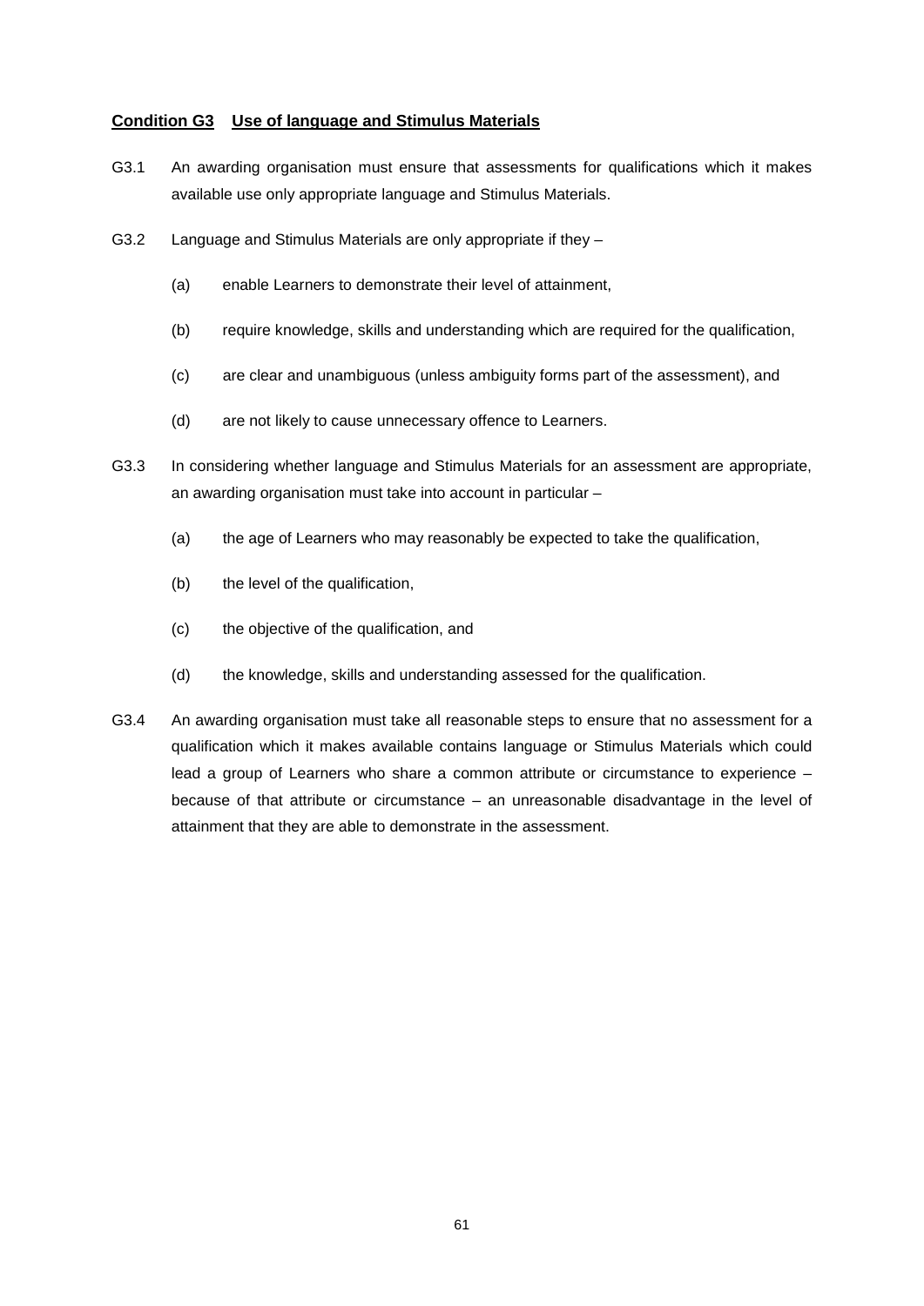## Condition G3 Use of language and Stimulus Materials

G3.1 An awarding organisation must ensure that assessments for qualifications which it makes available use only appropriate language and Stimulus Materials.

G3.2 Language and Stimulus Materials are only appropriate if they –

(a) enable Learners to demonstrate their level of attainment,

(b) require knowledge, skills and understanding which are required for the qualification,

(c) are clear and unambiguous (unless ambiguity forms part of the assessment), and

(d) are not likely to cause unnecessary offence to Learners.

G3.3 In considering whether language and Stimulus Materials for an assessment are appropriate, an awarding organisation must take into account in particular –

(a) the age of Learners who may reasonably be expected to take the qualification,

(b) the level of the qualification,

(c) the objective of the qualification, and

(d) the knowledge, skills and understanding assessed for the qualification.

G3.4 An awarding organisation must take all reasonable steps to ensure that no assessment for a qualification which it makes available contains language or Stimulus Materials which could lead a group of Learners who share a common attribute or circumstance to experience – because of that attribute or circumstance – an unreasonable disadvantage in the level of attainment that they are able to demonstrate in the assessment.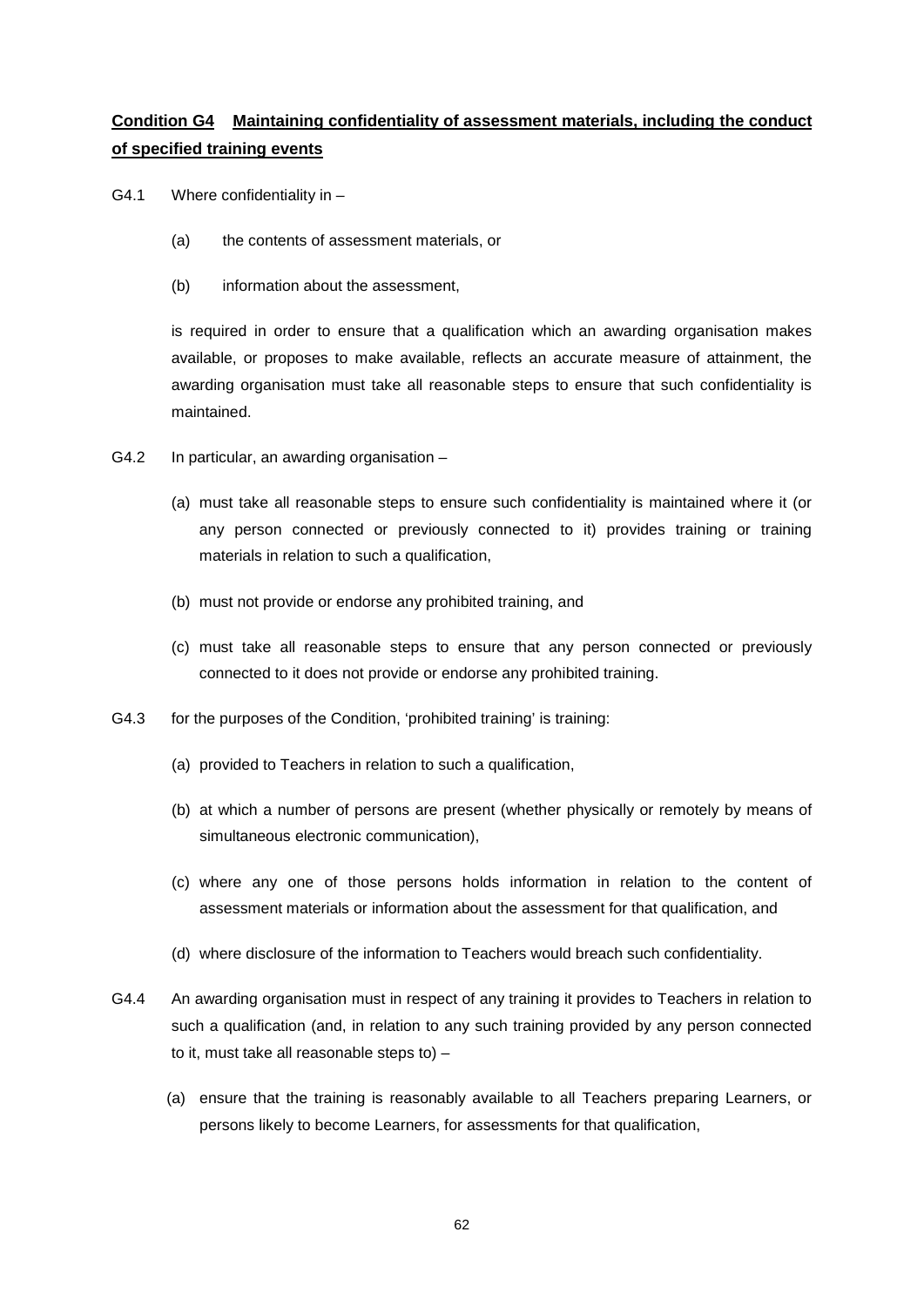**Condition G4 Maintaining confidentiality of assessment materials, including the conduct of specified training events**

G4.1 Where confidentiality in –

(a) the contents of assessment materials, or

(b) information about the assessment,

is required in order to ensure that a qualification which an awarding organisation makes available, or proposes to make available, reflects an accurate measure of attainment, the awarding organisation must take all reasonable steps to ensure that such confidentiality is maintained.

G4.2 In particular, an awarding organisation –

(a) must take all reasonable steps to ensure such confidentiality is maintained where it (or any person connected or previously connected to it) provides training or training materials in relation to such a qualification,

(b) must not provide or endorse any prohibited training, and

(c) must take all reasonable steps to ensure that any person connected or previously connected to it does not provide or endorse any prohibited training.

G4.3 for the purposes of the Condition, 'prohibited training' is training:

(a) provided to Teachers in relation to such a qualification,

(b) at which a number of persons are present (whether physically or remotely by means of simultaneous electronic communication),

(c) where any one of those persons holds information in relation to the content of assessment materials or information about the assessment for that qualification, and

(d) where disclosure of the information to Teachers would breach such confidentiality.

G4.4 An awarding organisation must in respect of any training it provides to Teachers in relation to such a qualification (and, in relation to any such training provided by any person connected to it, must take all reasonable steps to) –

(a) ensure that the training is reasonably available to all Teachers preparing Learners, or persons likely to become Learners, for assessments for that qualification,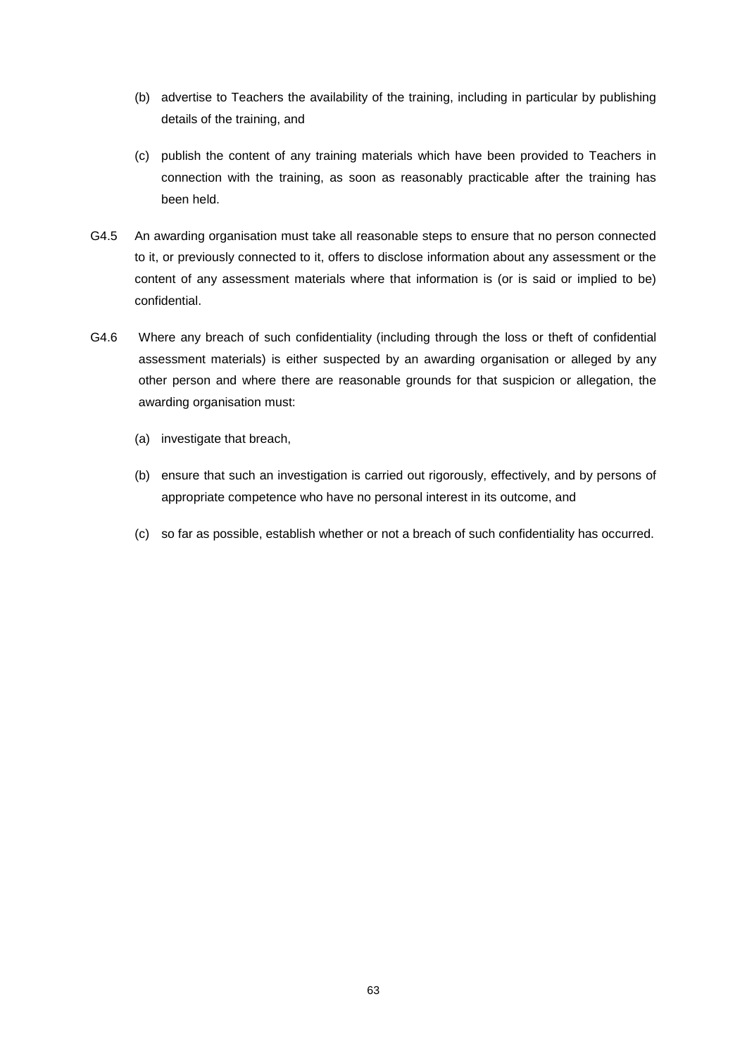(b) advertise to Teachers the availability of the training, including in particular by publishing details of the training, and

(c) publish the content of any training materials which have been provided to Teachers in connection with the training, as soon as reasonably practicable after the training has been held.

G4.5 An awarding organisation must take all reasonable steps to ensure that no person connected to it, or previously connected to it, offers to disclose information about any assessment or the content of any assessment materials where that information is (or is said or implied to be) confidential.

G4.6 Where any breach of such confidentiality (including through the loss or theft of confidential assessment materials) is either suspected by an awarding organisation or alleged by any other person and where there are reasonable grounds for that suspicion or allegation, the awarding organisation must:

(a) investigate that breach,

(b) ensure that such an investigation is carried out rigorously, effectively, and by persons of appropriate competence who have no personal interest in its outcome, and

(c) so far as possible, establish whether or not a breach of such confidentiality has occurred.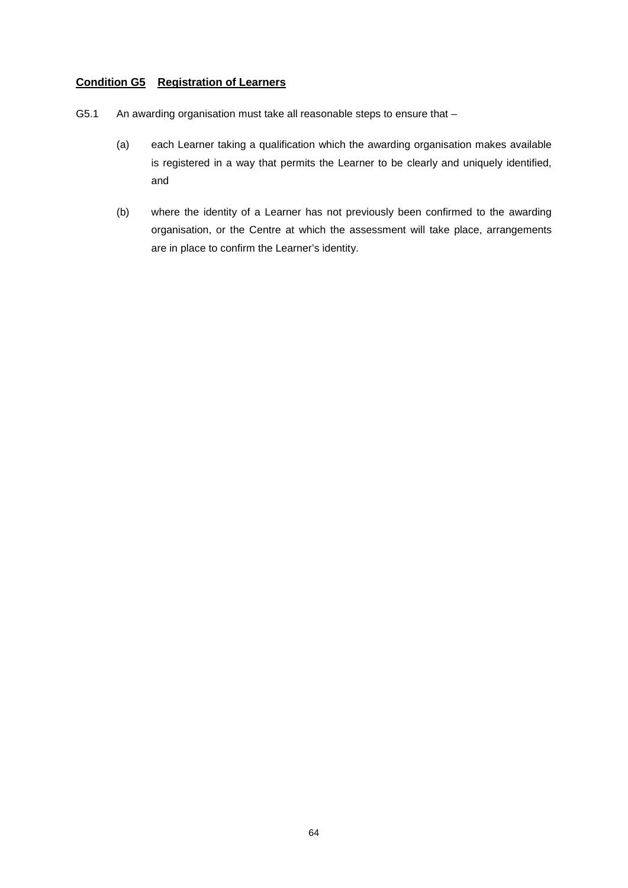## Condition G5 Registration of Learners

G5.1 An awarding organisation must take all reasonable steps to ensure that –

(a) each Learner taking a qualification which the awarding organisation makes available is registered in a way that permits the Learner to be clearly and uniquely identified, and

(b) where the identity of a Learner has not previously been confirmed to the awarding organisation, or the Centre at which the assessment will take place, arrangements are in place to confirm the Learner's identity.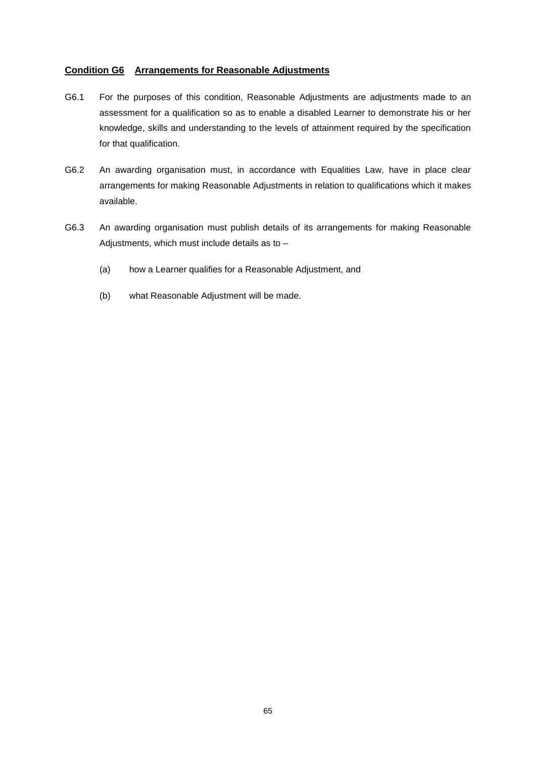## Condition G6 Arrangements for Reasonable Adjustments

G6.1 For the purposes of this condition, Reasonable Adjustments are adjustments made to an assessment for a qualification so as to enable a disabled Learner to demonstrate his or her knowledge, skills and understanding to the levels of attainment required by the specification for that qualification.

G6.2 An awarding organisation must, in accordance with Equalities Law, have in place clear arrangements for making Reasonable Adjustments in relation to qualifications which it makes available.

G6.3 An awarding organisation must publish details of its arrangements for making Reasonable Adjustments, which must include details as to –

- (a) how a Learner qualifies for a Reasonable Adjustment, and
- (b) what Reasonable Adjustment will be made.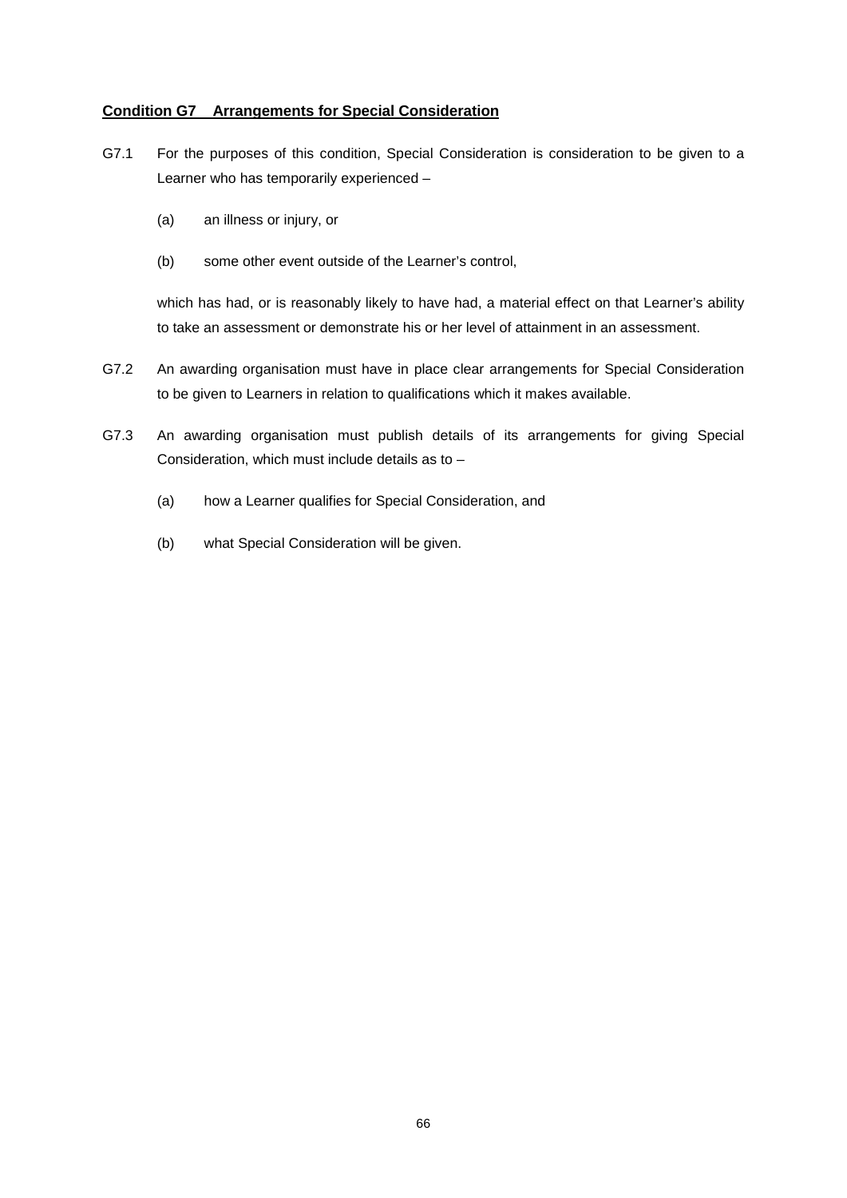## Condition G7 Arrangements for Special Consideration

G7.1 For the purposes of this condition, Special Consideration is consideration to be given to a Learner who has temporarily experienced –

(a) an illness or injury, or

(b) some other event outside of the Learner's control,

which has had, or is reasonably likely to have had, a material effect on that Learner's ability to take an assessment or demonstrate his or her level of attainment in an assessment.

G7.2 An awarding organisation must have in place clear arrangements for Special Consideration to be given to Learners in relation to qualifications which it makes available.

G7.3 An awarding organisation must publish details of its arrangements for giving Special Consideration, which must include details as to –

(a) how a Learner qualifies for Special Consideration, and

(b) what Special Consideration will be given.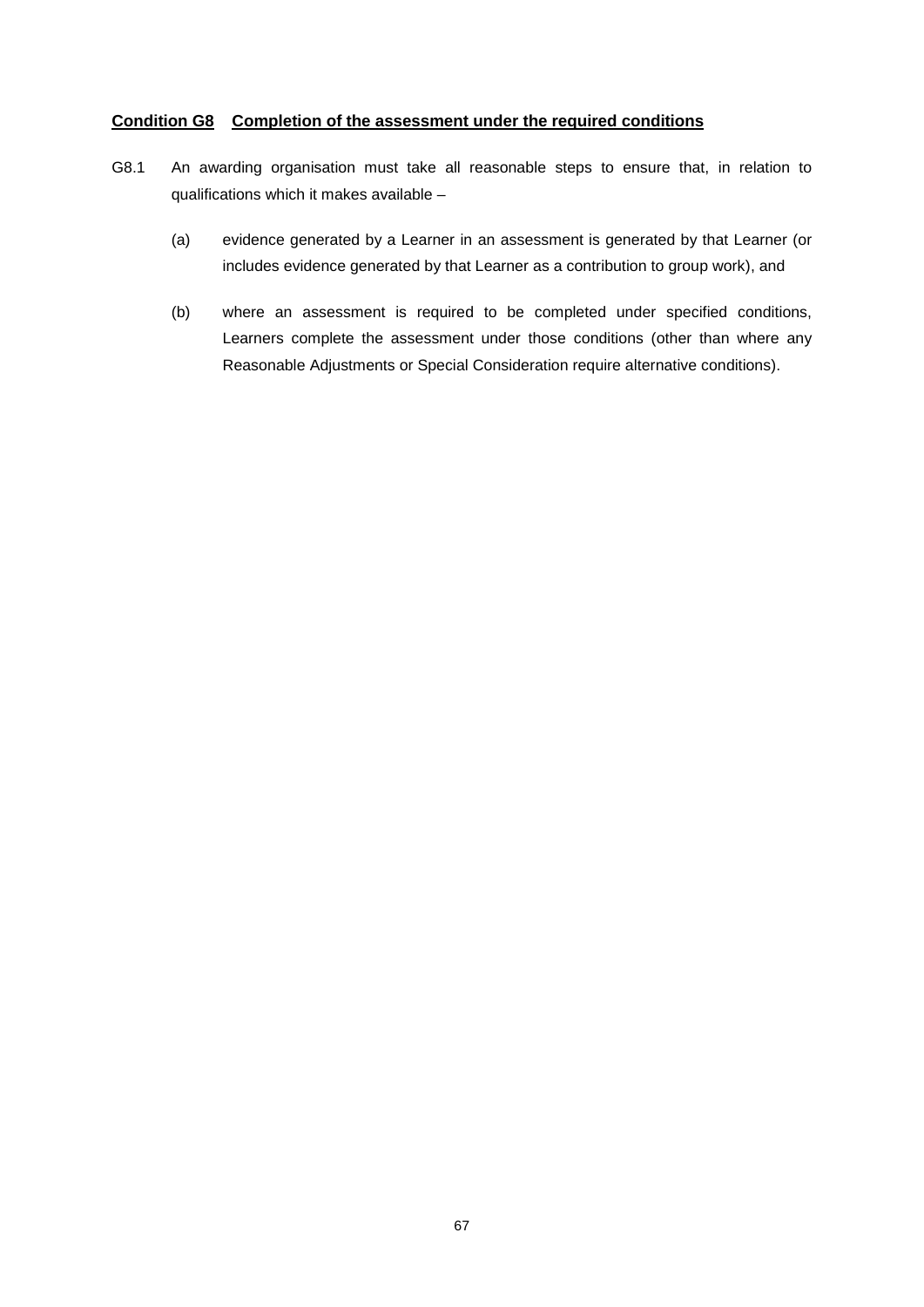## Condition G8 Completion of the assessment under the required conditions

G8.1 An awarding organisation must take all reasonable steps to ensure that, in relation to qualifications which it makes available –

(a) evidence generated by a Learner in an assessment is generated by that Learner (or includes evidence generated by that Learner as a contribution to group work), and

(b) where an assessment is required to be completed under specified conditions, Learners complete the assessment under those conditions (other than where any Reasonable Adjustments or Special Consideration require alternative conditions).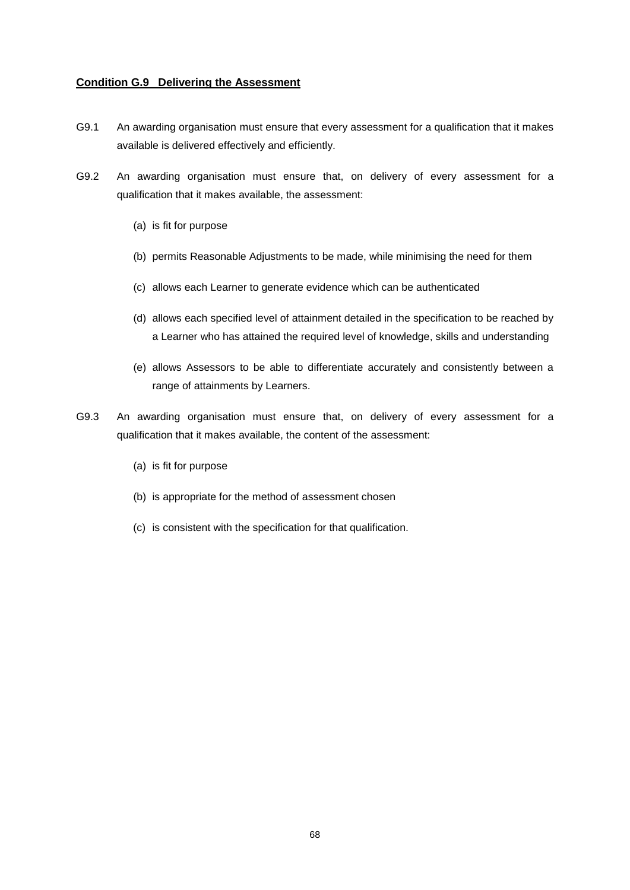**<u>Condition G.9 Delivering the Assessment</u>**

G9.1 An awarding organisation must ensure that every assessment for a qualification that it makes available is delivered effectively and efficiently.

G9.2 An awarding organisation must ensure that, on delivery of every assessment for a qualification that it makes available, the assessment:

- (a) is fit for purpose
- (b) permits Reasonable Adjustments to be made, while minimising the need for them
- (c) allows each Learner to generate evidence which can be authenticated
- (d) allows each specified level of attainment detailed in the specification to be reached by a Learner who has attained the required level of knowledge, skills and understanding
- (e) allows Assessors to be able to differentiate accurately and consistently between a range of attainments by Learners.

G9.3 An awarding organisation must ensure that, on delivery of every assessment for a qualification that it makes available, the content of the assessment:

- (a) is fit for purpose
- (b) is appropriate for the method of assessment chosen
- (c) is consistent with the specification for that qualification.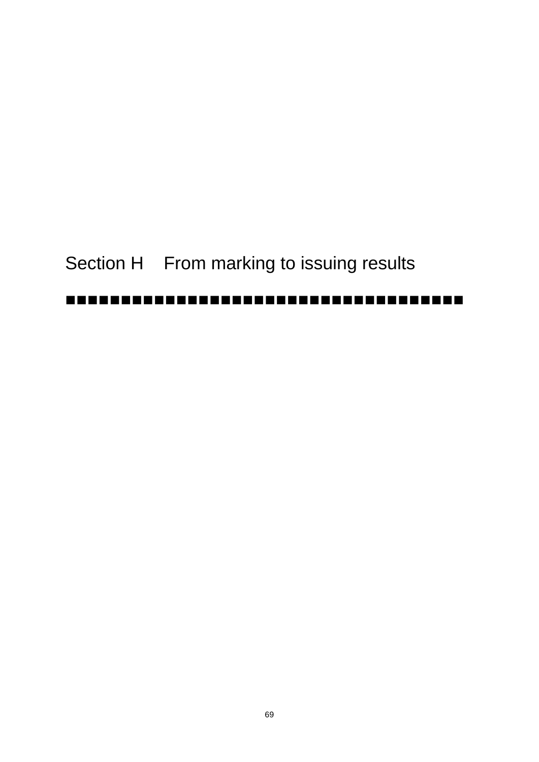# Section H From marking to issuing results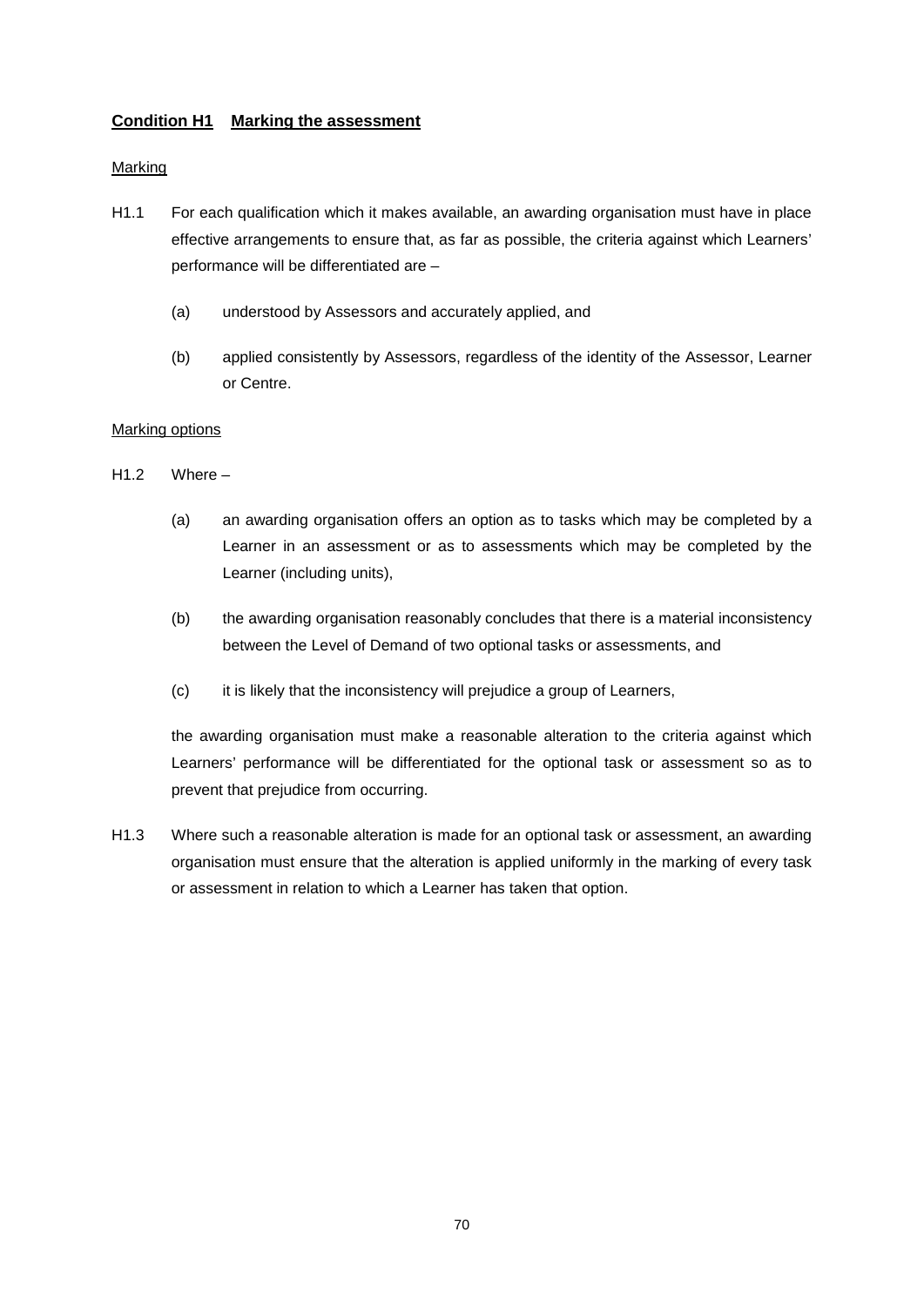## **Condition H1 Marking the assessment**

Marking

H1.1 For each qualification which it makes available, an awarding organisation must have in place effective arrangements to ensure that, as far as possible, the criteria against which Learners' performance will be differentiated are –

(a) understood by Assessors and accurately applied, and

(b) applied consistently by Assessors, regardless of the identity of the Assessor, Learner or Centre.

Marking options

H1.2 Where –

(a) an awarding organisation offers an option as to tasks which may be completed by a Learner in an assessment or as to assessments which may be completed by the Learner (including units),

(b) the awarding organisation reasonably concludes that there is a material inconsistency between the Level of Demand of two optional tasks or assessments, and

(c) it is likely that the inconsistency will prejudice a group of Learners,

the awarding organisation must make a reasonable alteration to the criteria against which Learners' performance will be differentiated for the optional task or assessment so as to prevent that prejudice from occurring.

H1.3 Where such a reasonable alteration is made for an optional task or assessment, an awarding organisation must ensure that the alteration is applied uniformly in the marking of every task or assessment in relation to which a Learner has taken that option.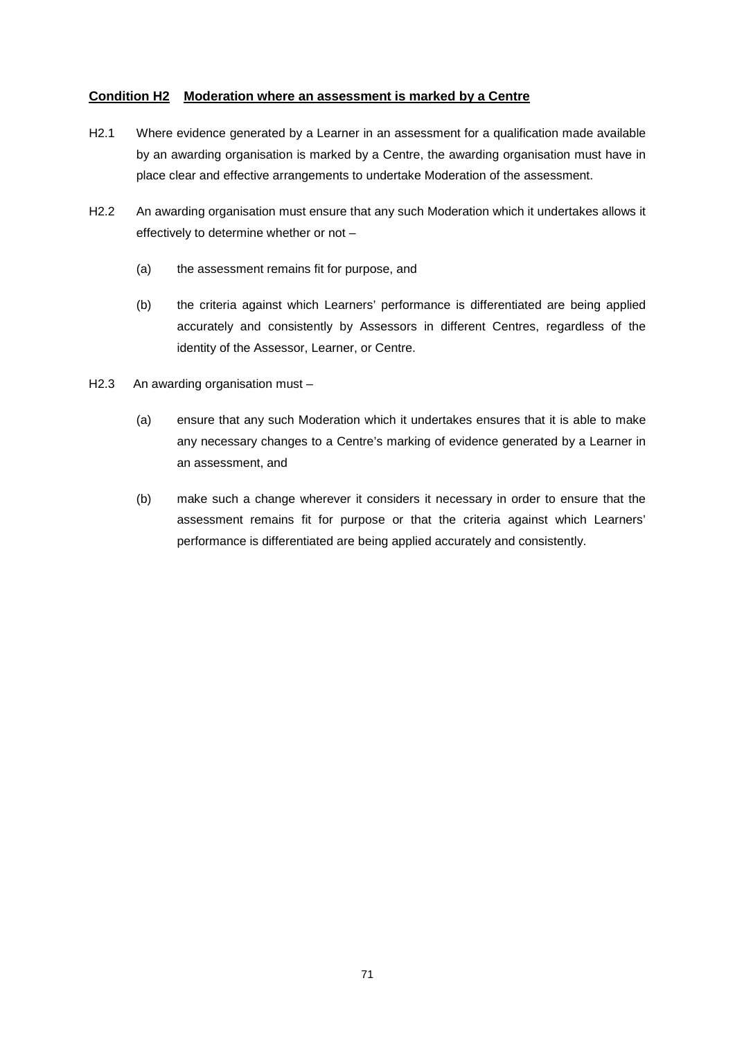**<u>Condition H2 Moderation where an assessment is marked by a Centre</u>**

H2.1 Where evidence generated by a Learner in an assessment for a qualification made available by an awarding organisation is marked by a Centre, the awarding organisation must have in place clear and effective arrangements to undertake Moderation of the assessment.

H2.2 An awarding organisation must ensure that any such Moderation which it undertakes allows it effectively to determine whether or not –

(a) the assessment remains fit for purpose, and

(b) the criteria against which Learners' performance is differentiated are being applied accurately and consistently by Assessors in different Centres, regardless of the identity of the Assessor, Learner, or Centre.

H2.3 An awarding organisation must –

(a) ensure that any such Moderation which it undertakes ensures that it is able to make any necessary changes to a Centre's marking of evidence generated by a Learner in an assessment, and

(b) make such a change wherever it considers it necessary in order to ensure that the assessment remains fit for purpose or that the criteria against which Learners' performance is differentiated are being applied accurately and consistently.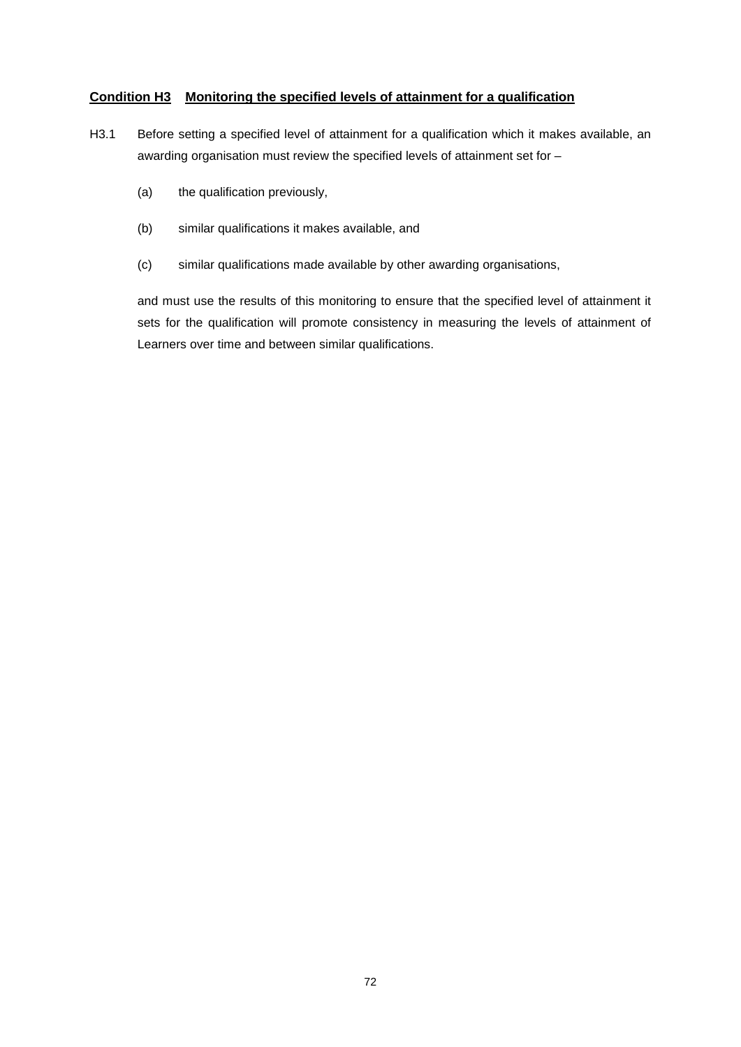## Condition H3 Monitoring the specified levels of attainment for a qualification

H3.1 Before setting a specified level of attainment for a qualification which it makes available, an awarding organisation must review the specified levels of attainment set for –

(a) the qualification previously,

(b) similar qualifications it makes available, and

(c) similar qualifications made available by other awarding organisations,

and must use the results of this monitoring to ensure that the specified level of attainment it sets for the qualification will promote consistency in measuring the levels of attainment of Learners over time and between similar qualifications.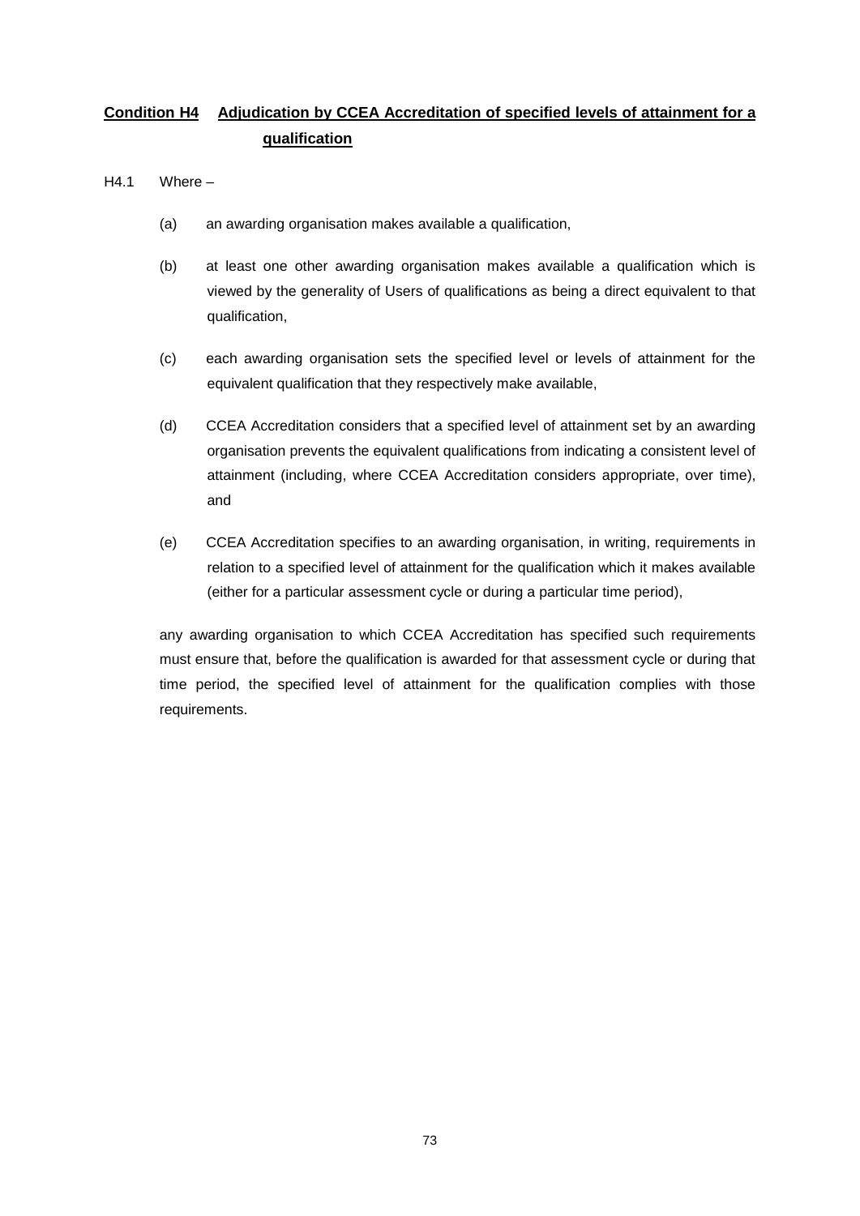## Condition H4 Adjudication by CCEA Accreditation of specified levels of attainment for a qualification

H4.1 Where –

(a) an awarding organisation makes available a qualification,

(b) at least one other awarding organisation makes available a qualification which is viewed by the generality of Users of qualifications as being a direct equivalent to that qualification,

(c) each awarding organisation sets the specified level or levels of attainment for the equivalent qualification that they respectively make available,

(d) CCEA Accreditation considers that a specified level of attainment set by an awarding organisation prevents the equivalent qualifications from indicating a consistent level of attainment (including, where CCEA Accreditation considers appropriate, over time), and

(e) CCEA Accreditation specifies to an awarding organisation, in writing, requirements in relation to a specified level of attainment for the qualification which it makes available (either for a particular assessment cycle or during a particular time period),

any awarding organisation to which CCEA Accreditation has specified such requirements must ensure that, before the qualification is awarded for that assessment cycle or during that time period, the specified level of attainment for the qualification complies with those requirements.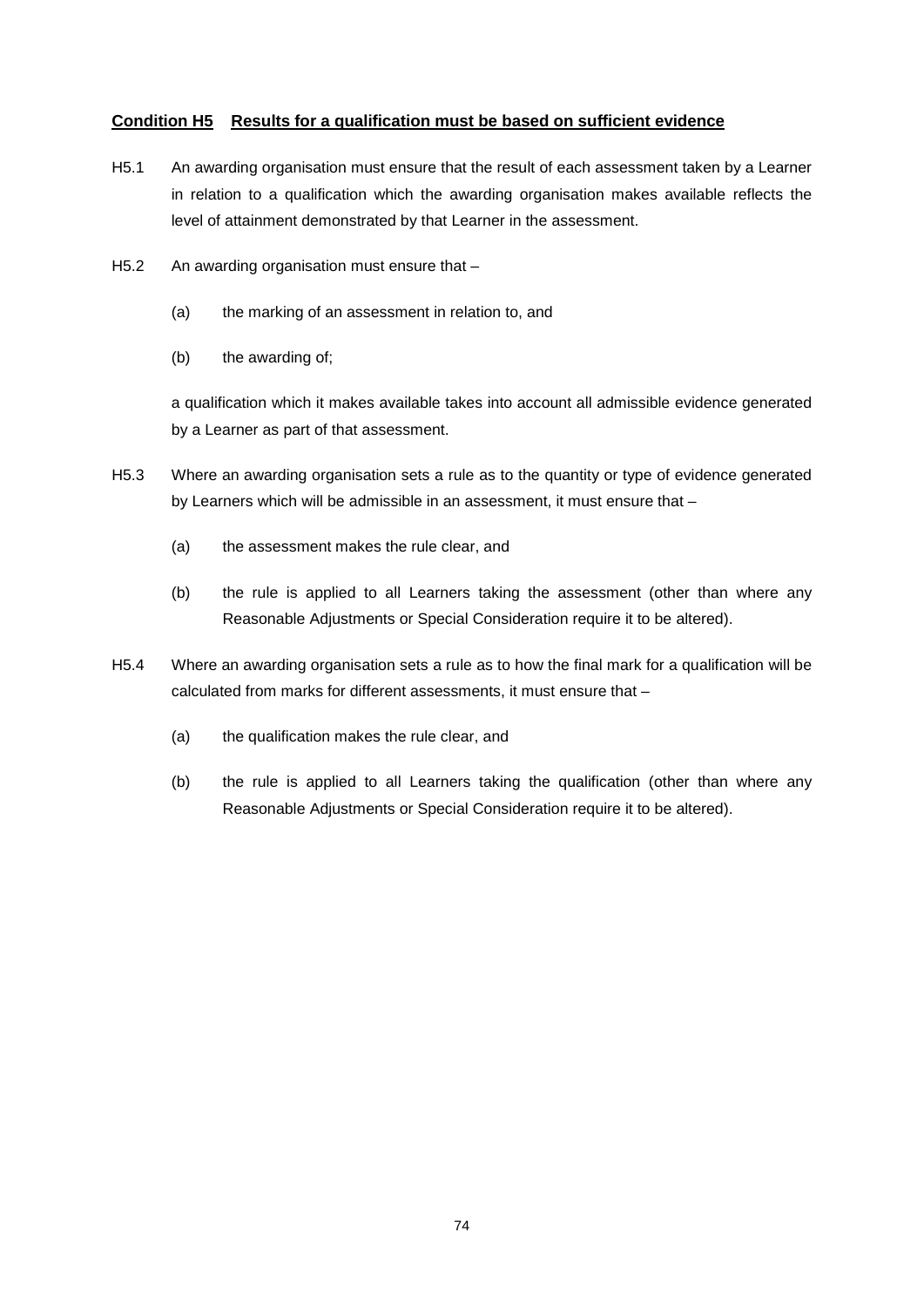## Condition H5 Results for a qualification must be based on sufficient evidence

H5.1 An awarding organisation must ensure that the result of each assessment taken by a Learner in relation to a qualification which the awarding organisation makes available reflects the level of attainment demonstrated by that Learner in the assessment.

H5.2 An awarding organisation must ensure that –

(a) the marking of an assessment in relation to, and

(b) the awarding of;

a qualification which it makes available takes into account all admissible evidence generated by a Learner as part of that assessment.

H5.3 Where an awarding organisation sets a rule as to the quantity or type of evidence generated by Learners which will be admissible in an assessment, it must ensure that –

(a) the assessment makes the rule clear, and

(b) the rule is applied to all Learners taking the assessment (other than where any Reasonable Adjustments or Special Consideration require it to be altered).

H5.4 Where an awarding organisation sets a rule as to how the final mark for a qualification will be calculated from marks for different assessments, it must ensure that –

(a) the qualification makes the rule clear, and

(b) the rule is applied to all Learners taking the qualification (other than where any Reasonable Adjustments or Special Consideration require it to be altered).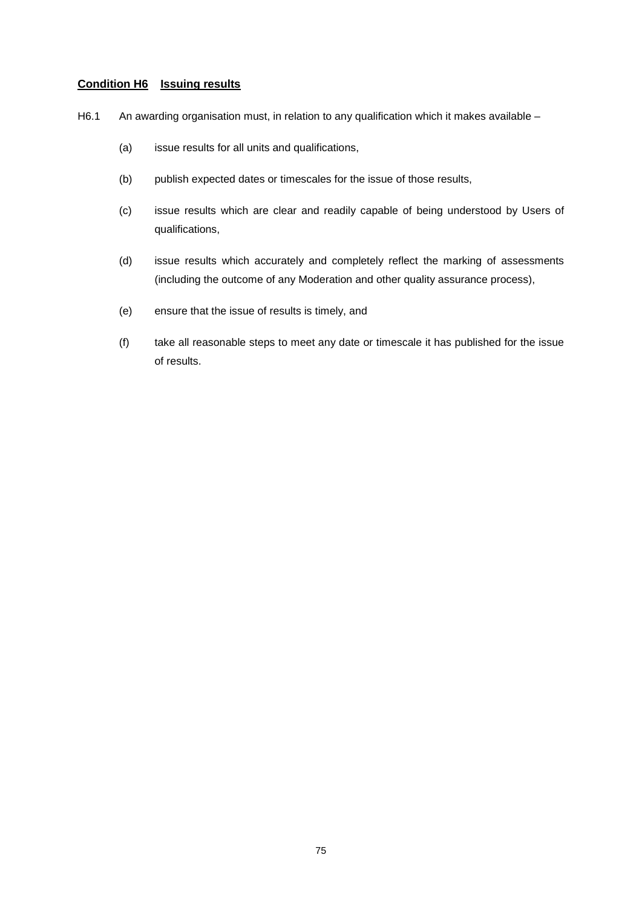## **Condition H6 Issuing results**

H6.1 An awarding organisation must, in relation to any qualification which it makes available –

(a) issue results for all units and qualifications,

(b) publish expected dates or timescales for the issue of those results,

(c) issue results which are clear and readily capable of being understood by Users of qualifications,

(d) issue results which accurately and completely reflect the marking of assessments (including the outcome of any Moderation and other quality assurance process),

(e) ensure that the issue of results is timely, and

(f) take all reasonable steps to meet any date or timescale it has published for the issue of results.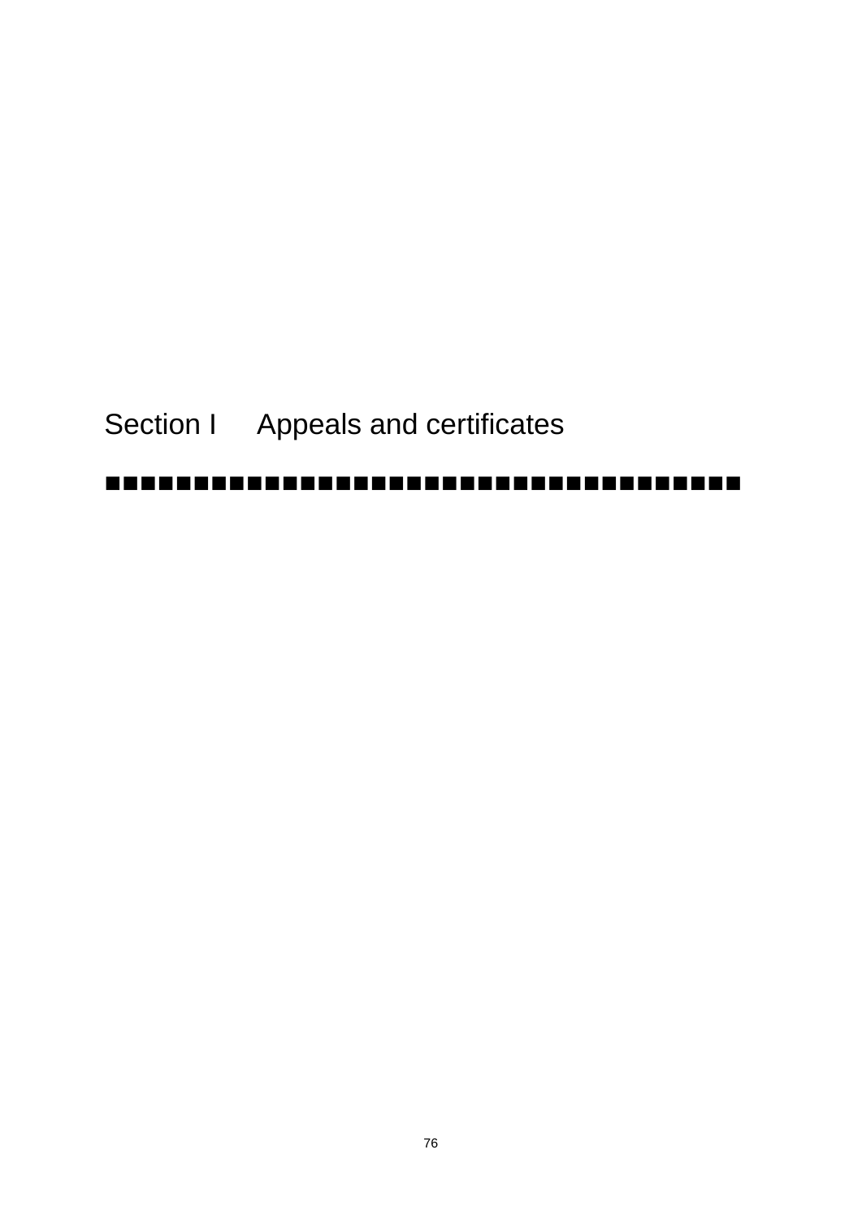# Section I Appeals and certificates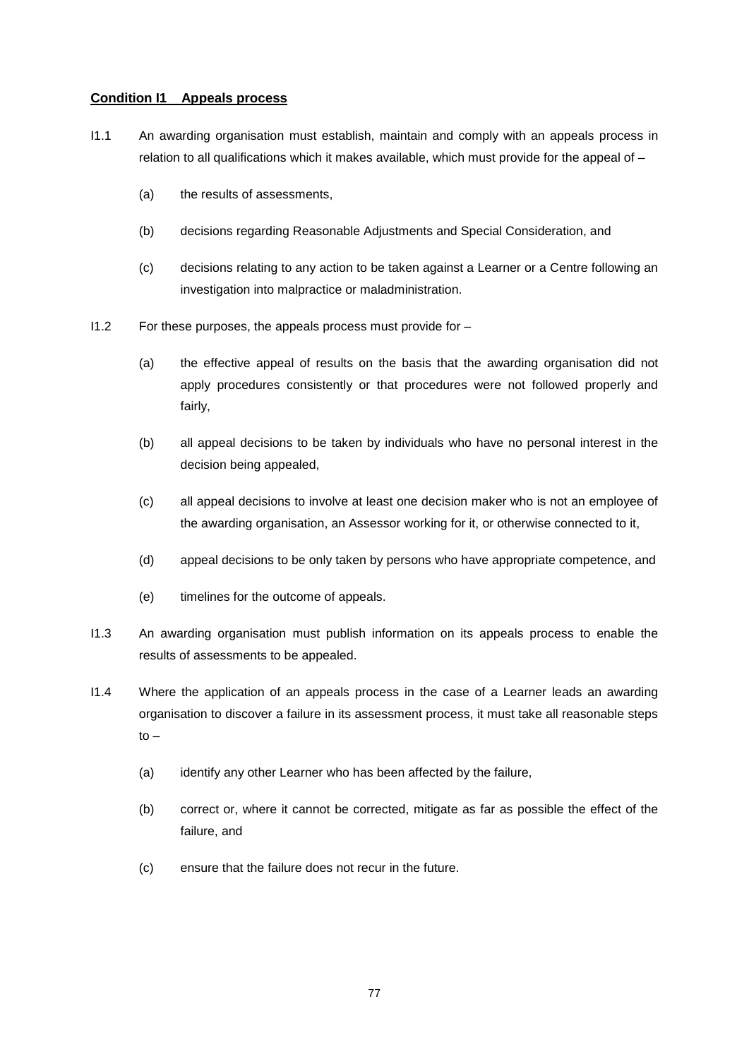**Condition I1 Appeals process**

I1.1 An awarding organisation must establish, maintain and comply with an appeals process in relation to all qualifications which it makes available, which must provide for the appeal of –

(a) the results of assessments,

(b) decisions regarding Reasonable Adjustments and Special Consideration, and

(c) decisions relating to any action to be taken against a Learner or a Centre following an investigation into malpractice or maladministration.

I1.2 For these purposes, the appeals process must provide for –

(a) the effective appeal of results on the basis that the awarding organisation did not apply procedures consistently or that procedures were not followed properly and fairly,

(b) all appeal decisions to be taken by individuals who have no personal interest in the decision being appealed,

(c) all appeal decisions to involve at least one decision maker who is not an employee of the awarding organisation, an Assessor working for it, or otherwise connected to it,

(d) appeal decisions to be only taken by persons who have appropriate competence, and

(e) timelines for the outcome of appeals.

I1.3 An awarding organisation must publish information on its appeals process to enable the results of assessments to be appealed.

I1.4 Where the application of an appeals process in the case of a Learner leads an awarding organisation to discover a failure in its assessment process, it must take all reasonable steps to –

(a) identify any other Learner who has been affected by the failure,

(b) correct or, where it cannot be corrected, mitigate as far as possible the effect of the failure, and

(c) ensure that the failure does not recur in the future.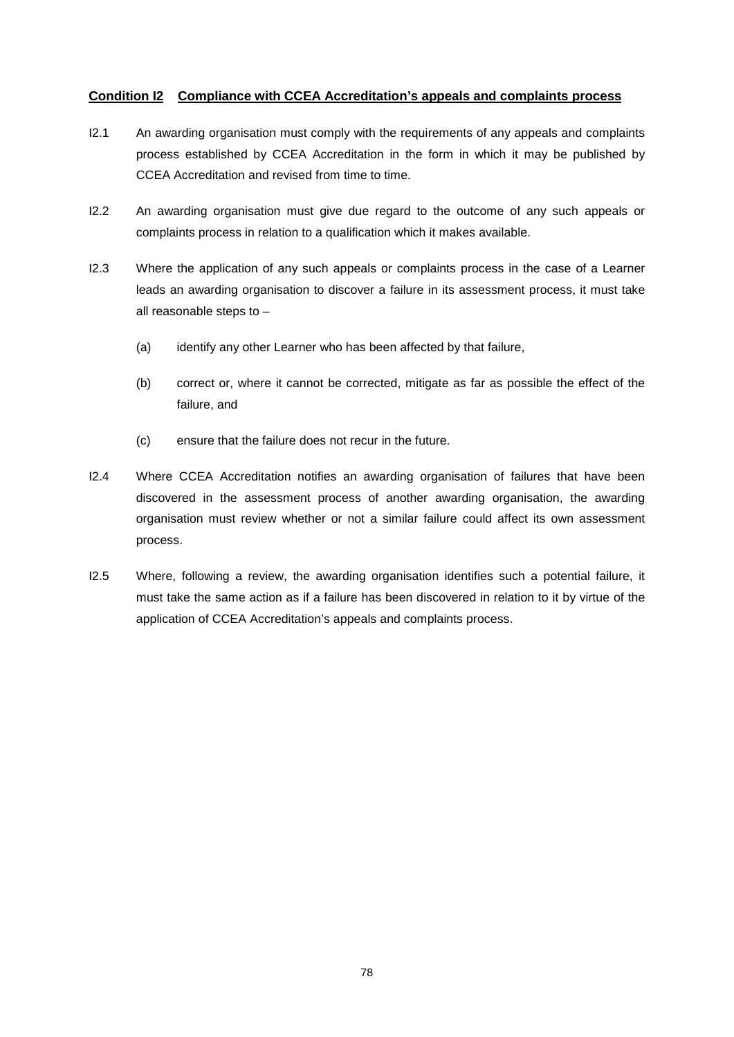## **Condition I2 Compliance with CCEA Accreditation's appeals and complaints process**

I2.1 An awarding organisation must comply with the requirements of any appeals and complaints process established by CCEA Accreditation in the form in which it may be published by CCEA Accreditation and revised from time to time.

I2.2 An awarding organisation must give due regard to the outcome of any such appeals or complaints process in relation to a qualification which it makes available.

I2.3 Where the application of any such appeals or complaints process in the case of a Learner leads an awarding organisation to discover a failure in its assessment process, it must take all reasonable steps to –

- (a) identify any other Learner who has been affected by that failure,
- (b) correct or, where it cannot be corrected, mitigate as far as possible the effect of the failure, and
- (c) ensure that the failure does not recur in the future.

I2.4 Where CCEA Accreditation notifies an awarding organisation of failures that have been discovered in the assessment process of another awarding organisation, the awarding organisation must review whether or not a similar failure could affect its own assessment process.

I2.5 Where, following a review, the awarding organisation identifies such a potential failure, it must take the same action as if a failure has been discovered in relation to it by virtue of the application of CCEA Accreditation's appeals and complaints process.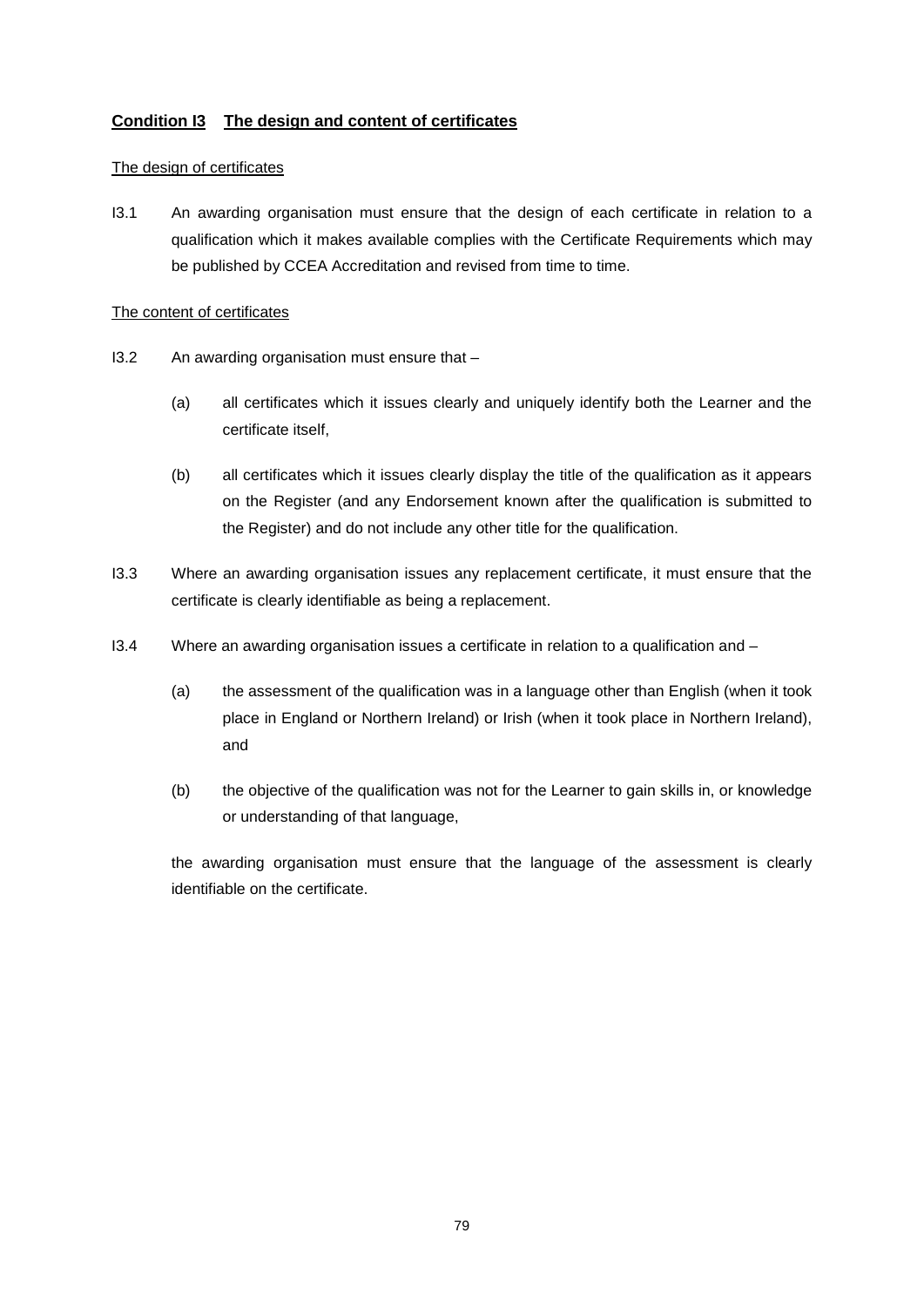## Condition I3 The design and content of certificates

The design of certificates

I3.1 An awarding organisation must ensure that the design of each certificate in relation to a qualification which it makes available complies with the Certificate Requirements which may be published by CCEA Accreditation and revised from time to time.

The content of certificates

I3.2 An awarding organisation must ensure that –

(a) all certificates which it issues clearly and uniquely identify both the Learner and the certificate itself,

(b) all certificates which it issues clearly display the title of the qualification as it appears on the Register (and any Endorsement known after the qualification is submitted to the Register) and do not include any other title for the qualification.

I3.3 Where an awarding organisation issues any replacement certificate, it must ensure that the certificate is clearly identifiable as being a replacement.

I3.4 Where an awarding organisation issues a certificate in relation to a qualification and –

(a) the assessment of the qualification was in a language other than English (when it took place in England or Northern Ireland) or Irish (when it took place in Northern Ireland), and

(b) the objective of the qualification was not for the Learner to gain skills in, or knowledge or understanding of that language,

the awarding organisation must ensure that the language of the assessment is clearly identifiable on the certificate.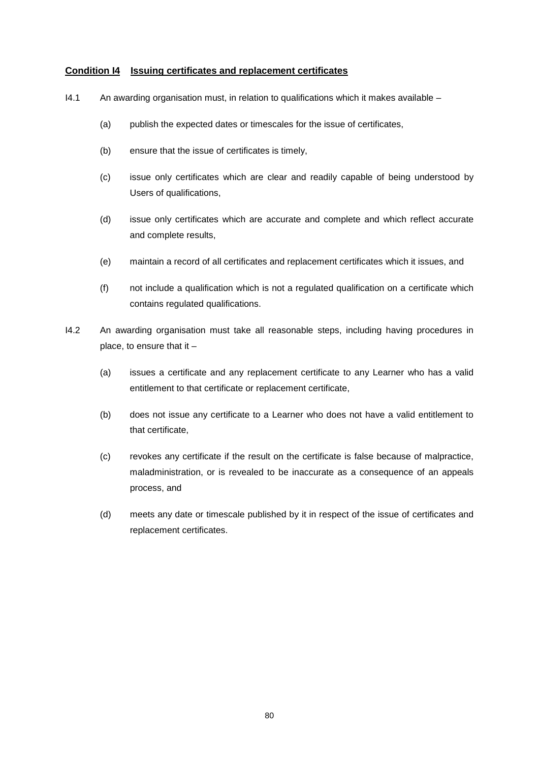## Condition I4 Issuing certificates and replacement certificates

I4.1 An awarding organisation must, in relation to qualifications which it makes available –

(a) publish the expected dates or timescales for the issue of certificates,

(b) ensure that the issue of certificates is timely,

(c) issue only certificates which are clear and readily capable of being understood by Users of qualifications,

(d) issue only certificates which are accurate and complete and which reflect accurate and complete results,

(e) maintain a record of all certificates and replacement certificates which it issues, and

(f) not include a qualification which is not a regulated qualification on a certificate which contains regulated qualifications.

I4.2 An awarding organisation must take all reasonable steps, including having procedures in place, to ensure that it –

(a) issues a certificate and any replacement certificate to any Learner who has a valid entitlement to that certificate or replacement certificate,

(b) does not issue any certificate to a Learner who does not have a valid entitlement to that certificate,

(c) revokes any certificate if the result on the certificate is false because of malpractice, maladministration, or is revealed to be inaccurate as a consequence of an appeals process, and

(d) meets any date or timescale published by it in respect of the issue of certificates and replacement certificates.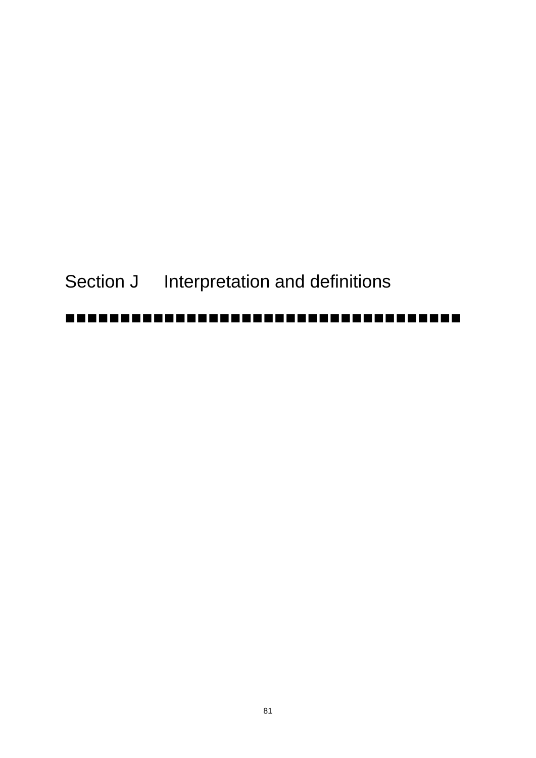# Section J Interpretation and definitions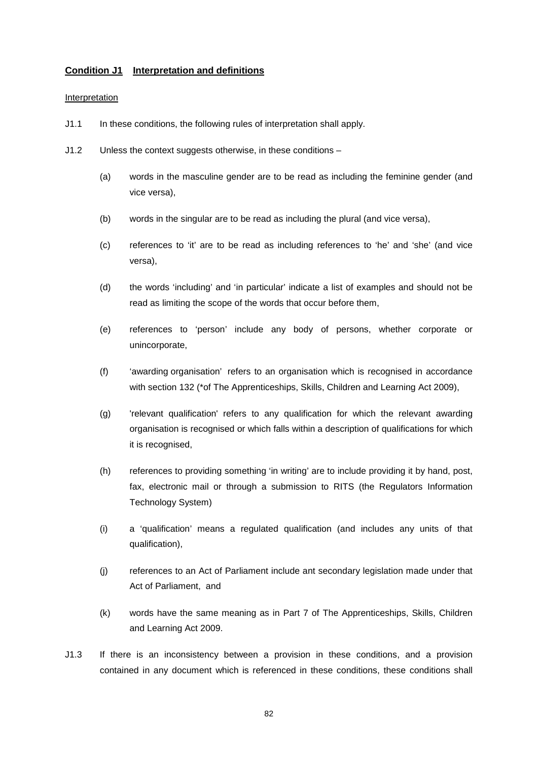**Condition J1 Interpretation and definitions**

Interpretation

J1.1 In these conditions, the following rules of interpretation shall apply.

J1.2 Unless the context suggests otherwise, in these conditions –

(a) words in the masculine gender are to be read as including the feminine gender (and vice versa),

(b) words in the singular are to be read as including the plural (and vice versa),

(c) references to 'it' are to be read as including references to 'he' and 'she' (and vice versa),

(d) the words 'including' and 'in particular' indicate a list of examples and should not be read as limiting the scope of the words that occur before them,

(e) references to 'person' include any body of persons, whether corporate or unincorporate,

(f) 'awarding organisation' refers to an organisation which is recognised in accordance with section 132 (*of The Apprenticeships, Skills, Children and Learning Act 2009),

(g) 'relevant qualification' refers to any qualification for which the relevant awarding organisation is recognised or which falls within a description of qualifications for which it is recognised,

(h) references to providing something 'in writing' are to include providing it by hand, post, fax, electronic mail or through a submission to RITS (the Regulators Information Technology System)

(i) a 'qualification' means a regulated qualification (and includes any units of that qualification),

(j) references to an Act of Parliament include ant secondary legislation made under that Act of Parliament, and

(k) words have the same meaning as in Part 7 of The Apprenticeships, Skills, Children and Learning Act 2009.

J1.3 If there is an inconsistency between a provision in these conditions, and a provision contained in any document which is referenced in these conditions, these conditions shall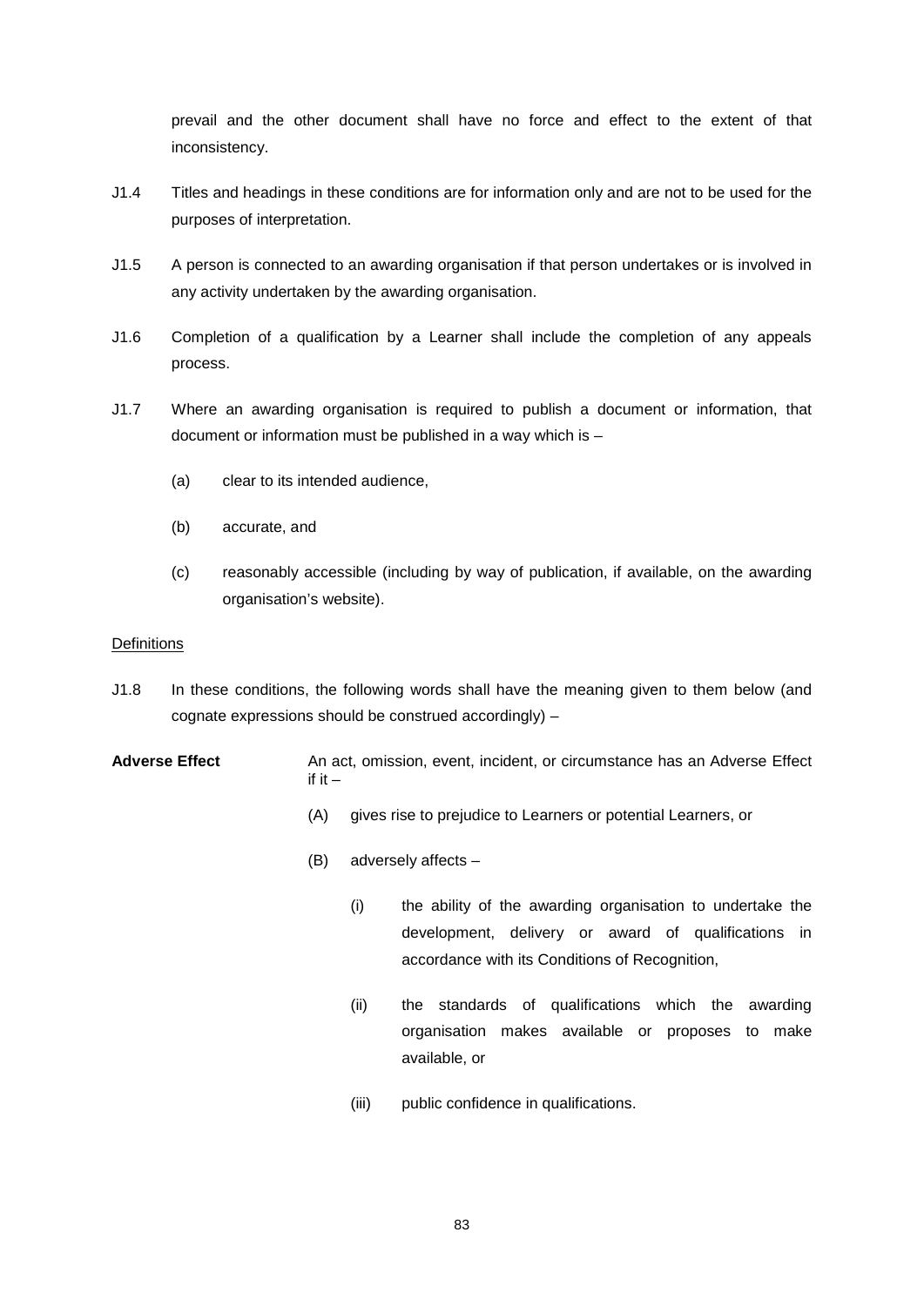prevail and the other document shall have no force and effect to the extent of that inconsistency.

J1.4 Titles and headings in these conditions are for information only and are not to be used for the purposes of interpretation.

J1.5 A person is connected to an awarding organisation if that person undertakes or is involved in any activity undertaken by the awarding organisation.

J1.6 Completion of a qualification by a Learner shall include the completion of any appeals process.

J1.7 Where an awarding organisation is required to publish a document or information, that document or information must be published in a way which is –

- (a) clear to its intended audience,
- (b) accurate, and
- (c) reasonably accessible (including by way of publication, if available, on the awarding organisation's website).

Definitions

J1.8 In these conditions, the following words shall have the meaning given to them below (and cognate expressions should be construed accordingly) –

**Adverse Effect** An act, omission, event, incident, or circumstance has an Adverse Effect if it –

- (A) gives rise to prejudice to Learners or potential Learners, or
- (B) adversely affects –
  - (i) the ability of the awarding organisation to undertake the development, delivery or award of qualifications in accordance with its Conditions of Recognition,
  - (ii) the standards of qualifications which the awarding organisation makes available or proposes to make available, or
  - (iii) public confidence in qualifications.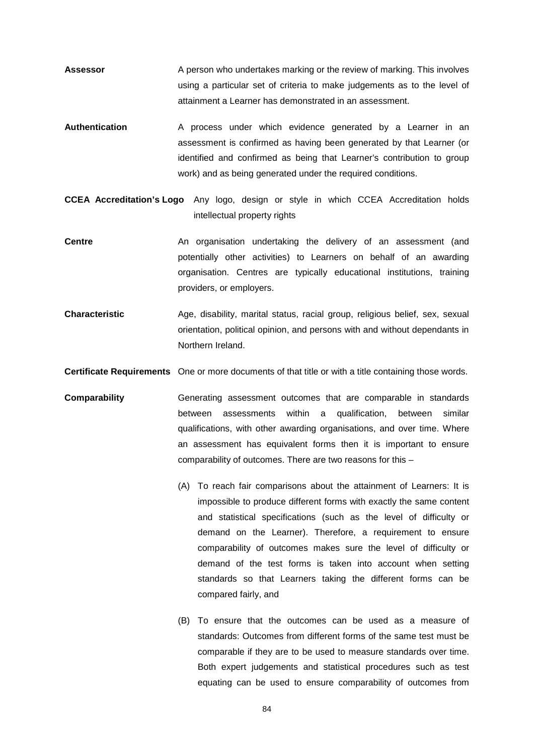**Assessor** A person who undertakes marking or the review of marking. This involves using a particular set of criteria to make judgements as to the level of attainment a Learner has demonstrated in an assessment.

**Authentication** A process under which evidence generated by a Learner in an assessment is confirmed as having been generated by that Learner (or identified and confirmed as being that Learner's contribution to group work) and as being generated under the required conditions.

**CCEA Accreditation's Logo** Any logo, design or style in which CCEA Accreditation holds intellectual property rights

**Centre** An organisation undertaking the delivery of an assessment (and potentially other activities) to Learners on behalf of an awarding organisation. Centres are typically educational institutions, training providers, or employers.

**Characteristic** Age, disability, marital status, racial group, religious belief, sex, sexual orientation, political opinion, and persons with and without dependants in Northern Ireland.

**Certificate Requirements** One or more documents of that title or with a title containing those words.

**Comparability** Generating assessment outcomes that are comparable in standards between assessments within a qualification, between similar qualifications, with other awarding organisations, and over time. Where an assessment has equivalent forms then it is important to ensure comparability of outcomes. There are two reasons for this –

(A) To reach fair comparisons about the attainment of Learners: It is impossible to produce different forms with exactly the same content and statistical specifications (such as the level of difficulty or demand on the Learner). Therefore, a requirement to ensure comparability of outcomes makes sure the level of difficulty or demand of the test forms is taken into account when setting standards so that Learners taking the different forms can be compared fairly, and

(B) To ensure that the outcomes can be used as a measure of standards: Outcomes from different forms of the same test must be comparable if they are to be used to measure standards over time. Both expert judgements and statistical procedures such as test equating can be used to ensure comparability of outcomes from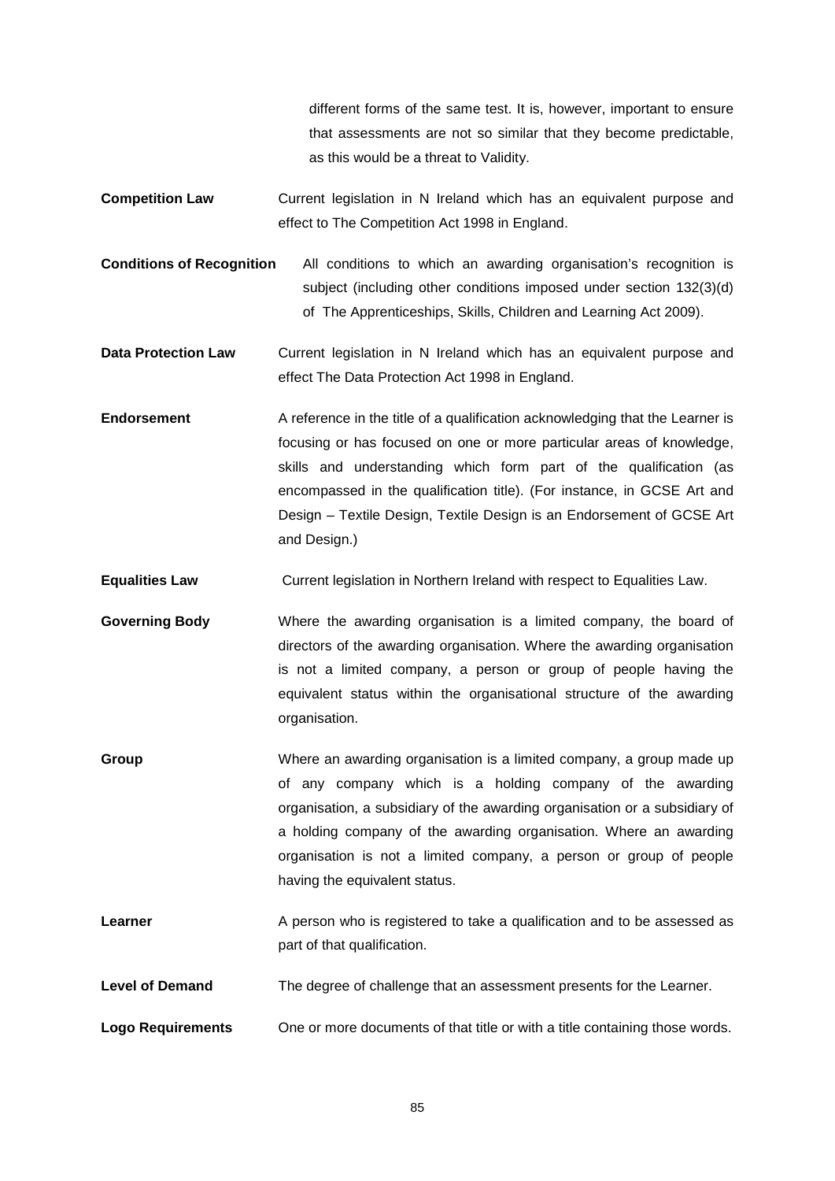different forms of the same test. It is, however, important to ensure that assessments are not so similar that they become predictable, as this would be a threat to Validity.

**Competition Law** Current legislation in N Ireland which has an equivalent purpose and effect to The Competition Act 1998 in England.

**Conditions of Recognition** All conditions to which an awarding organisation's recognition is subject (including other conditions imposed under section 132(3)(d) of The Apprenticeships, Skills, Children and Learning Act 2009).

**Data Protection Law** Current legislation in N Ireland which has an equivalent purpose and effect The Data Protection Act 1998 in England.

**Endorsement** A reference in the title of a qualification acknowledging that the Learner is focusing or has focused on one or more particular areas of knowledge, skills and understanding which form part of the qualification (as encompassed in the qualification title). (For instance, in GCSE Art and Design – Textile Design, Textile Design is an Endorsement of GCSE Art and Design.)

**Equalities Law** Current legislation in Northern Ireland with respect to Equalities Law.

**Governing Body** Where the awarding organisation is a limited company, the board of directors of the awarding organisation. Where the awarding organisation is not a limited company, a person or group of people having the equivalent status within the organisational structure of the awarding organisation.

**Group** Where an awarding organisation is a limited company, a group made up of any company which is a holding company of the awarding organisation, a subsidiary of the awarding organisation or a subsidiary of a holding company of the awarding organisation. Where an awarding organisation is not a limited company, a person or group of people having the equivalent status.

**Learner** A person who is registered to take a qualification and to be assessed as part of that qualification.

**Level of Demand** The degree of challenge that an assessment presents for the Learner.

**Logo Requirements** One or more documents of that title or with a title containing those words.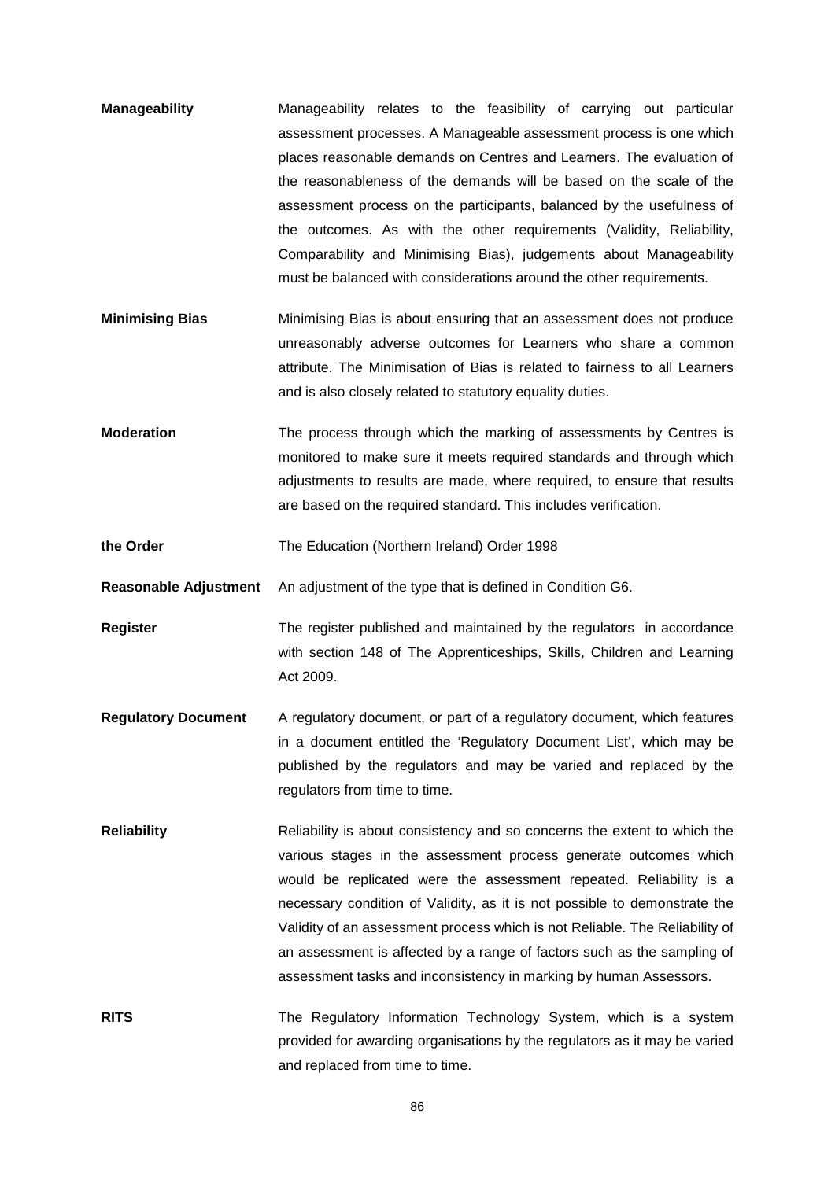**Manageability** Manageability relates to the feasibility of carrying out particular assessment processes. A Manageable assessment process is one which places reasonable demands on Centres and Learners. The evaluation of the reasonableness of the demands will be based on the scale of the assessment process on the participants, balanced by the usefulness of the outcomes. As with the other requirements (Validity, Reliability, Comparability and Minimising Bias), judgements about Manageability must be balanced with considerations around the other requirements.

**Minimising Bias** Minimising Bias is about ensuring that an assessment does not produce unreasonably adverse outcomes for Learners who share a common attribute. The Minimisation of Bias is related to fairness to all Learners and is also closely related to statutory equality duties.

**Moderation** The process through which the marking of assessments by Centres is monitored to make sure it meets required standards and through which adjustments to results are made, where required, to ensure that results are based on the required standard. This includes verification.

**the Order** The Education (Northern Ireland) Order 1998

**Reasonable Adjustment** An adjustment of the type that is defined in Condition G6.

**Register** The register published and maintained by the regulators in accordance with section 148 of The Apprenticeships, Skills, Children and Learning Act 2009.

**Regulatory Document** A regulatory document, or part of a regulatory document, which features in a document entitled the 'Regulatory Document List', which may be published by the regulators and may be varied and replaced by the regulators from time to time.

**Reliability** Reliability is about consistency and so concerns the extent to which the various stages in the assessment process generate outcomes which would be replicated were the assessment repeated. Reliability is a necessary condition of Validity, as it is not possible to demonstrate the Validity of an assessment process which is not Reliable. The Reliability of an assessment is affected by a range of factors such as the sampling of assessment tasks and inconsistency in marking by human Assessors.

**RITS** The Regulatory Information Technology System, which is a system provided for awarding organisations by the regulators as it may be varied and replaced from time to time.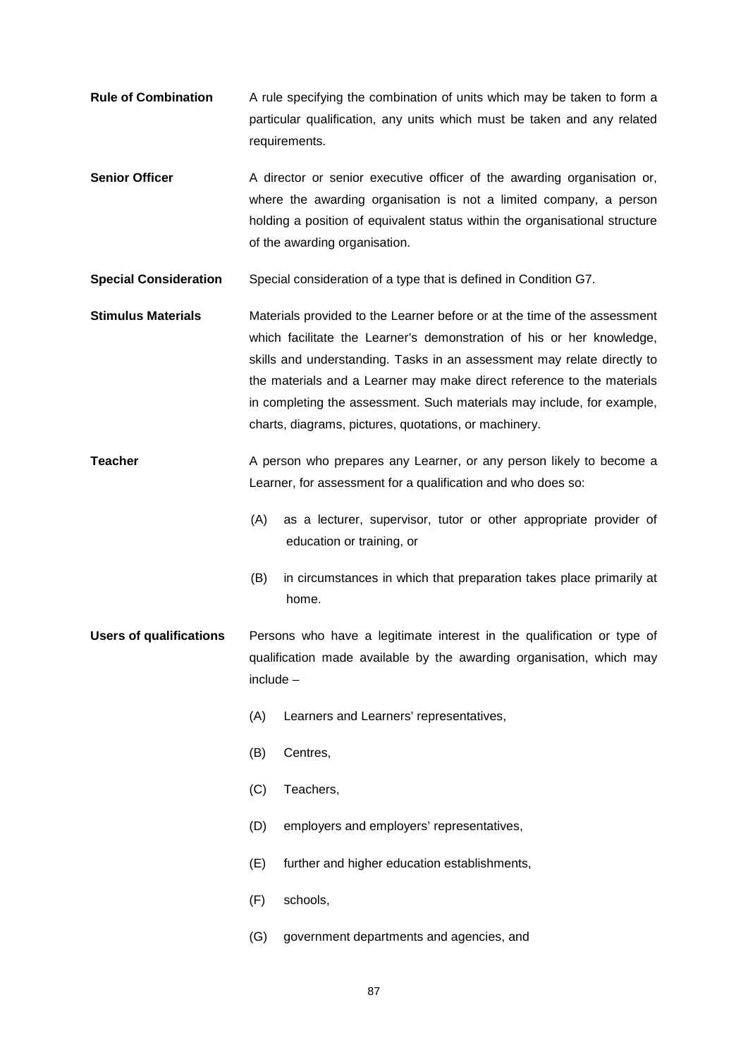**Rule of Combination** A rule specifying the combination of units which may be taken to form a particular qualification, any units which must be taken and any related requirements.

**Senior Officer** A director or senior executive officer of the awarding organisation or, where the awarding organisation is not a limited company, a person holding a position of equivalent status within the organisational structure of the awarding organisation.

**Special Consideration** Special consideration of a type that is defined in Condition G7.

**Stimulus Materials** Materials provided to the Learner before or at the time of the assessment which facilitate the Learner's demonstration of his or her knowledge, skills and understanding. Tasks in an assessment may relate directly to the materials and a Learner may make direct reference to the materials in completing the assessment. Such materials may include, for example, charts, diagrams, pictures, quotations, or machinery.

**Teacher** A person who prepares any Learner, or any person likely to become a Learner, for assessment for a qualification and who does so:

(A) as a lecturer, supervisor, tutor or other appropriate provider of education or training, or

(B) in circumstances in which that preparation takes place primarily at home.

**Users of qualifications** Persons who have a legitimate interest in the qualification or type of qualification made available by the awarding organisation, which may include –

(A) Learners and Learners' representatives,

(B) Centres,

(C) Teachers,

(D) employers and employers' representatives,

(E) further and higher education establishments,

(F) schools,

(G) government departments and agencies, and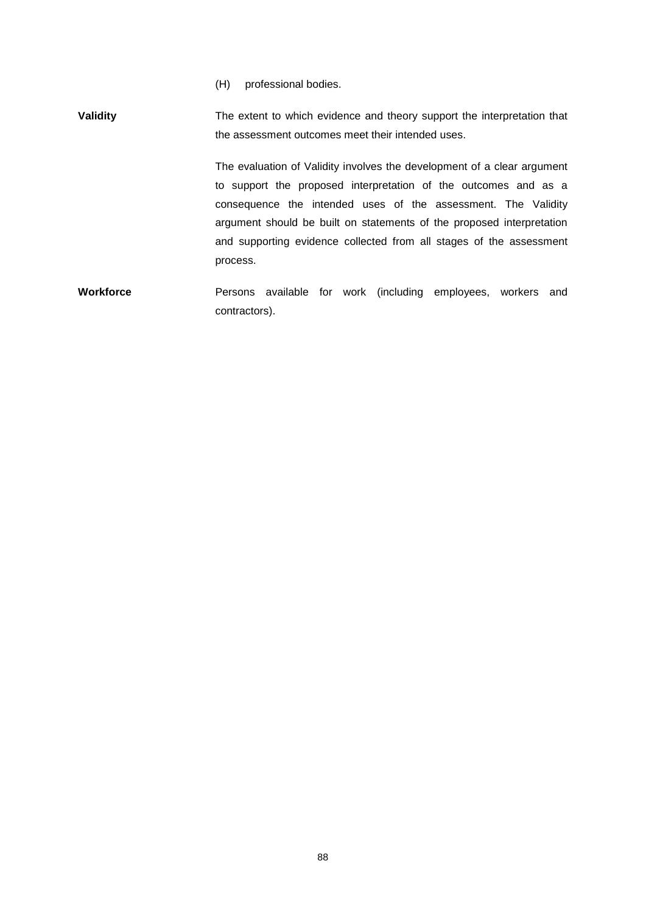(H) professional bodies.

**Validity**

The extent to which evidence and theory support the interpretation that the assessment outcomes meet their intended uses.

The evaluation of Validity involves the development of a clear argument to support the proposed interpretation of the outcomes and as a consequence the intended uses of the assessment. The Validity argument should be built on statements of the proposed interpretation and supporting evidence collected from all stages of the assessment process.

**Workforce**

Persons available for work (including employees, workers and contractors).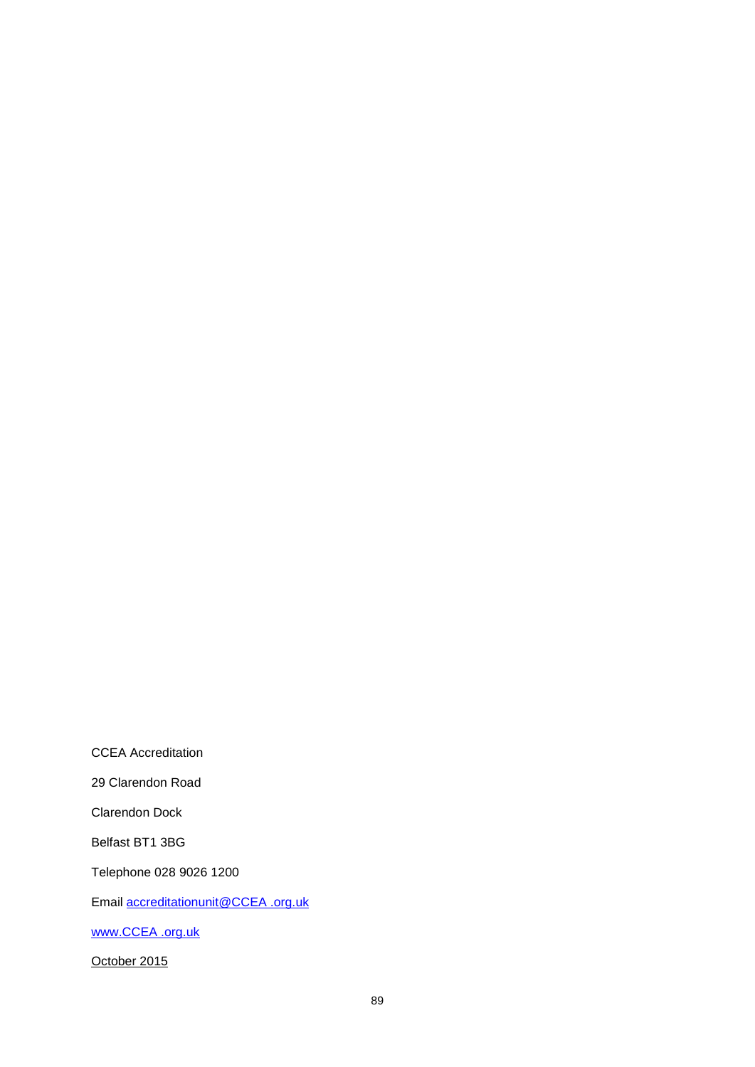CCEA Accreditation

29 Clarendon Road

Clarendon Dock

Belfast BT1 3BG

Telephone 028 9026 1200

Email accreditationunit@CCEA .org.uk

www.CCEA .org.uk

October 2015